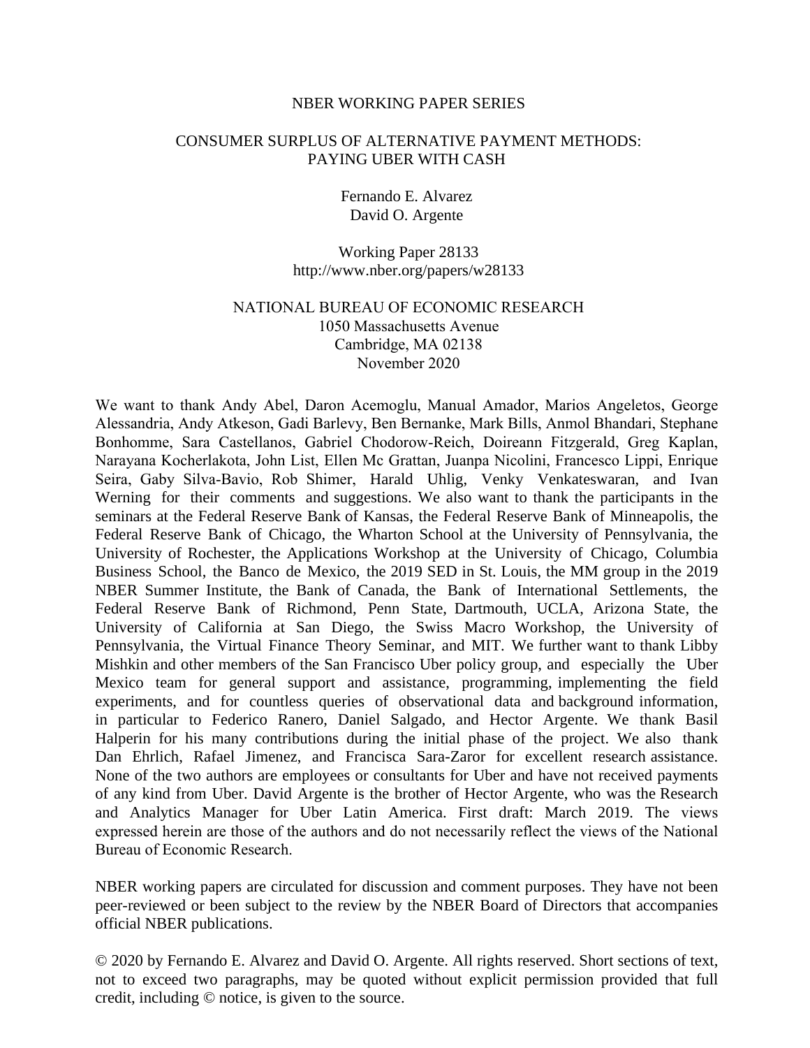NBER WORKING PAPER SERIES

# CONSUMER SURPLUS OF ALTERNATIVE PAYMENT METHODS: PAYING UBER WITH CASH

Fernando E. Alvarez
David O. Argente

Working Paper 28133
http://www.nber.org/papers/w28133

NATIONAL BUREAU OF ECONOMIC RESEARCH
1050 Massachusetts Avenue
Cambridge, MA 02138
November 2020

We want to thank Andy Abel, Daron Acemoglu, Manual Amador, Marios Angeletos, George Alessandria, Andy Atkeson, Gadi Barlevy, Ben Bernanke, Mark Bills, Anmol Bhandari, Stephane Bonhomme, Sara Castellanos, Gabriel Chodorow-Reich, Doireann Fitzgerald, Greg Kaplan, Narayana Kocherlakota, John List, Ellen Mc Grattan, Juanpa Nicolini, Francesco Lippi, Enrique Seira, Gaby Silva-Bavio, Rob Shimer, Harald Uhlig, Venky Venkateswaran, and Ivan Werning for their comments and suggestions. We also want to thank the participants in the seminars at the Federal Reserve Bank of Kansas, the Federal Reserve Bank of Minneapolis, the Federal Reserve Bank of Chicago, the Wharton School at the University of Pennsylvania, the University of Rochester, the Applications Workshop at the University of Chicago, Columbia Business School, the Banco de Mexico, the 2019 SED in St. Louis, the MM group in the 2019 NBER Summer Institute, the Bank of Canada, the Bank of International Settlements, the Federal Reserve Bank of Richmond, Penn State, Dartmouth, UCLA, Arizona State, the University of California at San Diego, the Swiss Macro Workshop, the University of Pennsylvania, the Virtual Finance Theory Seminar, and MIT. We further want to thank Libby Mishkin and other members of the San Francisco Uber policy group, and especially the Uber Mexico team for general support and assistance, programming, implementing the field experiments, and for countless queries of observational data and background information, in particular to Federico Ranero, Daniel Salgado, and Hector Argente. We thank Basil Halperin for his many contributions during the initial phase of the project. We also thank Dan Ehrlich, Rafael Jimenez, and Francisca Sara-Zaror for excellent research assistance. None of the two authors are employees or consultants for Uber and have not received payments of any kind from Uber. David Argente is the brother of Hector Argente, who was the Research and Analytics Manager for Uber Latin America. First draft: March 2019. The views expressed herein are those of the authors and do not necessarily reflect the views of the National Bureau of Economic Research.

NBER working papers are circulated for discussion and comment purposes. They have not been peer-reviewed or been subject to the review by the NBER Board of Directors that accompanies official NBER publications.

© 2020 by Fernando E. Alvarez and David O. Argente. All rights reserved. Short sections of text, not to exceed two paragraphs, may be quoted without explicit permission provided that full credit, including © notice, is given to the source.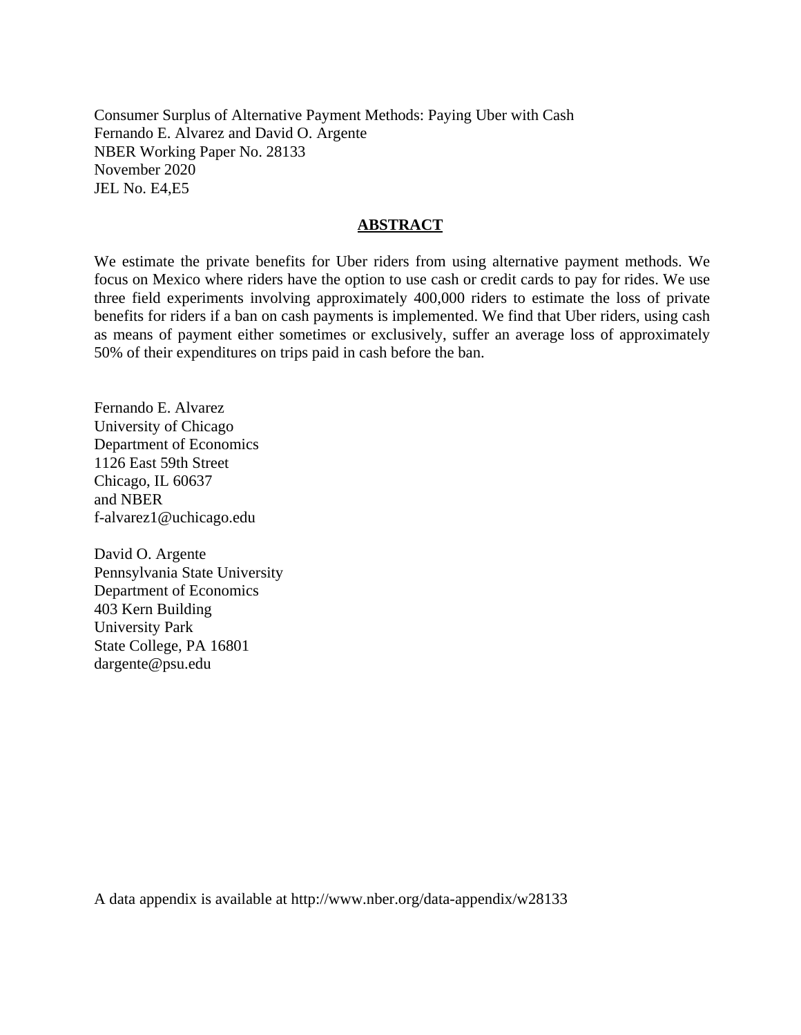Consumer Surplus of Alternative Payment Methods: Paying Uber with Cash
Fernando E. Alvarez and David O. Argente
NBER Working Paper No. 28133
November 2020
JEL No. E4,E5

## ABSTRACT

We estimate the private benefits for Uber riders from using alternative payment methods. We focus on Mexico where riders have the option to use cash or credit cards to pay for rides. We use three field experiments involving approximately 400,000 riders to estimate the loss of private benefits for riders if a ban on cash payments is implemented. We find that Uber riders, using cash as means of payment either sometimes or exclusively, suffer an average loss of approximately 50% of their expenditures on trips paid in cash before the ban.

Fernando E. Alvarez
University of Chicago
Department of Economics
1126 East 59th Street
Chicago, IL 60637
and NBER
f-alvarez1@uchicago.edu

David O. Argente
Pennsylvania State University
Department of Economics
403 Kern Building
University Park
State College, PA 16801
dargente@psu.edu

A data appendix is available at http://www.nber.org/data-appendix/w28133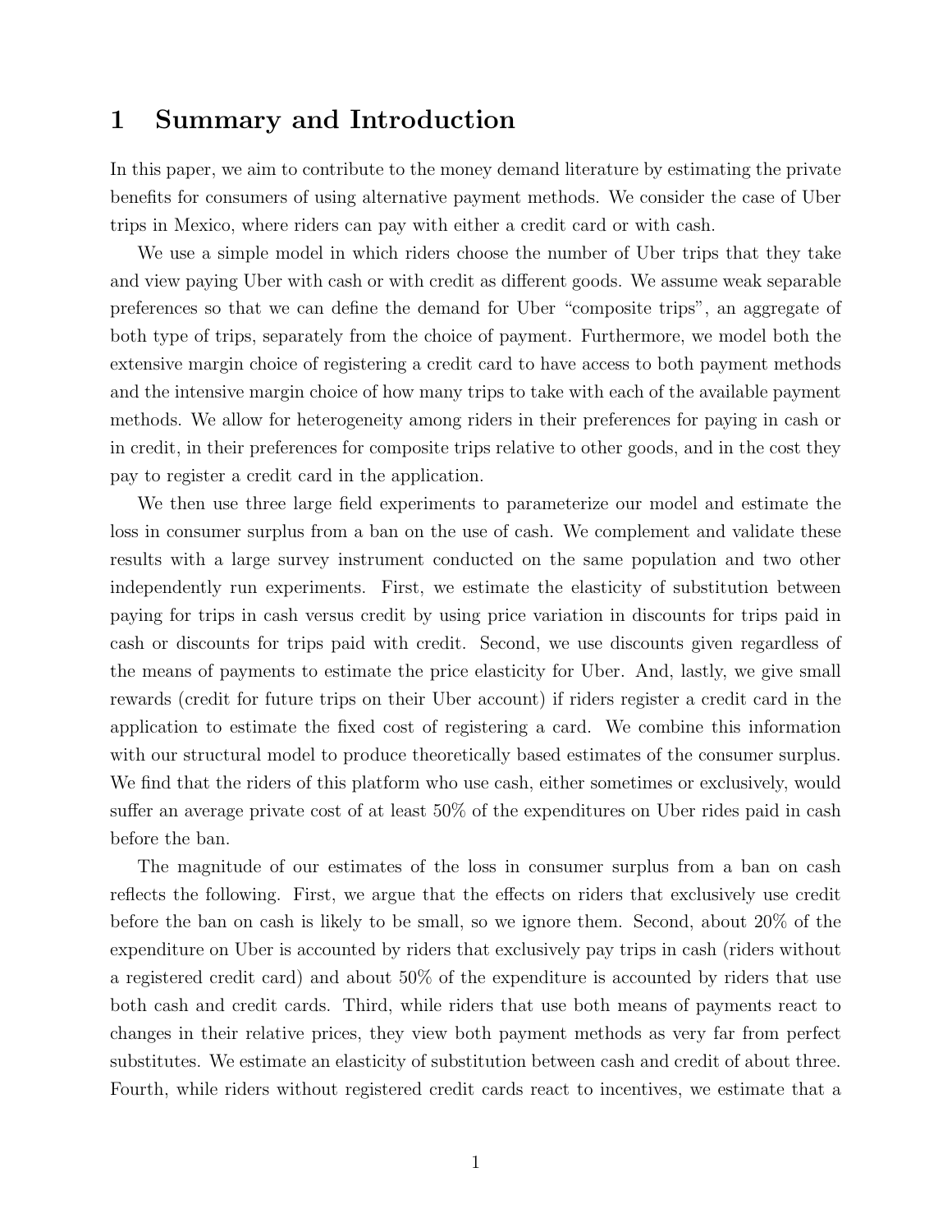# 1 Summary and Introduction

In this paper, we aim to contribute to the money demand literature by estimating the private benefits for consumers of using alternative payment methods. We consider the case of Uber trips in Mexico, where riders can pay with either a credit card or with cash.

We use a simple model in which riders choose the number of Uber trips that they take and view paying Uber with cash or with credit as different goods. We assume weak separable preferences so that we can define the demand for Uber "composite trips", an aggregate of both type of trips, separately from the choice of payment. Furthermore, we model both the extensive margin choice of registering a credit card to have access to both payment methods and the intensive margin choice of how many trips to take with each of the available payment methods. We allow for heterogeneity among riders in their preferences for paying in cash or in credit, in their preferences for composite trips relative to other goods, and in the cost they pay to register a credit card in the application.

We then use three large field experiments to parameterize our model and estimate the loss in consumer surplus from a ban on the use of cash. We complement and validate these results with a large survey instrument conducted on the same population and two other independently run experiments. First, we estimate the elasticity of substitution between paying for trips in cash versus credit by using price variation in discounts for trips paid in cash or discounts for trips paid with credit. Second, we use discounts given regardless of the means of payments to estimate the price elasticity for Uber. And, lastly, we give small rewards (credit for future trips on their Uber account) if riders register a credit card in the application to estimate the fixed cost of registering a card. We combine this information with our structural model to produce theoretically based estimates of the consumer surplus. We find that the riders of this platform who use cash, either sometimes or exclusively, would suffer an average private cost of at least 50% of the expenditures on Uber rides paid in cash before the ban.

The magnitude of our estimates of the loss in consumer surplus from a ban on cash reflects the following. First, we argue that the effects on riders that exclusively use credit before the ban on cash is likely to be small, so we ignore them. Second, about 20% of the expenditure on Uber is accounted by riders that exclusively pay trips in cash (riders without a registered credit card) and about 50% of the expenditure is accounted by riders that use both cash and credit cards. Third, while riders that use both means of payments react to changes in their relative prices, they view both payment methods as very far from perfect substitutes. We estimate an elasticity of substitution between cash and credit of about three. Fourth, while riders without registered credit cards react to incentives, we estimate that a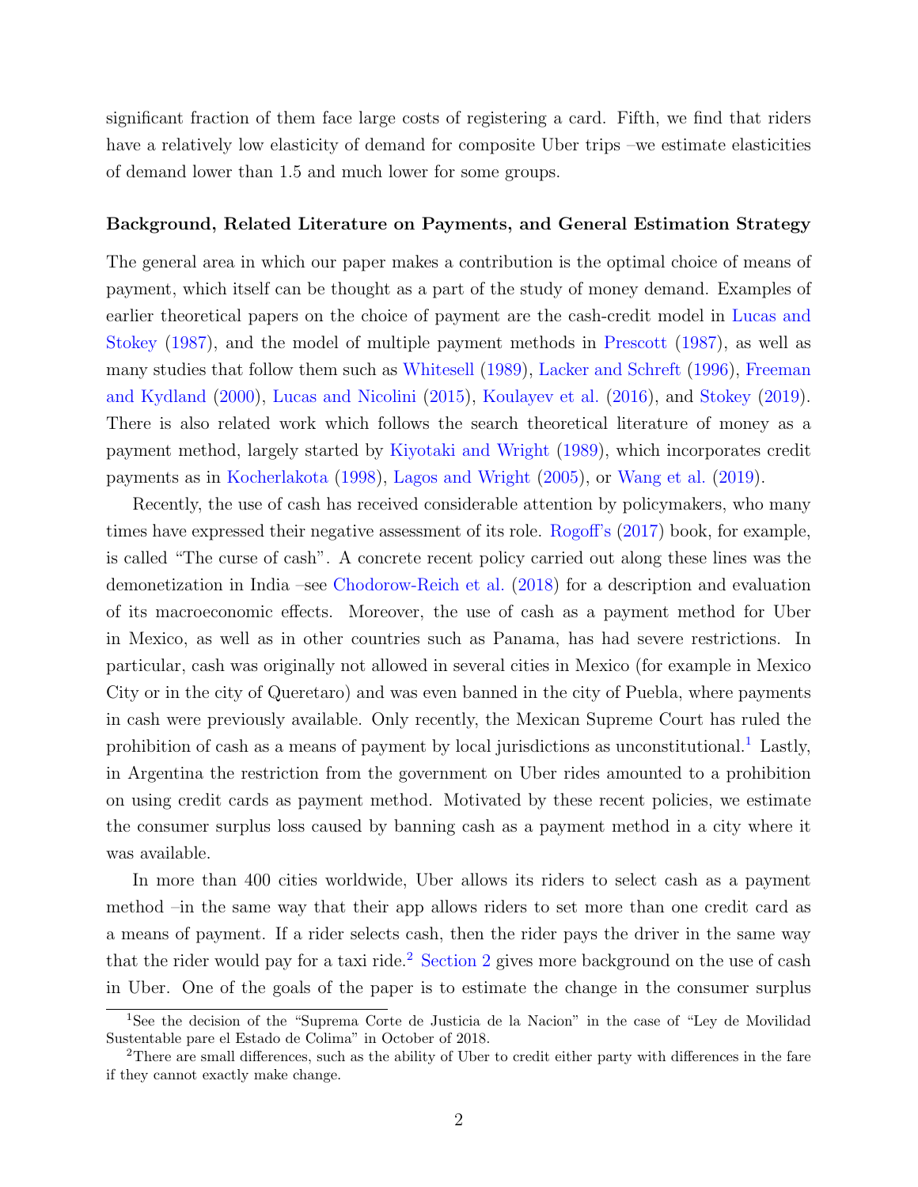significant fraction of them face large costs of registering a card. Fifth, we find that riders have a relatively low elasticity of demand for composite Uber trips –we estimate elasticities of demand lower than 1.5 and much lower for some groups.

**Background, Related Literature on Payments, and General Estimation Strategy**

The general area in which our paper makes a contribution is the optimal choice of means of payment, which itself can be thought as a part of the study of money demand. Examples of earlier theoretical papers on the choice of payment are the cash-credit model in Lucas and Stokey (1987), and the model of multiple payment methods in Prescott (1987), as well as many studies that follow them such as Whitesell (1989), Lacker and Schreft (1996), Freeman and Kydland (2000), Lucas and Nicolini (2015), Koulayev et al. (2016), and Stokey (2019). There is also related work which follows the search theoretical literature of money as a payment method, largely started by Kiyotaki and Wright (1989), which incorporates credit payments as in Kocherlakota (1998), Lagos and Wright (2005), or Wang et al. (2019).

Recently, the use of cash has received considerable attention by policymakers, who many times have expressed their negative assessment of its role. Rogoff's (2017) book, for example, is called "The curse of cash". A concrete recent policy carried out along these lines was the demonetization in India –see Chodorow-Reich et al. (2018) for a description and evaluation of its macroeconomic effects. Moreover, the use of cash as a payment method for Uber in Mexico, as well as in other countries such as Panama, has had severe restrictions. In particular, cash was originally not allowed in several cities in Mexico (for example in Mexico City or in the city of Queretaro) and was even banned in the city of Puebla, where payments in cash were previously available. Only recently, the Mexican Supreme Court has ruled the prohibition of cash as a means of payment by local jurisdictions as unconstitutional.[1] Lastly, in Argentina the restriction from the government on Uber rides amounted to a prohibition on using credit cards as payment method. Motivated by these recent policies, we estimate the consumer surplus loss caused by banning cash as a payment method in a city where it was available.

In more than 400 cities worldwide, Uber allows its riders to select cash as a payment method –in the same way that their app allows riders to set more than one credit card as a means of payment. If a rider selects cash, then the rider pays the driver in the same way that the rider would pay for a taxi ride.[2] Section 2 gives more background on the use of cash in Uber. One of the goals of the paper is to estimate the change in the consumer surplus

[1] See the decision of the "Suprema Corte de Justicia de la Nacion" in the case of "Ley de Movilidad Sustentable pare el Estado de Colima" in October of 2018.

[2] There are small differences, such as the ability of Uber to credit either party with differences in the fare if they cannot exactly make change.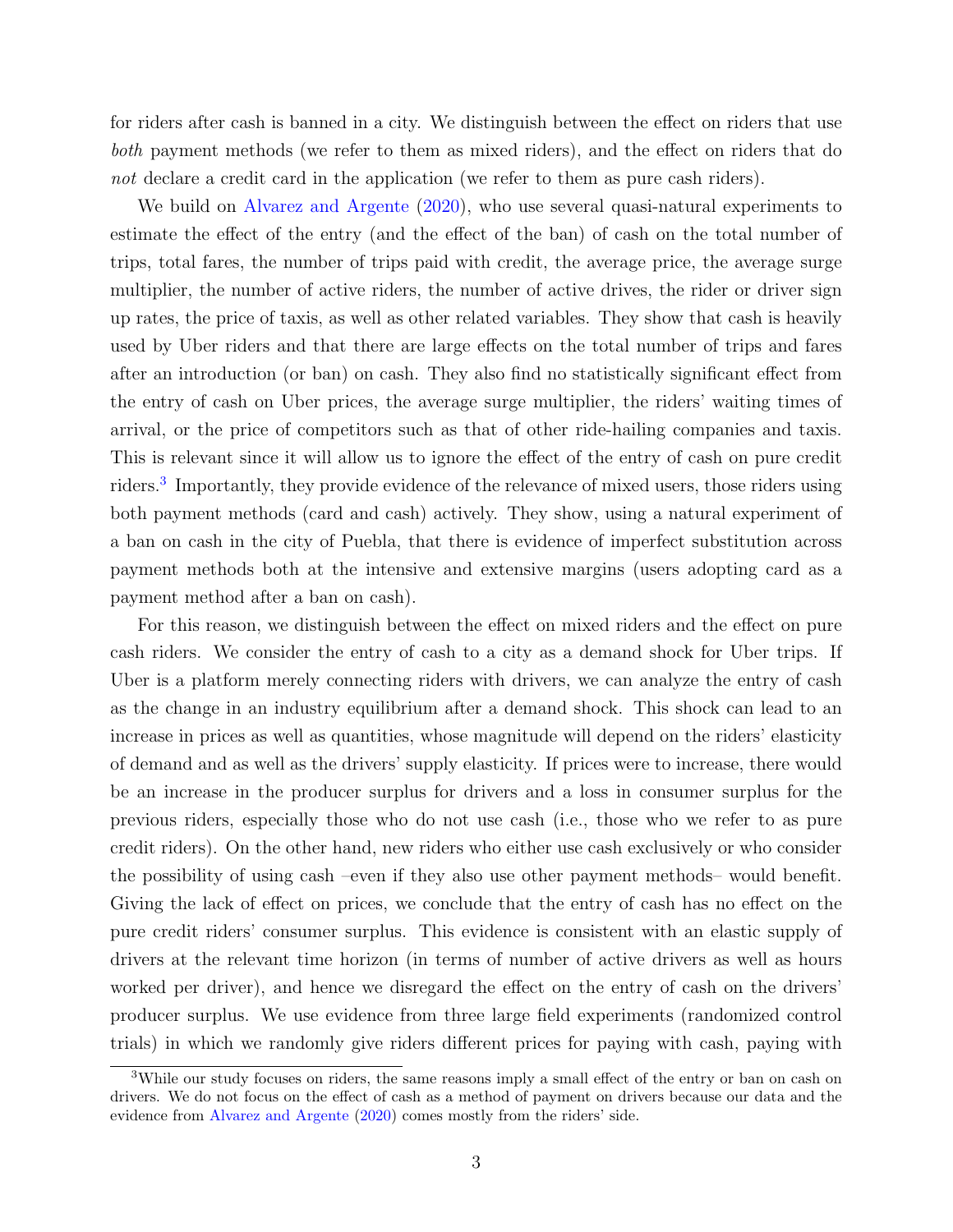for riders after cash is banned in a city. We distinguish between the effect on riders that use *both* payment methods (we refer to them as mixed riders), and the effect on riders that do *not* declare a credit card in the application (we refer to them as pure cash riders).

We build on Alvarez and Argente (2020), who use several quasi-natural experiments to estimate the effect of the entry (and the effect of the ban) of cash on the total number of trips, total fares, the number of trips paid with credit, the average price, the average surge multiplier, the number of active riders, the number of active drives, the rider or driver sign up rates, the price of taxis, as well as other related variables. They show that cash is heavily used by Uber riders and that there are large effects on the total number of trips and fares after an introduction (or ban) on cash. They also find no statistically significant effect from the entry of cash on Uber prices, the average surge multiplier, the riders' waiting times of arrival, or the price of competitors such as that of other ride-hailing companies and taxis. This is relevant since it will allow us to ignore the effect of the entry of cash on pure credit riders.[3] Importantly, they provide evidence of the relevance of mixed users, those riders using both payment methods (card and cash) actively. They show, using a natural experiment of a ban on cash in the city of Puebla, that there is evidence of imperfect substitution across payment methods both at the intensive and extensive margins (users adopting card as a payment method after a ban on cash).

For this reason, we distinguish between the effect on mixed riders and the effect on pure cash riders. We consider the entry of cash to a city as a demand shock for Uber trips. If Uber is a platform merely connecting riders with drivers, we can analyze the entry of cash as the change in an industry equilibrium after a demand shock. This shock can lead to an increase in prices as well as quantities, whose magnitude will depend on the riders' elasticity of demand and as well as the drivers' supply elasticity. If prices were to increase, there would be an increase in the producer surplus for drivers and a loss in consumer surplus for the previous riders, especially those who do not use cash (i.e., those who we refer to as pure credit riders). On the other hand, new riders who either use cash exclusively or who consider the possibility of using cash –even if they also use other payment methods– would benefit. Giving the lack of effect on prices, we conclude that the entry of cash has no effect on the pure credit riders' consumer surplus. This evidence is consistent with an elastic supply of drivers at the relevant time horizon (in terms of number of active drivers as well as hours worked per driver), and hence we disregard the effect on the entry of cash on the drivers' producer surplus. We use evidence from three large field experiments (randomized control trials) in which we randomly give riders different prices for paying with cash, paying with

[3]While our study focuses on riders, the same reasons imply a small effect of the entry or ban on cash on drivers. We do not focus on the effect of cash as a method of payment on drivers because our data and the evidence from Alvarez and Argente (2020) comes mostly from the riders' side.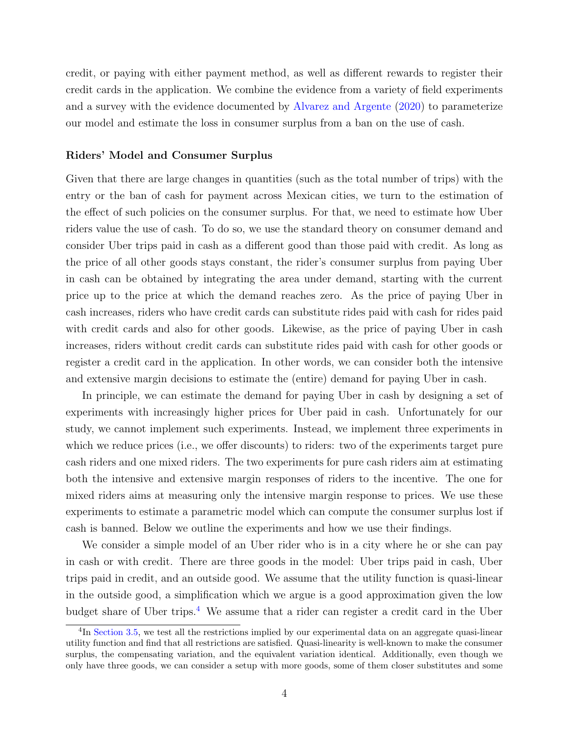credit, or paying with either payment method, as well as different rewards to register their credit cards in the application. We combine the evidence from a variety of field experiments and a survey with the evidence documented by Alvarez and Argente (2020) to parameterize our model and estimate the loss in consumer surplus from a ban on the use of cash.

### Riders' Model and Consumer Surplus

Given that there are large changes in quantities (such as the total number of trips) with the entry or the ban of cash for payment across Mexican cities, we turn to the estimation of the effect of such policies on the consumer surplus. For that, we need to estimate how Uber riders value the use of cash. To do so, we use the standard theory on consumer demand and consider Uber trips paid in cash as a different good than those paid with credit. As long as the price of all other goods stays constant, the rider's consumer surplus from paying Uber in cash can be obtained by integrating the area under demand, starting with the current price up to the price at which the demand reaches zero. As the price of paying Uber in cash increases, riders who have credit cards can substitute rides paid with cash for rides paid with credit cards and also for other goods. Likewise, as the price of paying Uber in cash increases, riders without credit cards can substitute rides paid with cash for other goods or register a credit card in the application. In other words, we can consider both the intensive and extensive margin decisions to estimate the (entire) demand for paying Uber in cash.

In principle, we can estimate the demand for paying Uber in cash by designing a set of experiments with increasingly higher prices for Uber paid in cash. Unfortunately for our study, we cannot implement such experiments. Instead, we implement three experiments in which we reduce prices (i.e., we offer discounts) to riders: two of the experiments target pure cash riders and one mixed riders. The two experiments for pure cash riders aim at estimating both the intensive and extensive margin responses of riders to the incentive. The one for mixed riders aims at measuring only the intensive margin response to prices. We use these experiments to estimate a parametric model which can compute the consumer surplus lost if cash is banned. Below we outline the experiments and how we use their findings.

We consider a simple model of an Uber rider who is in a city where he or she can pay in cash or with credit. There are three goods in the model: Uber trips paid in cash, Uber trips paid in credit, and an outside good. We assume that the utility function is quasi-linear in the outside good, a simplification which we argue is a good approximation given the low budget share of Uber trips.[4] We assume that a rider can register a credit card in the Uber

[4] In Section 3.5, we test all the restrictions implied by our experimental data on an aggregate quasi-linear utility function and find that all restrictions are satisfied. Quasi-linearity is well-known to make the consumer surplus, the compensating variation, and the equivalent variation identical. Additionally, even though we only have three goods, we can consider a setup with more goods, some of them closer substitutes and some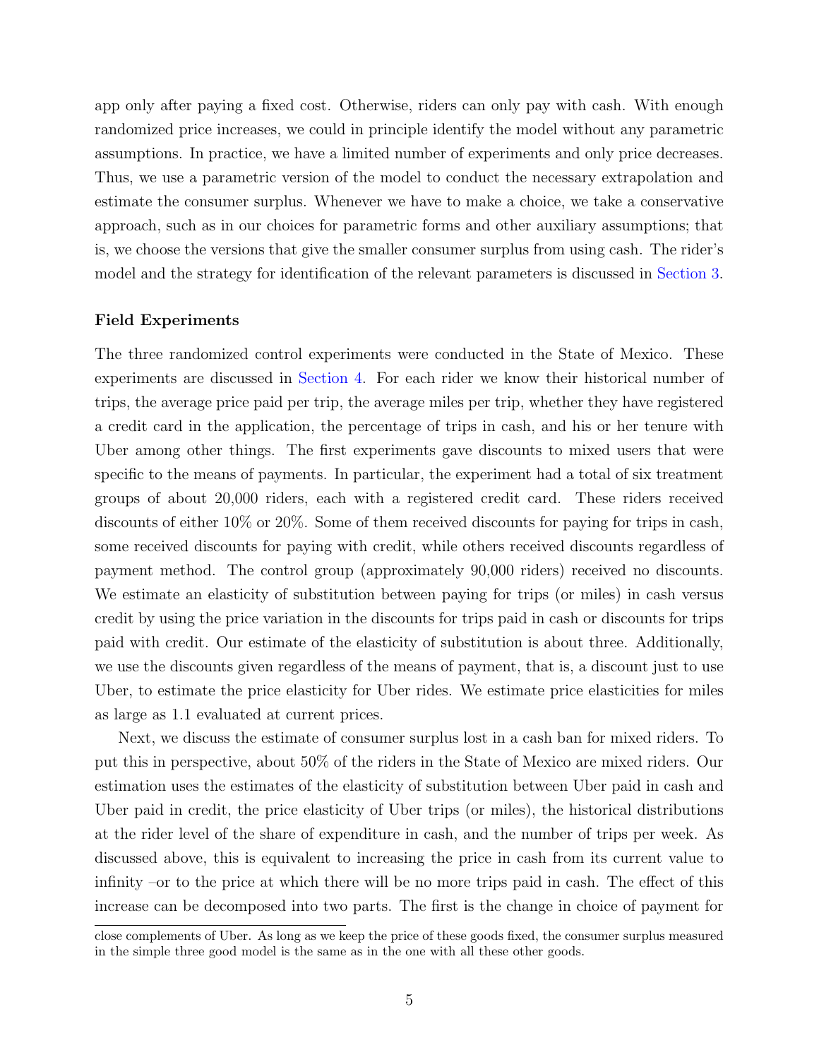app only after paying a fixed cost. Otherwise, riders can only pay with cash. With enough randomized price increases, we could in principle identify the model without any parametric assumptions. In practice, we have a limited number of experiments and only price decreases. Thus, we use a parametric version of the model to conduct the necessary extrapolation and estimate the consumer surplus. Whenever we have to make a choice, we take a conservative approach, such as in our choices for parametric forms and other auxiliary assumptions; that is, we choose the versions that give the smaller consumer surplus from using cash. The rider's model and the strategy for identification of the relevant parameters is discussed in Section 3.

**Field Experiments**

The three randomized control experiments were conducted in the State of Mexico. These experiments are discussed in Section 4. For each rider we know their historical number of trips, the average price paid per trip, the average miles per trip, whether they have registered a credit card in the application, the percentage of trips in cash, and his or her tenure with Uber among other things. The first experiments gave discounts to mixed users that were specific to the means of payments. In particular, the experiment had a total of six treatment groups of about 20,000 riders, each with a registered credit card. These riders received discounts of either 10% or 20%. Some of them received discounts for paying for trips in cash, some received discounts for paying with credit, while others received discounts regardless of payment method. The control group (approximately 90,000 riders) received no discounts. We estimate an elasticity of substitution between paying for trips (or miles) in cash versus credit by using the price variation in the discounts for trips paid in cash or discounts for trips paid with credit. Our estimate of the elasticity of substitution is about three. Additionally, we use the discounts given regardless of the means of payment, that is, a discount just to use Uber, to estimate the price elasticity for Uber rides. We estimate price elasticities for miles as large as 1.1 evaluated at current prices.

Next, we discuss the estimate of consumer surplus lost in a cash ban for mixed riders. To put this in perspective, about 50% of the riders in the State of Mexico are mixed riders. Our estimation uses the estimates of the elasticity of substitution between Uber paid in cash and Uber paid in credit, the price elasticity of Uber trips (or miles), the historical distributions at the rider level of the share of expenditure in cash, and the number of trips per week. As discussed above, this is equivalent to increasing the price in cash from its current value to infinity –or to the price at which there will be no more trips paid in cash. The effect of this increase can be decomposed into two parts. The first is the change in choice of payment for

close complements of Uber. As long as we keep the price of these goods fixed, the consumer surplus measured in the simple three good model is the same as in the one with all these other goods.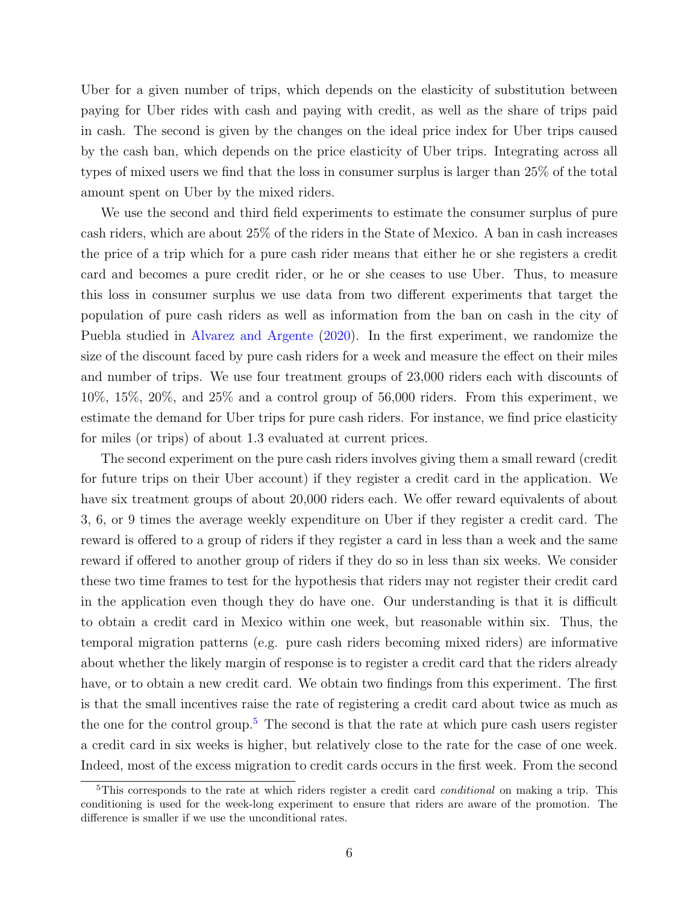Uber for a given number of trips, which depends on the elasticity of substitution between paying for Uber rides with cash and paying with credit, as well as the share of trips paid in cash. The second is given by the changes on the ideal price index for Uber trips caused by the cash ban, which depends on the price elasticity of Uber trips. Integrating across all types of mixed users we find that the loss in consumer surplus is larger than 25% of the total amount spent on Uber by the mixed riders.

We use the second and third field experiments to estimate the consumer surplus of pure cash riders, which are about 25% of the riders in the State of Mexico. A ban in cash increases the price of a trip which for a pure cash rider means that either he or she registers a credit card and becomes a pure credit rider, or he or she ceases to use Uber. Thus, to measure this loss in consumer surplus we use data from two different experiments that target the population of pure cash riders as well as information from the ban on cash in the city of Puebla studied in Alvarez and Argente (2020). In the first experiment, we randomize the size of the discount faced by pure cash riders for a week and measure the effect on their miles and number of trips. We use four treatment groups of 23,000 riders each with discounts of 10%, 15%, 20%, and 25% and a control group of 56,000 riders. From this experiment, we estimate the demand for Uber trips for pure cash riders. For instance, we find price elasticity for miles (or trips) of about 1.3 evaluated at current prices.

The second experiment on the pure cash riders involves giving them a small reward (credit for future trips on their Uber account) if they register a credit card in the application. We have six treatment groups of about 20,000 riders each. We offer reward equivalents of about 3, 6, or 9 times the average weekly expenditure on Uber if they register a credit card. The reward is offered to a group of riders if they register a card in less than a week and the same reward if offered to another group of riders if they do so in less than six weeks. We consider these two time frames to test for the hypothesis that riders may not register their credit card in the application even though they do have one. Our understanding is that it is difficult to obtain a credit card in Mexico within one week, but reasonable within six. Thus, the temporal migration patterns (e.g. pure cash riders becoming mixed riders) are informative about whether the likely margin of response is to register a credit card that the riders already have, or to obtain a new credit card. We obtain two findings from this experiment. The first is that the small incentives raise the rate of registering a credit card about twice as much as the one for the control group.[5] The second is that the rate at which pure cash users register a credit card in six weeks is higher, but relatively close to the rate for the case of one week. Indeed, most of the excess migration to credit cards occurs in the first week. From the second

[5] This corresponds to the rate at which riders register a credit card *conditional* on making a trip. This conditioning is used for the week-long experiment to ensure that riders are aware of the promotion. The difference is smaller if we use the unconditional rates.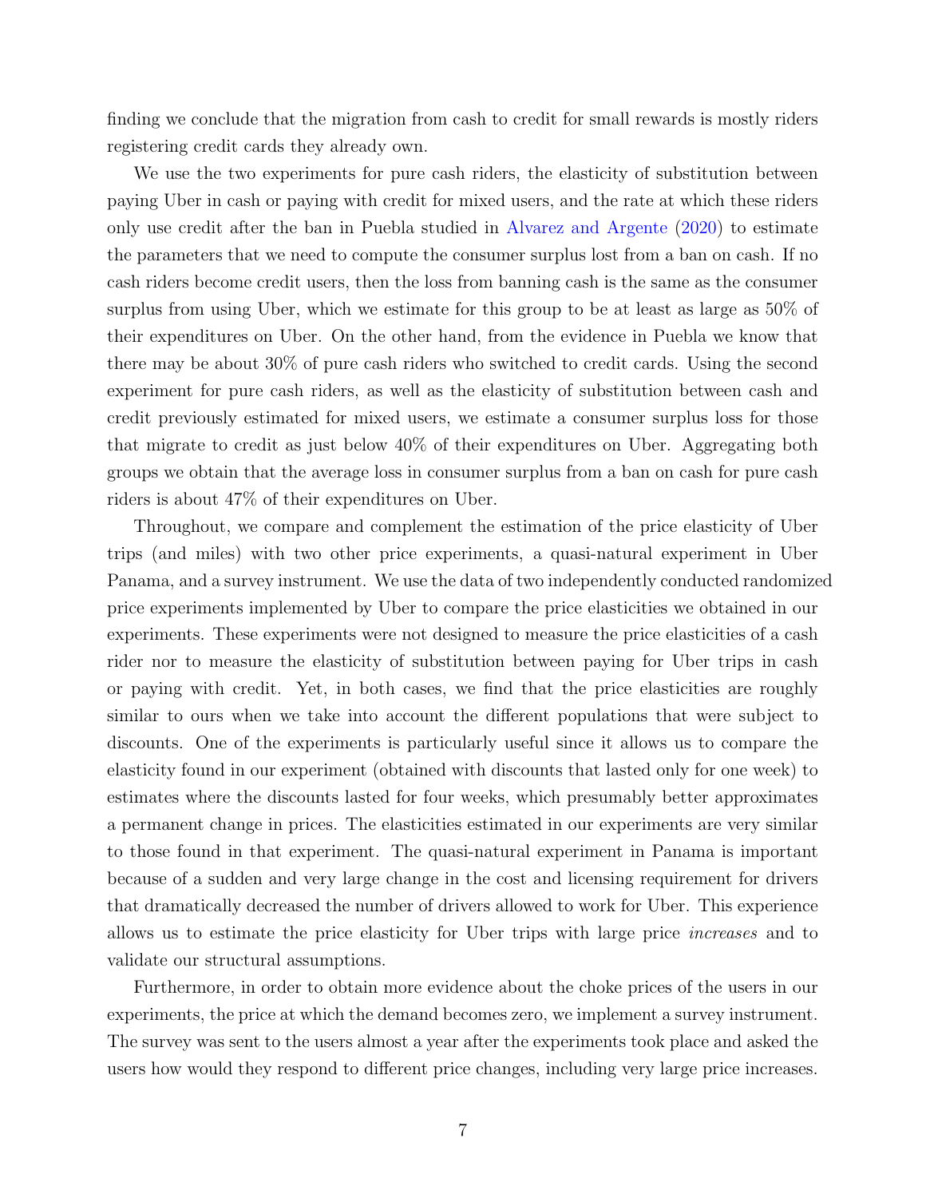finding we conclude that the migration from cash to credit for small rewards is mostly riders registering credit cards they already own.

We use the two experiments for pure cash riders, the elasticity of substitution between paying Uber in cash or paying with credit for mixed users, and the rate at which these riders only use credit after the ban in Puebla studied in Alvarez and Argente (2020) to estimate the parameters that we need to compute the consumer surplus lost from a ban on cash. If no cash riders become credit users, then the loss from banning cash is the same as the consumer surplus from using Uber, which we estimate for this group to be at least as large as 50% of their expenditures on Uber. On the other hand, from the evidence in Puebla we know that there may be about 30% of pure cash riders who switched to credit cards. Using the second experiment for pure cash riders, as well as the elasticity of substitution between cash and credit previously estimated for mixed users, we estimate a consumer surplus loss for those that migrate to credit as just below 40% of their expenditures on Uber. Aggregating both groups we obtain that the average loss in consumer surplus from a ban on cash for pure cash riders is about 47% of their expenditures on Uber.

Throughout, we compare and complement the estimation of the price elasticity of Uber trips (and miles) with two other price experiments, a quasi-natural experiment in Uber Panama, and a survey instrument. We use the data of two independently conducted randomized price experiments implemented by Uber to compare the price elasticities we obtained in our experiments. These experiments were not designed to measure the price elasticities of a cash rider nor to measure the elasticity of substitution between paying for Uber trips in cash or paying with credit. Yet, in both cases, we find that the price elasticities are roughly similar to ours when we take into account the different populations that were subject to discounts. One of the experiments is particularly useful since it allows us to compare the elasticity found in our experiment (obtained with discounts that lasted only for one week) to estimates where the discounts lasted for four weeks, which presumably better approximates a permanent change in prices. The elasticities estimated in our experiments are very similar to those found in that experiment. The quasi-natural experiment in Panama is important because of a sudden and very large change in the cost and licensing requirement for drivers that dramatically decreased the number of drivers allowed to work for Uber. This experience allows us to estimate the price elasticity for Uber trips with large price *increases* and to validate our structural assumptions.

Furthermore, in order to obtain more evidence about the choke prices of the users in our experiments, the price at which the demand becomes zero, we implement a survey instrument. The survey was sent to the users almost a year after the experiments took place and asked the users how would they respond to different price changes, including very large price increases.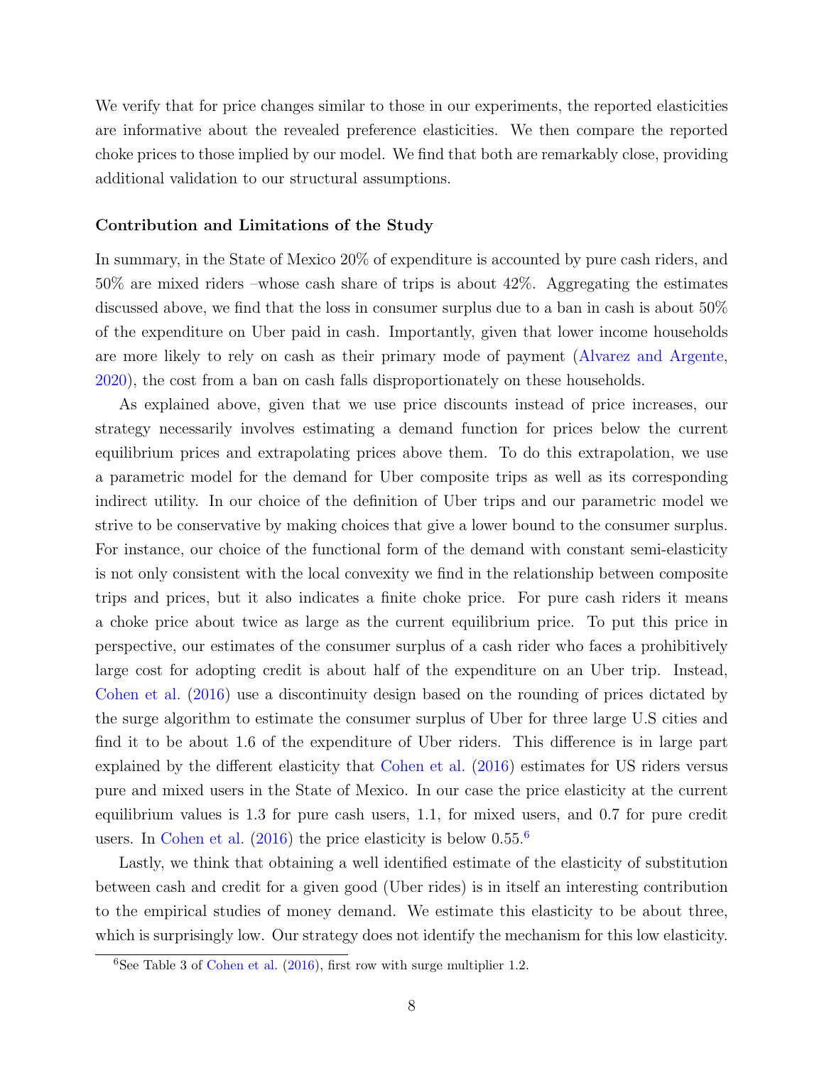We verify that for price changes similar to those in our experiments, the reported elasticities are informative about the revealed preference elasticities. We then compare the reported choke prices to those implied by our model. We find that both are remarkably close, providing additional validation to our structural assumptions.

**Contribution and Limitations of the Study**

In summary, in the State of Mexico 20% of expenditure is accounted by pure cash riders, and 50% are mixed riders –whose cash share of trips is about 42%. Aggregating the estimates discussed above, we find that the loss in consumer surplus due to a ban in cash is about 50% of the expenditure on Uber paid in cash. Importantly, given that lower income households are more likely to rely on cash as their primary mode of payment (Alvarez and Argente, 2020), the cost from a ban on cash falls disproportionately on these households.

As explained above, given that we use price discounts instead of price increases, our strategy necessarily involves estimating a demand function for prices below the current equilibrium prices and extrapolating prices above them. To do this extrapolation, we use a parametric model for the demand for Uber composite trips as well as its corresponding indirect utility. In our choice of the definition of Uber trips and our parametric model we strive to be conservative by making choices that give a lower bound to the consumer surplus. For instance, our choice of the functional form of the demand with constant semi-elasticity is not only consistent with the local convexity we find in the relationship between composite trips and prices, but it also indicates a finite choke price. For pure cash riders it means a choke price about twice as large as the current equilibrium price. To put this price in perspective, our estimates of the consumer surplus of a cash rider who faces a prohibitively large cost for adopting credit is about half of the expenditure on an Uber trip. Instead, Cohen et al. (2016) use a discontinuity design based on the rounding of prices dictated by the surge algorithm to estimate the consumer surplus of Uber for three large U.S cities and find it to be about 1.6 of the expenditure of Uber riders. This difference is in large part explained by the different elasticity that Cohen et al. (2016) estimates for US riders versus pure and mixed users in the State of Mexico. In our case the price elasticity at the current equilibrium values is 1.3 for pure cash users, 1.1, for mixed users, and 0.7 for pure credit users. In Cohen et al. (2016) the price elasticity is below 0.55.[6]

Lastly, we think that obtaining a well identified estimate of the elasticity of substitution between cash and credit for a given good (Uber rides) is in itself an interesting contribution to the empirical studies of money demand. We estimate this elasticity to be about three, which is surprisingly low. Our strategy does not identify the mechanism for this low elasticity.

[6] See Table 3 of Cohen et al. (2016), first row with surge multiplier 1.2.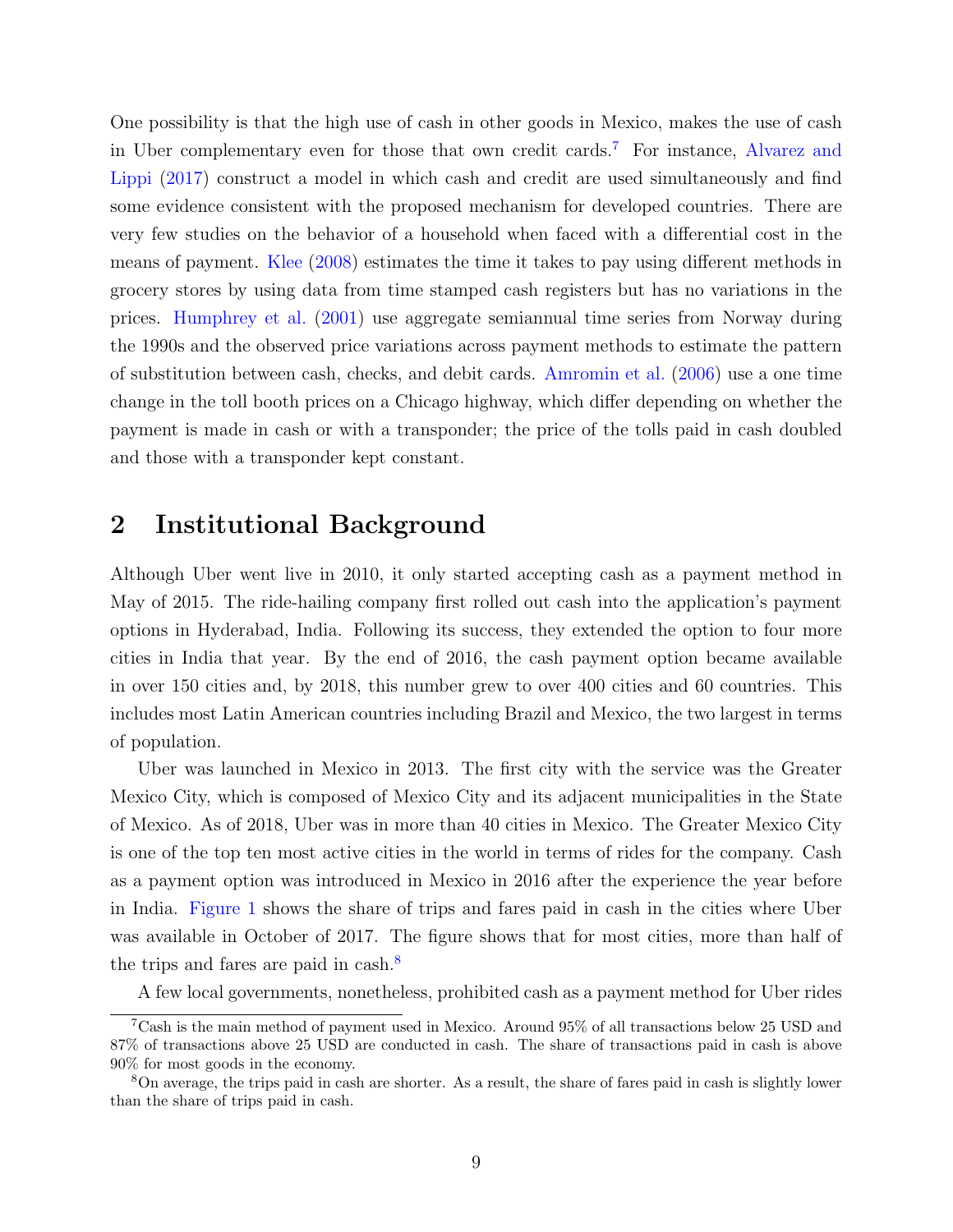One possibility is that the high use of cash in other goods in Mexico, makes the use of cash in Uber complementary even for those that own credit cards.[7] For instance, Alvarez and Lippi (2017) construct a model in which cash and credit are used simultaneously and find some evidence consistent with the proposed mechanism for developed countries. There are very few studies on the behavior of a household when faced with a differential cost in the means of payment. Klee (2008) estimates the time it takes to pay using different methods in grocery stores by using data from time stamped cash registers but has no variations in the prices. Humphrey et al. (2001) use aggregate semiannual time series from Norway during the 1990s and the observed price variations across payment methods to estimate the pattern of substitution between cash, checks, and debit cards. Amromin et al. (2006) use a one time change in the toll booth prices on a Chicago highway, which differ depending on whether the payment is made in cash or with a transponder; the price of the tolls paid in cash doubled and those with a transponder kept constant.

## 2 Institutional Background

Although Uber went live in 2010, it only started accepting cash as a payment method in May of 2015. The ride-hailing company first rolled out cash into the application's payment options in Hyderabad, India. Following its success, they extended the option to four more cities in India that year. By the end of 2016, the cash payment option became available in over 150 cities and, by 2018, this number grew to over 400 cities and 60 countries. This includes most Latin American countries including Brazil and Mexico, the two largest in terms of population.

Uber was launched in Mexico in 2013. The first city with the service was the Greater Mexico City, which is composed of Mexico City and its adjacent municipalities in the State of Mexico. As of 2018, Uber was in more than 40 cities in Mexico. The Greater Mexico City is one of the top ten most active cities in the world in terms of rides for the company. Cash as a payment option was introduced in Mexico in 2016 after the experience the year before in India. Figure 1 shows the share of trips and fares paid in cash in the cities where Uber was available in October of 2017. The figure shows that for most cities, more than half of the trips and fares are paid in cash.[8]

A few local governments, nonetheless, prohibited cash as a payment method for Uber rides

[7] Cash is the main method of payment used in Mexico. Around 95% of all transactions below 25 USD and 87% of transactions above 25 USD are conducted in cash. The share of transactions paid in cash is above 90% for most goods in the economy.

[8] On average, the trips paid in cash are shorter. As a result, the share of fares paid in cash is slightly lower than the share of trips paid in cash.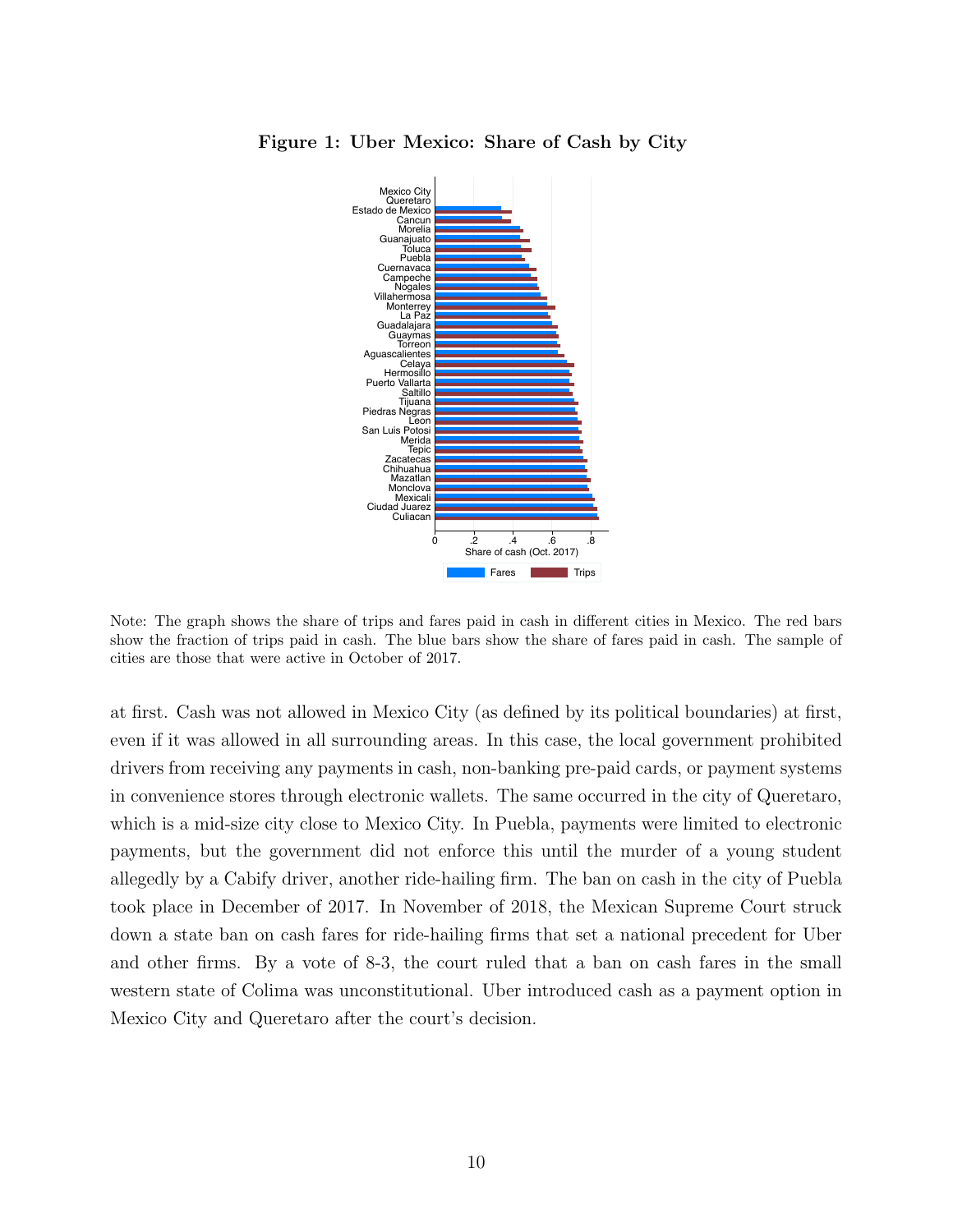**Figure 1: Uber Mexico: Share of Cash by City**

Note: The graph shows the share of trips and fares paid in cash in different cities in Mexico. The red bars show the fraction of trips paid in cash. The blue bars show the share of fares paid in cash. The sample of cities are those that were active in October of 2017.

at first. Cash was not allowed in Mexico City (as defined by its political boundaries) at first, even if it was allowed in all surrounding areas. In this case, the local government prohibited drivers from receiving any payments in cash, non-banking pre-paid cards, or payment systems in convenience stores through electronic wallets. The same occurred in the city of Queretaro, which is a mid-size city close to Mexico City. In Puebla, payments were limited to electronic payments, but the government did not enforce this until the murder of a young student allegedly by a Cabify driver, another ride-hailing firm. The ban on cash in the city of Puebla took place in December of 2017. In November of 2018, the Mexican Supreme Court struck down a state ban on cash fares for ride-hailing firms that set a national precedent for Uber and other firms. By a vote of 8-3, the court ruled that a ban on cash fares in the small western state of Colima was unconstitutional. Uber introduced cash as a payment option in Mexico City and Queretaro after the court's decision.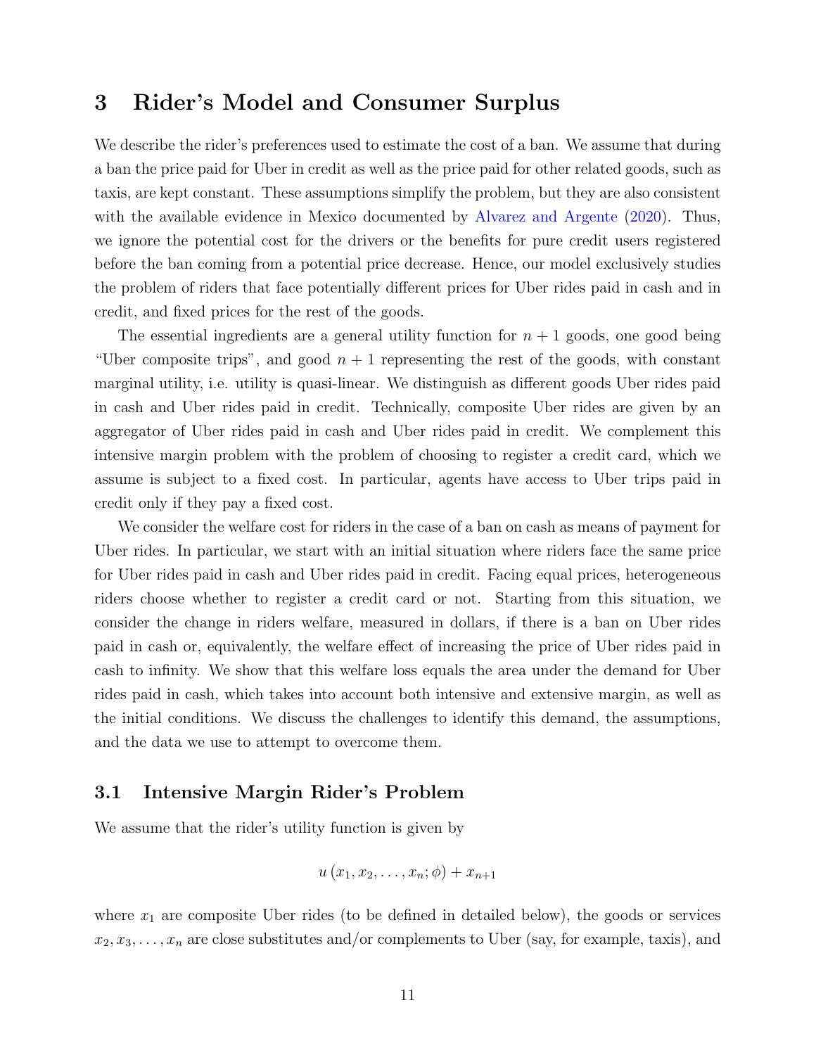# 3 Rider's Model and Consumer Surplus

We describe the rider's preferences used to estimate the cost of a ban. We assume that during a ban the price paid for Uber in credit as well as the price paid for other related goods, such as taxis, are kept constant. These assumptions simplify the problem, but they are also consistent with the available evidence in Mexico documented by Alvarez and Argente (2020). Thus, we ignore the potential cost for the drivers or the benefits for pure credit users registered before the ban coming from a potential price decrease. Hence, our model exclusively studies the problem of riders that face potentially different prices for Uber rides paid in cash and in credit, and fixed prices for the rest of the goods.

The essential ingredients are a general utility function for $n+1$ goods, one good being "Uber composite trips", and good $n+1$ representing the rest of the goods, with constant marginal utility, i.e. utility is quasi-linear. We distinguish as different goods Uber rides paid in cash and Uber rides paid in credit. Technically, composite Uber rides are given by an aggregator of Uber rides paid in cash and Uber rides paid in credit. We complement this intensive margin problem with the problem of choosing to register a credit card, which we assume is subject to a fixed cost. In particular, agents have access to Uber trips paid in credit only if they pay a fixed cost.

We consider the welfare cost for riders in the case of a ban on cash as means of payment for Uber rides. In particular, we start with an initial situation where riders face the same price for Uber rides paid in cash and Uber rides paid in credit. Facing equal prices, heterogeneous riders choose whether to register a credit card or not. Starting from this situation, we consider the change in riders welfare, measured in dollars, if there is a ban on Uber rides paid in cash or, equivalently, the welfare effect of increasing the price of Uber rides paid in cash to infinity. We show that this welfare loss equals the area under the demand for Uber rides paid in cash, which takes into account both intensive and extensive margin, as well as the initial conditions. We discuss the challenges to identify this demand, the assumptions, and the data we use to attempt to overcome them.

## 3.1 Intensive Margin Rider's Problem

We assume that the rider's utility function is given by

$$u\left(x_1, x_2, \ldots, x_n; \phi\right) + x_{n+1}$$

where $x_1$ are composite Uber rides (to be defined in detailed below), the goods or services $x_2, x_3, \ldots, x_n$ are close substitutes and/or complements to Uber (say, for example, taxis), and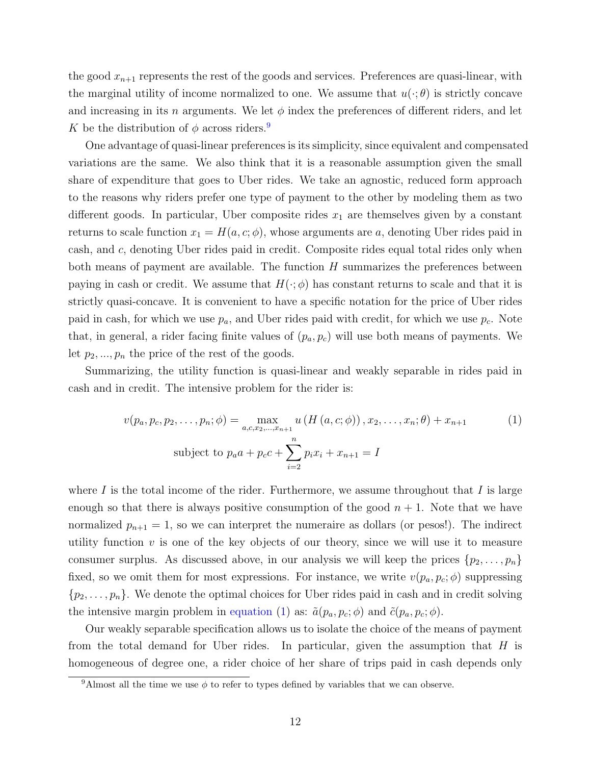the good $x_{n+1}$ represents the rest of the goods and services. Preferences are quasi-linear, with the marginal utility of income normalized to one. We assume that $u(\cdot;\theta)$ is strictly concave and increasing in its $n$ arguments. We let $\phi$ index the preferences of different riders, and let $K$ be the distribution of $\phi$ across riders.[9]

One advantage of quasi-linear preferences is its simplicity, since equivalent and compensated variations are the same. We also think that it is a reasonable assumption given the small share of expenditure that goes to Uber rides. We take an agnostic, reduced form approach to the reasons why riders prefer one type of payment to the other by modeling them as two different goods. In particular, Uber composite rides $x_1$ are themselves given by a constant returns to scale function $x_1 = H(a, c; \phi)$, whose arguments are $a$, denoting Uber rides paid in cash, and $c$, denoting Uber rides paid in credit. Composite rides equal total rides only when both means of payment are available. The function $H$ summarizes the preferences between paying in cash or credit. We assume that $H(\cdot;\phi)$ has constant returns to scale and that it is strictly quasi-concave. It is convenient to have a specific notation for the price of Uber rides paid in cash, for which we use $p_a$, and Uber rides paid with credit, for which we use $p_c$. Note that, in general, a rider facing finite values of $(p_a, p_c)$ will use both means of payments. We let $p_2, ..., p_n$ the price of the rest of the goods.

Summarizing, the utility function is quasi-linear and weakly separable in rides paid in cash and in credit. The intensive problem for the rider is:

$$v(p_a, p_c, p_2, \dots, p_n; \phi) = \max_{a, c, x_2, \dots, x_{n+1}} u\left(H\left(a, c; \phi\right)\right), x_2, \dots, x_n; \theta) + x_{n+1} \tag{1}$$
$$\text{subject to } p_a a + p_c c + \sum_{i=2}^{n} p_i x_i + x_{n+1} = I$$

where $I$ is the total income of the rider. Furthermore, we assume throughout that $I$ is large enough so that there is always positive consumption of the good $n+1$. Note that we have normalized $p_{n+1} = 1$, so we can interpret the numeraire as dollars (or pesos!). The indirect utility function $v$ is one of the key objects of our theory, since we will use it to measure consumer surplus. As discussed above, in our analysis we will keep the prices $\{p_2, \dots, p_n\}$ fixed, so we omit them for most expressions. For instance, we write $v(p_a, p_c; \phi)$ suppressing $\{p_2, \dots, p_n\}$. We denote the optimal choices for Uber rides paid in cash and in credit solving the intensive margin problem in equation (1) as: $\tilde{a}(p_a, p_c; \phi)$ and $\tilde{c}(p_a, p_c; \phi)$.

Our weakly separable specification allows us to isolate the choice of the means of payment from the total demand for Uber rides. In particular, given the assumption that $H$ is homogeneous of degree one, a rider choice of her share of trips paid in cash depends only

[9] Almost all the time we use $\phi$ to refer to types defined by variables that we can observe.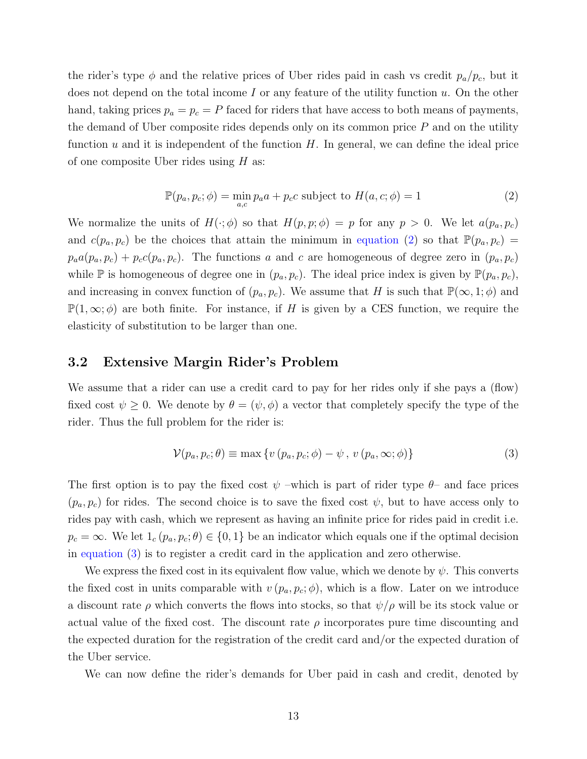the rider's type $\phi$ and the relative prices of Uber rides paid in cash vs credit $p_a/p_c$, but it does not depend on the total income $I$ or any feature of the utility function $u$. On the other hand, taking prices $p_a = p_c = P$ faced for riders that have access to both means of payments, the demand of Uber composite rides depends only on its common price $P$ and on the utility function $u$ and it is independent of the function $H$. In general, we can define the ideal price of one composite Uber rides using $H$ as:

$$\mathbb{P}(p_a, p_c; \phi) = \min_{a,c} p_a a + p_c c \text{ subject to } H(a, c; \phi) = 1 \tag{2}$$

We normalize the units of $H(\cdot; \phi)$ so that $H(p, p; \phi) = p$ for any $p > 0$. We let $a(p_a, p_c)$ and $c(p_a, p_c)$ be the choices that attain the minimum in equation (2) so that $\mathbb{P}(p_a, p_c) = p_a a(p_a, p_c) + p_c c(p_a, p_c)$. The functions $a$ and $c$ are homogeneous of degree zero in $(p_a, p_c)$ while $\mathbb{P}$ is homogeneous of degree one in $(p_a, p_c)$. The ideal price index is given by $\mathbb{P}(p_a, p_c)$, and increasing in convex function of $(p_a, p_c)$. We assume that $H$ is such that $\mathbb{P}(\infty, 1; \phi)$ and $\mathbb{P}(1, \infty; \phi)$ are both finite. For instance, if $H$ is given by a CES function, we require the elasticity of substitution to be larger than one.

## 3.2 Extensive Margin Rider's Problem

We assume that a rider can use a credit card to pay for her rides only if she pays a (flow) fixed cost $\psi \geq 0$. We denote by $\theta = (\psi, \phi)$ a vector that completely specify the type of the rider. Thus the full problem for the rider is:

$$\mathcal{V}(p_a, p_c; \theta) \equiv \max \left\{ v\left(p_a, p_c; \phi\right) - \psi \, , \, v\left(p_a, \infty; \phi\right) \right\} \tag{3}$$

The first option is to pay the fixed cost $\psi$ –which is part of rider type $\theta$– and face prices $(p_a, p_c)$ for rides. The second choice is to save the fixed cost $\psi$, but to have access only to rides pay with cash, which we represent as having an infinite price for rides paid in credit i.e. $p_c = \infty$. We let $1_c\left(p_a, p_c; \theta\right) \in \{0, 1\}$ be an indicator which equals one if the optimal decision in equation (3) is to register a credit card in the application and zero otherwise.

We express the fixed cost in its equivalent flow value, which we denote by $\psi$. This converts the fixed cost in units comparable with $v\left(p_a, p_c; \phi\right)$, which is a flow. Later on we introduce a discount rate $\rho$ which converts the flows into stocks, so that $\psi/\rho$ will be its stock value or actual value of the fixed cost. The discount rate $\rho$ incorporates pure time discounting and the expected duration for the registration of the credit card and/or the expected duration of the Uber service.

We can now define the rider's demands for Uber paid in cash and credit, denoted by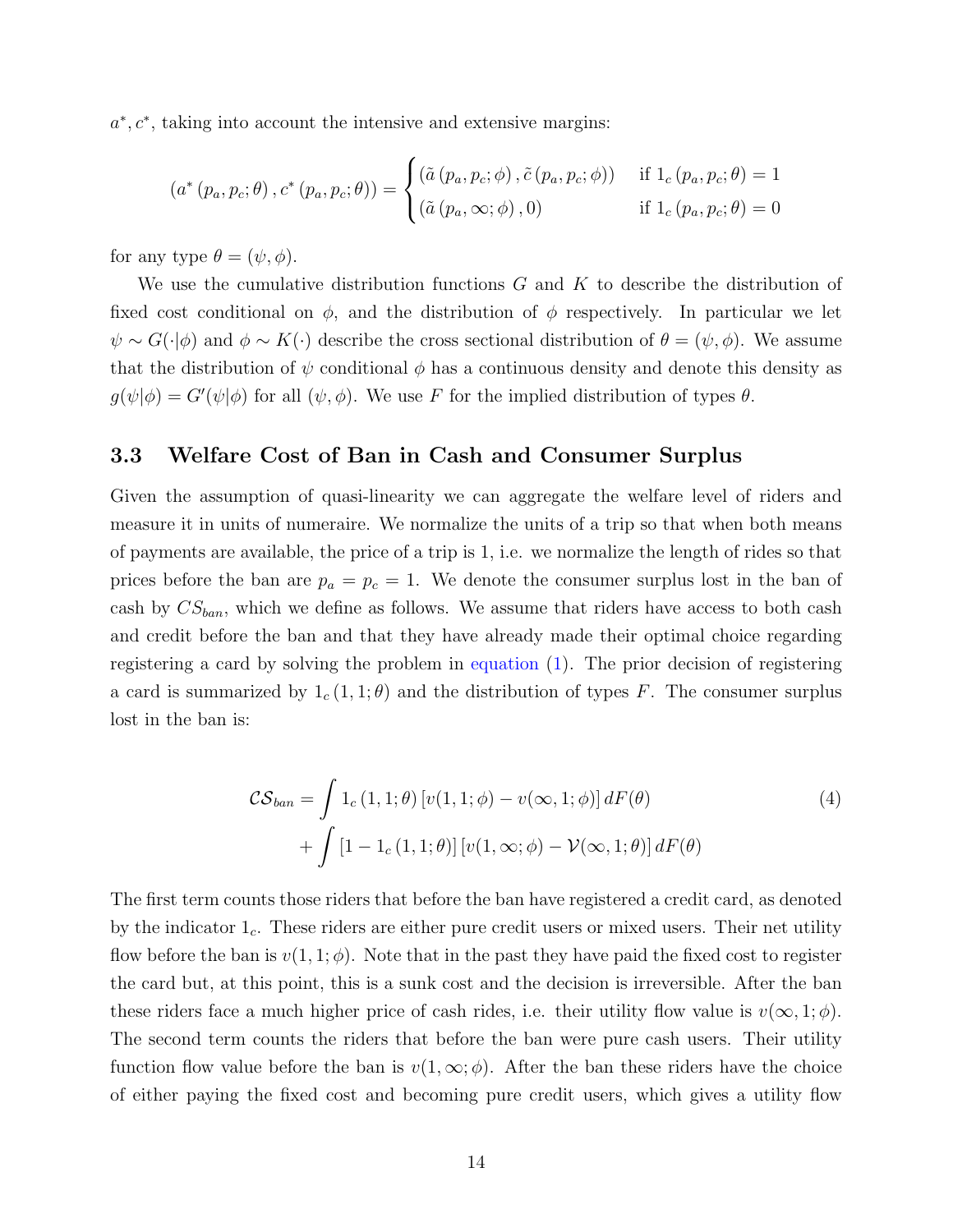$a^*, c^*$, taking into account the intensive and extensive margins:

$$
\left(a^*\left(p_a, p_c; \theta\right), c^*\left(p_a, p_c; \theta\right)\right) = \begin{cases} \left(\tilde{a}\left(p_a, p_c; \phi\right), \tilde{c}\left(p_a, p_c; \phi\right)\right) & \text{if } 1_c\left(p_a, p_c; \theta\right) = 1 \\ \left(\tilde{a}\left(p_a, \infty; \phi\right), 0\right) & \text{if } 1_c\left(p_a, p_c; \theta\right) = 0 \end{cases}
$$

for any type $\theta = (\psi, \phi)$.

We use the cumulative distribution functions $G$ and $K$ to describe the distribution of fixed cost conditional on $\phi$, and the distribution of $\phi$ respectively. In particular we let $\psi \sim G(\cdot|\phi)$ and $\phi \sim K(\cdot)$ describe the cross sectional distribution of $\theta = (\psi, \phi)$. We assume that the distribution of $\psi$ conditional $\phi$ has a continuous density and denote this density as $g(\psi|\phi) = G'(\psi|\phi)$ for all $(\psi, \phi)$. We use $F$ for the implied distribution of types $\theta$.

### 3.3 Welfare Cost of Ban in Cash and Consumer Surplus

Given the assumption of quasi-linearity we can aggregate the welfare level of riders and measure it in units of numeraire. We normalize the units of a trip so that when both means of payments are available, the price of a trip is 1, i.e. we normalize the length of rides so that prices before the ban are $p_a = p_c = 1$. We denote the consumer surplus lost in the ban of cash by $CS_{ban}$, which we define as follows. We assume that riders have access to both cash and credit before the ban and that they have already made their optimal choice regarding registering a card by solving the problem in equation (1). The prior decision of registering a card is summarized by $1_c(1, 1; \theta)$ and the distribution of types $F$. The consumer surplus lost in the ban is:

$$
\begin{aligned}
\mathcal{CS}_{ban} = & \int 1_c\left(1, 1; \theta\right)\left[v(1, 1; \phi) - v(\infty, 1; \phi)\right] dF(\theta) \\
& + \int \left[1 - 1_c\left(1, 1; \theta\right)\right]\left[v(1, \infty; \phi) - \mathcal{V}(\infty, 1; \theta)\right] dF(\theta)
\end{aligned} \tag{4}
$$

The first term counts those riders that before the ban have registered a credit card, as denoted by the indicator $1_c$. These riders are either pure credit users or mixed users. Their net utility flow before the ban is $v(1, 1; \phi)$. Note that in the past they have paid the fixed cost to register the card but, at this point, this is a sunk cost and the decision is irreversible. After the ban these riders face a much higher price of cash rides, i.e. their utility flow value is $v(\infty, 1; \phi)$. The second term counts the riders that before the ban were pure cash users. Their utility function flow value before the ban is $v(1, \infty; \phi)$. After the ban these riders have the choice of either paying the fixed cost and becoming pure credit users, which gives a utility flow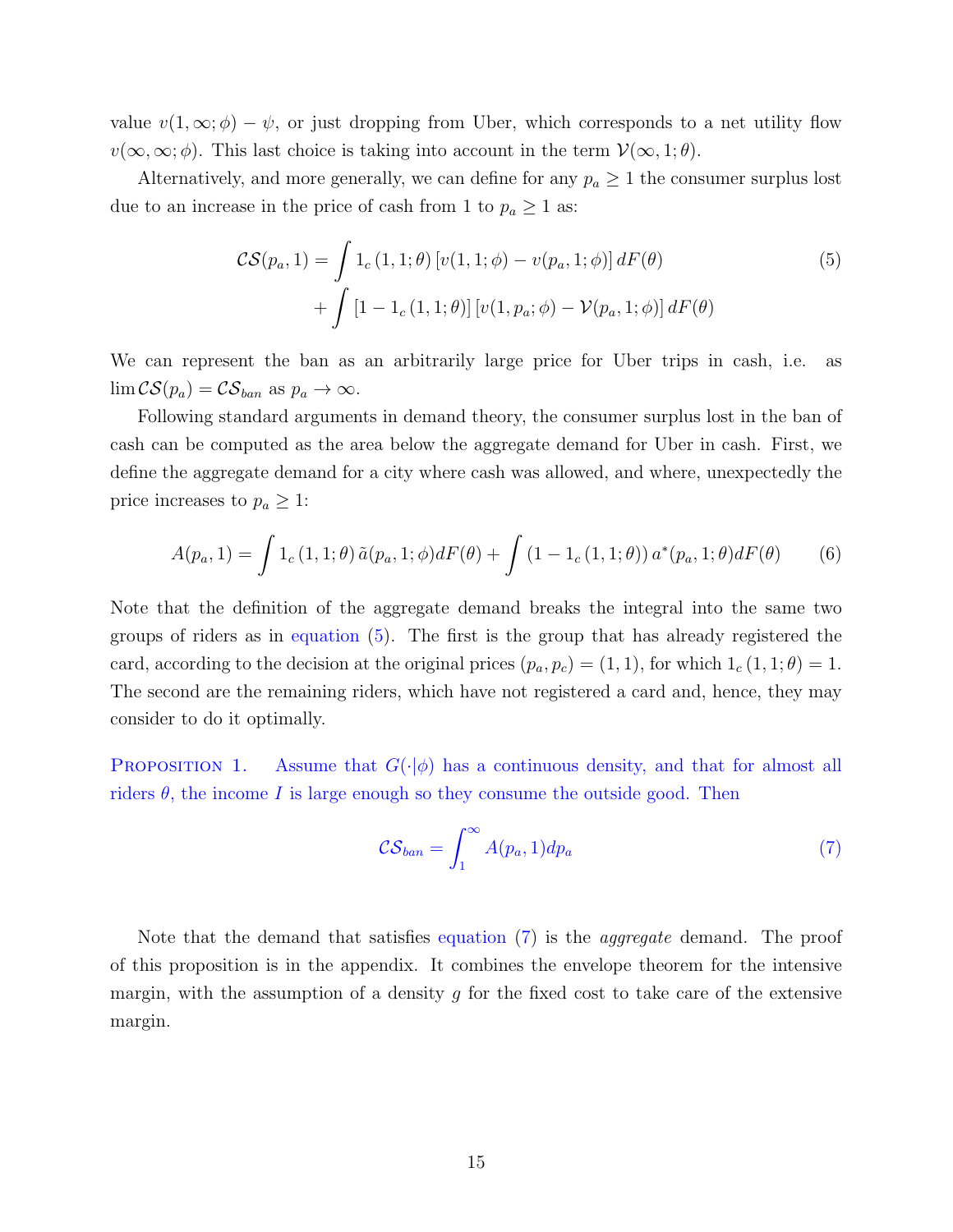value $v(1, \infty; \phi) - \psi$, or just dropping from Uber, which corresponds to a net utility flow $v(\infty, \infty; \phi)$. This last choice is taking into account in the term $\mathcal{V}(\infty, 1; \theta)$.

Alternatively, and more generally, we can define for any $p_a \geq 1$ the consumer surplus lost due to an increase in the price of cash from 1 to $p_a \geq 1$ as:

$$
\begin{aligned}
\mathcal{CS}(p_a, 1) = & \int 1_c(1, 1; \theta) \left[ v(1, 1; \phi) - v(p_a, 1; \phi) \right] dF(\theta) \\
& + \int \left[ 1 - 1_c(1, 1; \theta) \right] \left[ v(1, p_a; \phi) - \mathcal{V}(p_a, 1; \phi) \right] dF(\theta)
\end{aligned} \tag{5}
$$

We can represent the ban as an arbitrarily large price for Uber trips in cash, i.e. as $\lim \mathcal{CS}(p_a) = \mathcal{CS}_{ban}$ as $p_a \to \infty$.

Following standard arguments in demand theory, the consumer surplus lost in the ban of cash can be computed as the area below the aggregate demand for Uber in cash. First, we define the aggregate demand for a city where cash was allowed, and where, unexpectedly the price increases to $p_a \geq 1$:

$$
A(p_a, 1) = \int 1_c(1, 1; \theta) \, \tilde{a}(p_a, 1; \phi) dF(\theta) + \int (1 - 1_c(1, 1; \theta)) \, a^*(p_a, 1; \theta) dF(\theta) \tag{6}
$$

Note that the definition of the aggregate demand breaks the integral into the same two groups of riders as in equation (5). The first is the group that has already registered the card, according to the decision at the original prices $(p_a, p_c) = (1, 1)$, for which $1_c(1, 1; \theta) = 1$. The second are the remaining riders, which have not registered a card and, hence, they may consider to do it optimally.

Proposition 1. Assume that $G(\cdot|\phi)$ has a continuous density, and that for almost all riders $\theta$, the income $I$ is large enough so they consume the outside good. Then

$$
\mathcal{CS}_{ban} = \int_1^\infty A(p_a, 1) dp_a \tag{7}
$$

Note that the demand that satisfies equation (7) is the *aggregate* demand. The proof of this proposition is in the appendix. It combines the envelope theorem for the intensive margin, with the assumption of a density $g$ for the fixed cost to take care of the extensive margin.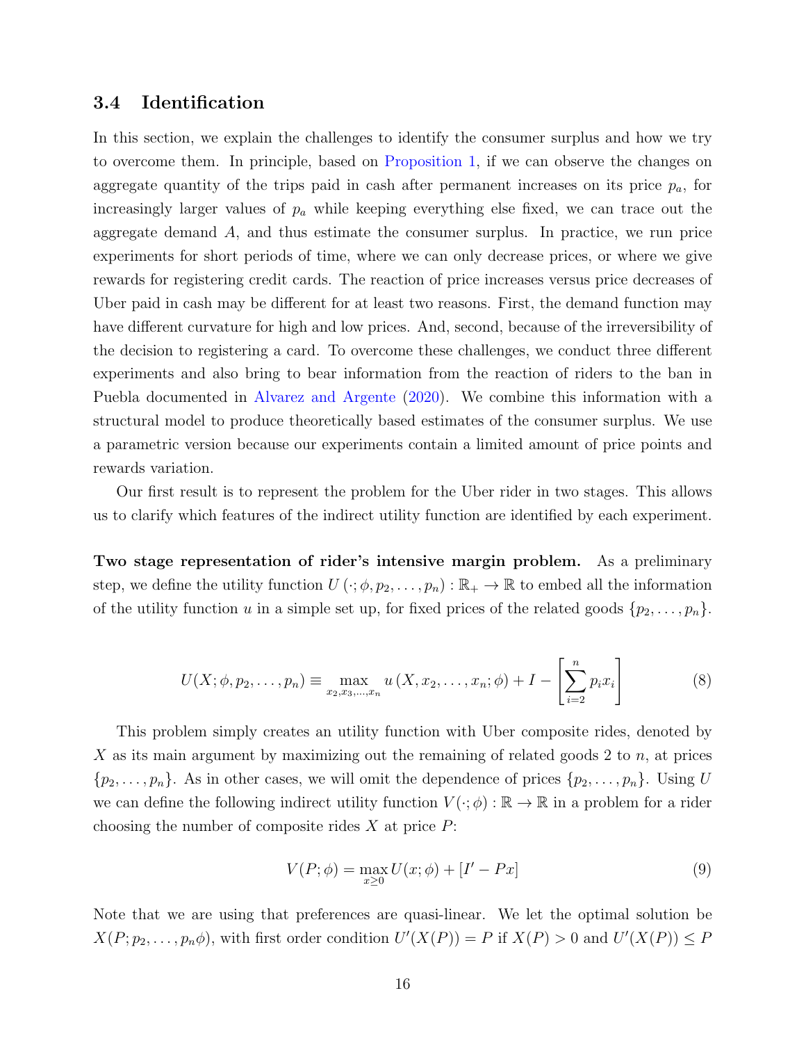### 3.4 Identification

In this section, we explain the challenges to identify the consumer surplus and how we try to overcome them. In principle, based on Proposition 1, if we can observe the changes on aggregate quantity of the trips paid in cash after permanent increases on its price $p_a$, for increasingly larger values of $p_a$ while keeping everything else fixed, we can trace out the aggregate demand $A$, and thus estimate the consumer surplus. In practice, we run price experiments for short periods of time, where we can only decrease prices, or where we give rewards for registering credit cards. The reaction of price increases versus price decreases of Uber paid in cash may be different for at least two reasons. First, the demand function may have different curvature for high and low prices. And, second, because of the irreversibility of the decision to registering a card. To overcome these challenges, we conduct three different experiments and also bring to bear information from the reaction of riders to the ban in Puebla documented in Alvarez and Argente (2020). We combine this information with a structural model to produce theoretically based estimates of the consumer surplus. We use a parametric version because our experiments contain a limited amount of price points and rewards variation.

Our first result is to represent the problem for the Uber rider in two stages. This allows us to clarify which features of the indirect utility function are identified by each experiment.

**Two stage representation of rider's intensive margin problem.** As a preliminary step, we define the utility function $U(\cdot; \phi, p_2, \ldots, p_n) : \mathbb{R}_+ \to \mathbb{R}$ to embed all the information of the utility function $u$ in a simple set up, for fixed prices of the related goods $\{p_2, \ldots, p_n\}$.

$$U(X; \phi, p_2, \ldots, p_n) \equiv \max_{x_2, x_3, \ldots, x_n} u(X, x_2, \ldots, x_n; \phi) + I - \left[\sum_{i=2}^{n} p_i x_i\right] \tag{8}$$

This problem simply creates an utility function with Uber composite rides, denoted by $X$ as its main argument by maximizing out the remaining of related goods 2 to $n$, at prices $\{p_2, \ldots, p_n\}$. As in other cases, we will omit the dependence of prices $\{p_2, \ldots, p_n\}$. Using $U$ we can define the following indirect utility function $V(\cdot; \phi) : \mathbb{R} \to \mathbb{R}$ in a problem for a rider choosing the number of composite rides $X$ at price $P$:

$$V(P; \phi) = \max_{x \geq 0} U(x; \phi) + [I' - Px] \tag{9}$$

Note that we are using that preferences are quasi-linear. We let the optimal solution be $X(P; p_2, \ldots, p_n \phi)$, with first order condition $U'(X(P)) = P$ if $X(P) > 0$ and $U'(X(P)) \leq P$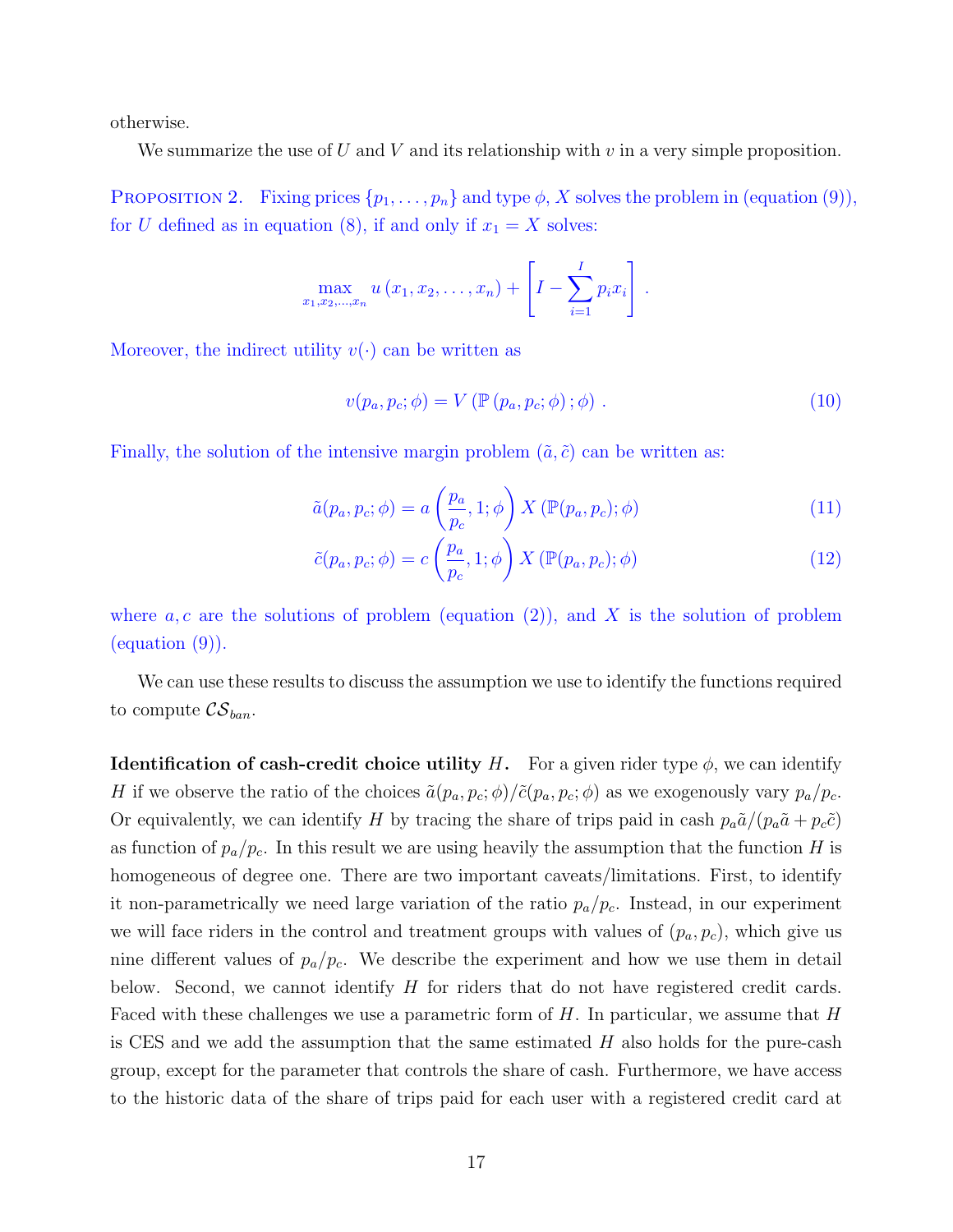otherwise.

We summarize the use of $U$ and $V$ and its relationship with $v$ in a very simple proposition.

Proposition 2. Fixing prices $\{p_1, \ldots, p_n\}$ and type $\phi$, $X$ solves the problem in (equation (9)), for $U$ defined as in equation (8), if and only if $x_1 = X$ solves:

$$\max_{x_1, x_2, \ldots, x_n} u(x_1, x_2, \ldots, x_n) + \left[ I - \sum_{i=1}^{I} p_i x_i \right] .$$

Moreover, the indirect utility $v(\cdot)$ can be written as

$$v(p_a, p_c; \phi) = V\left(\mathbb{P}\left(p_a, p_c; \phi\right); \phi\right) . \tag{10}$$

Finally, the solution of the intensive margin problem $(\tilde{a}, \tilde{c})$ can be written as:

$$\tilde{a}(p_a, p_c; \phi) = a\left(\frac{p_a}{p_c}, 1; \phi\right) X\left(\mathbb{P}(p_a, p_c); \phi\right) \tag{11}$$

$$\tilde{c}(p_a, p_c; \phi) = c\left(\frac{p_a}{p_c}, 1; \phi\right) X\left(\mathbb{P}(p_a, p_c); \phi\right) \tag{12}$$

where $a, c$ are the solutions of problem (equation (2)), and $X$ is the solution of problem (equation (9)).

We can use these results to discuss the assumption we use to identify the functions required to compute $\mathcal{CS}_{ban}$.

**Identification of cash-credit choice utility $H$.** For a given rider type $\phi$, we can identify $H$ if we observe the ratio of the choices $\tilde{a}(p_a, p_c; \phi)/\tilde{c}(p_a, p_c; \phi)$ as we exogenously vary $p_a/p_c$. Or equivalently, we can identify $H$ by tracing the share of trips paid in cash $p_a\tilde{a}/(p_a\tilde{a} + p_c\tilde{c})$ as function of $p_a/p_c$. In this result we are using heavily the assumption that the function $H$ is homogeneous of degree one. There are two important caveats/limitations. First, to identify it non-parametrically we need large variation of the ratio $p_a/p_c$. Instead, in our experiment we will face riders in the control and treatment groups with values of $(p_a, p_c)$, which give us nine different values of $p_a/p_c$. We describe the experiment and how we use them in detail below. Second, we cannot identify $H$ for riders that do not have registered credit cards. Faced with these challenges we use a parametric form of $H$. In particular, we assume that $H$ is CES and we add the assumption that the same estimated $H$ also holds for the pure-cash group, except for the parameter that controls the share of cash. Furthermore, we have access to the historic data of the share of trips paid for each user with a registered credit card at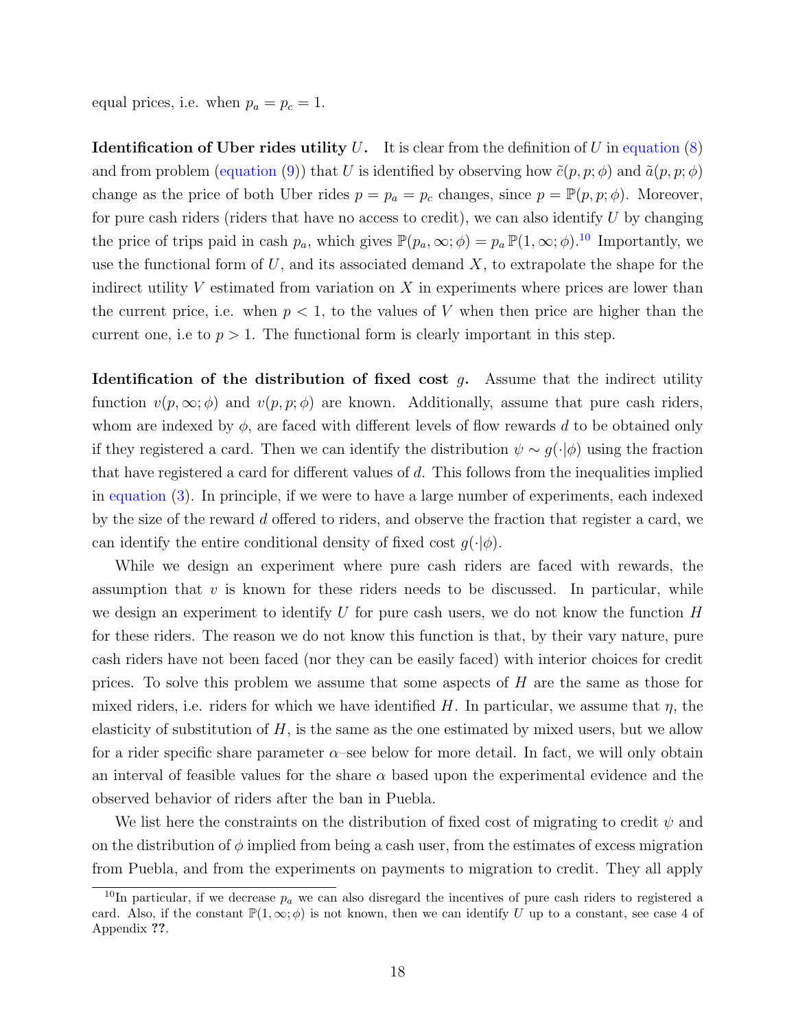equal prices, i.e. when $p_a = p_c = 1$.

**Identification of Uber rides utility $U$.** It is clear from the definition of $U$ in equation (8) and from problem (equation (9)) that $U$ is identified by observing how $\tilde{c}(p, p; \phi)$ and $\tilde{a}(p, p; \phi)$ change as the price of both Uber rides $p = p_a = p_c$ changes, since $p = \mathbb{P}(p, p; \phi)$. Moreover, for pure cash riders (riders that have no access to credit), we can also identify $U$ by changing the price of trips paid in cash $p_a$, which gives $\mathbb{P}(p_a, \infty; \phi) = p_a \, \mathbb{P}(1, \infty; \phi)$.[10] Importantly, we use the functional form of $U$, and its associated demand $X$, to extrapolate the shape for the indirect utility $V$ estimated from variation on $X$ in experiments where prices are lower than the current price, i.e. when $p < 1$, to the values of $V$ when then price are higher than the current one, i.e to $p > 1$. The functional form is clearly important in this step.

**Identification of the distribution of fixed cost $g$.** Assume that the indirect utility function $v(p, \infty; \phi)$ and $v(p, p; \phi)$ are known. Additionally, assume that pure cash riders, whom are indexed by $\phi$, are faced with different levels of flow rewards $d$ to be obtained only if they registered a card. Then we can identify the distribution $\psi \sim g(\cdot|\phi)$ using the fraction that have registered a card for different values of $d$. This follows from the inequalities implied in equation (3). In principle, if we were to have a large number of experiments, each indexed by the size of the reward $d$ offered to riders, and observe the fraction that register a card, we can identify the entire conditional density of fixed cost $g(\cdot|\phi)$.

While we design an experiment where pure cash riders are faced with rewards, the assumption that $v$ is known for these riders needs to be discussed. In particular, while we design an experiment to identify $U$ for pure cash users, we do not know the function $H$ for these riders. The reason we do not know this function is that, by their vary nature, pure cash riders have not been faced (nor they can be easily faced) with interior choices for credit prices. To solve this problem we assume that some aspects of $H$ are the same as those for mixed riders, i.e. riders for which we have identified $H$. In particular, we assume that $\eta$, the elasticity of substitution of $H$, is the same as the one estimated by mixed users, but we allow for a rider specific share parameter $\alpha$–see below for more detail. In fact, we will only obtain an interval of feasible values for the share $\alpha$ based upon the experimental evidence and the observed behavior of riders after the ban in Puebla.

We list here the constraints on the distribution of fixed cost of migrating to credit $\psi$ and on the distribution of $\phi$ implied from being a cash user, from the estimates of excess migration from Puebla, and from the experiments on payments to migration to credit. They all apply

[10] In particular, if we decrease $p_a$ we can also disregard the incentives of pure cash riders to registered a card. Also, if the constant $\mathbb{P}(1, \infty; \phi)$ is not known, then we can identify $U$ up to a constant, see case 4 of Appendix ??.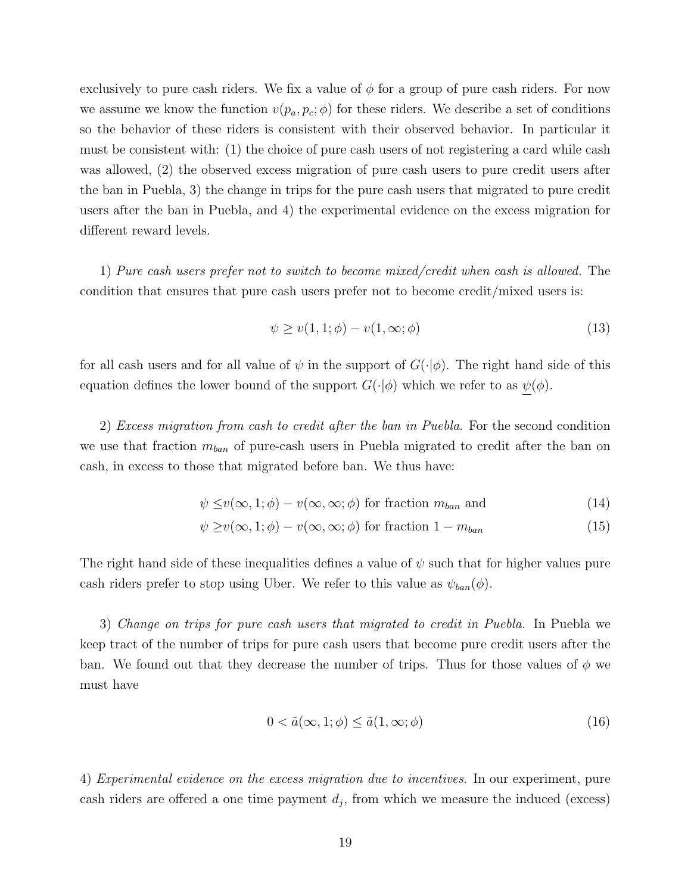exclusively to pure cash riders. We fix a value of $\phi$ for a group of pure cash riders. For now we assume we know the function $v(p_a, p_c; \phi)$ for these riders. We describe a set of conditions so the behavior of these riders is consistent with their observed behavior. In particular it must be consistent with: (1) the choice of pure cash users of not registering a card while cash was allowed, (2) the observed excess migration of pure cash users to pure credit users after the ban in Puebla, 3) the change in trips for the pure cash users that migrated to pure credit users after the ban in Puebla, and 4) the experimental evidence on the excess migration for different reward levels.

1) *Pure cash users prefer not to switch to become mixed/credit when cash is allowed.* The condition that ensures that pure cash users prefer not to become credit/mixed users is:

$$\psi \geq v(1, 1; \phi) - v(1, \infty; \phi) \tag{13}$$

for all cash users and for all value of $\psi$ in the support of $G(\cdot|\phi)$. The right hand side of this equation defines the lower bound of the support $G(\cdot|\phi)$ which we refer to as $\underline{\psi}(\phi)$.

2) *Excess migration from cash to credit after the ban in Puebla.* For the second condition we use that fraction $m_{ban}$ of pure-cash users in Puebla migrated to credit after the ban on cash, in excess to those that migrated before ban. We thus have:

$$\psi \leq v(\infty, 1; \phi) - v(\infty, \infty; \phi) \text{ for fraction } m_{ban} \text{ and} \tag{14}$$

$$\psi \geq v(\infty, 1; \phi) - v(\infty, \infty; \phi) \text{ for fraction } 1 - m_{ban} \tag{15}$$

The right hand side of these inequalities defines a value of $\psi$ such that for higher values pure cash riders prefer to stop using Uber. We refer to this value as $\psi_{ban}(\phi)$.

3) *Change on trips for pure cash users that migrated to credit in Puebla.* In Puebla we keep tract of the number of trips for pure cash users that become pure credit users after the ban. We found out that they decrease the number of trips. Thus for those values of $\phi$ we must have

$$0 < \tilde{a}(\infty, 1; \phi) \leq \tilde{a}(1, \infty; \phi) \tag{16}$$

4) *Experimental evidence on the excess migration due to incentives.* In our experiment, pure cash riders are offered a one time payment $d_j$, from which we measure the induced (excess)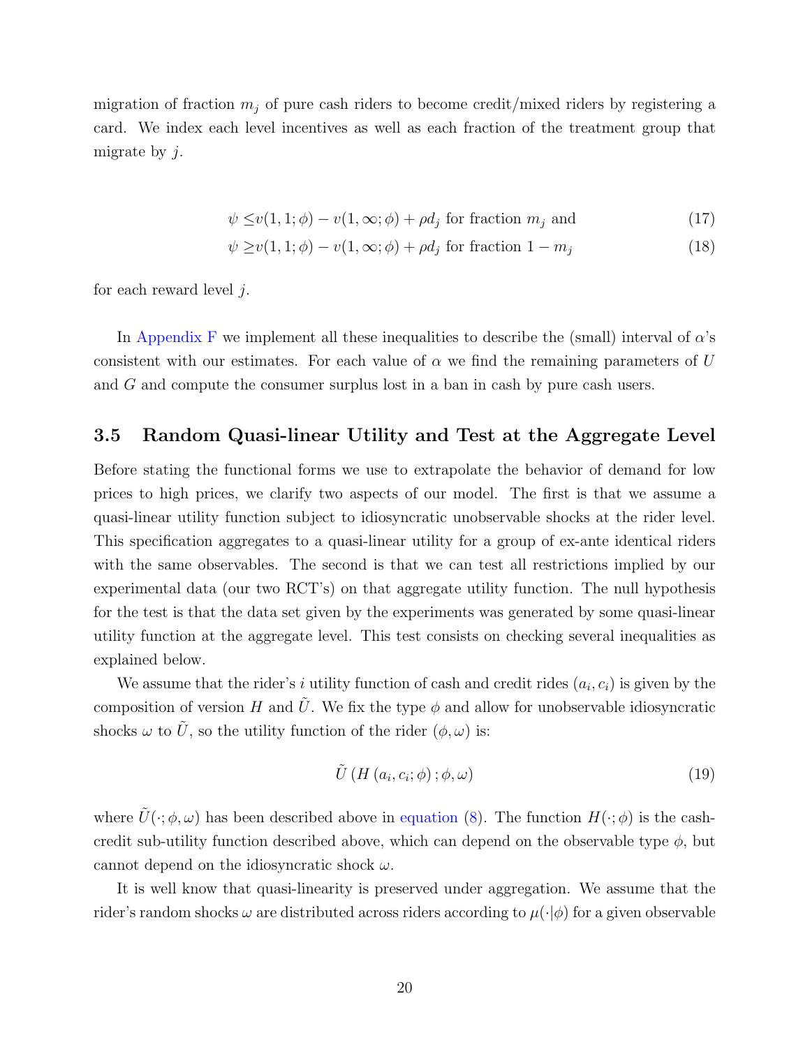migration of fraction $m_j$ of pure cash riders to become credit/mixed riders by registering a card. We index each level incentives as well as each fraction of the treatment group that migrate by $j$.

$$\psi \leq v(1, 1; \phi) - v(1, \infty; \phi) + \rho d_j \text{ for fraction } m_j \text{ and} \tag{17}$$

$$\psi \geq v(1, 1; \phi) - v(1, \infty; \phi) + \rho d_j \text{ for fraction } 1 - m_j \tag{18}$$

for each reward level $j$.

In Appendix F we implement all these inequalities to describe the (small) interval of $\alpha$'s consistent with our estimates. For each value of $\alpha$ we find the remaining parameters of $U$ and $G$ and compute the consumer surplus lost in a ban in cash by pure cash users.

### 3.5 Random Quasi-linear Utility and Test at the Aggregate Level

Before stating the functional forms we use to extrapolate the behavior of demand for low prices to high prices, we clarify two aspects of our model. The first is that we assume a quasi-linear utility function subject to idiosyncratic unobservable shocks at the rider level. This specification aggregates to a quasi-linear utility for a group of ex-ante identical riders with the same observables. The second is that we can test all restrictions implied by our experimental data (our two RCT's) on that aggregate utility function. The null hypothesis for the test is that the data set given by the experiments was generated by some quasi-linear utility function at the aggregate level. This test consists on checking several inequalities as explained below.

We assume that the rider's $i$ utility function of cash and credit rides $(a_i, c_i)$ is given by the composition of version $H$ and $\tilde{U}$. We fix the type $\phi$ and allow for unobservable idiosyncratic shocks $\omega$ to $\tilde{U}$, so the utility function of the rider $(\phi, \omega)$ is:

$$\tilde{U}\left(H\left(a_i, c_i; \phi\right); \phi, \omega\right) \tag{19}$$

where $\tilde{U}(\cdot; \phi, \omega)$ has been described above in equation (8). The function $H(\cdot; \phi)$ is the cash-credit sub-utility function described above, which can depend on the observable type $\phi$, but cannot depend on the idiosyncratic shock $\omega$.

It is well know that quasi-linearity is preserved under aggregation. We assume that the rider's random shocks $\omega$ are distributed across riders according to $\mu(\cdot|\phi)$ for a given observable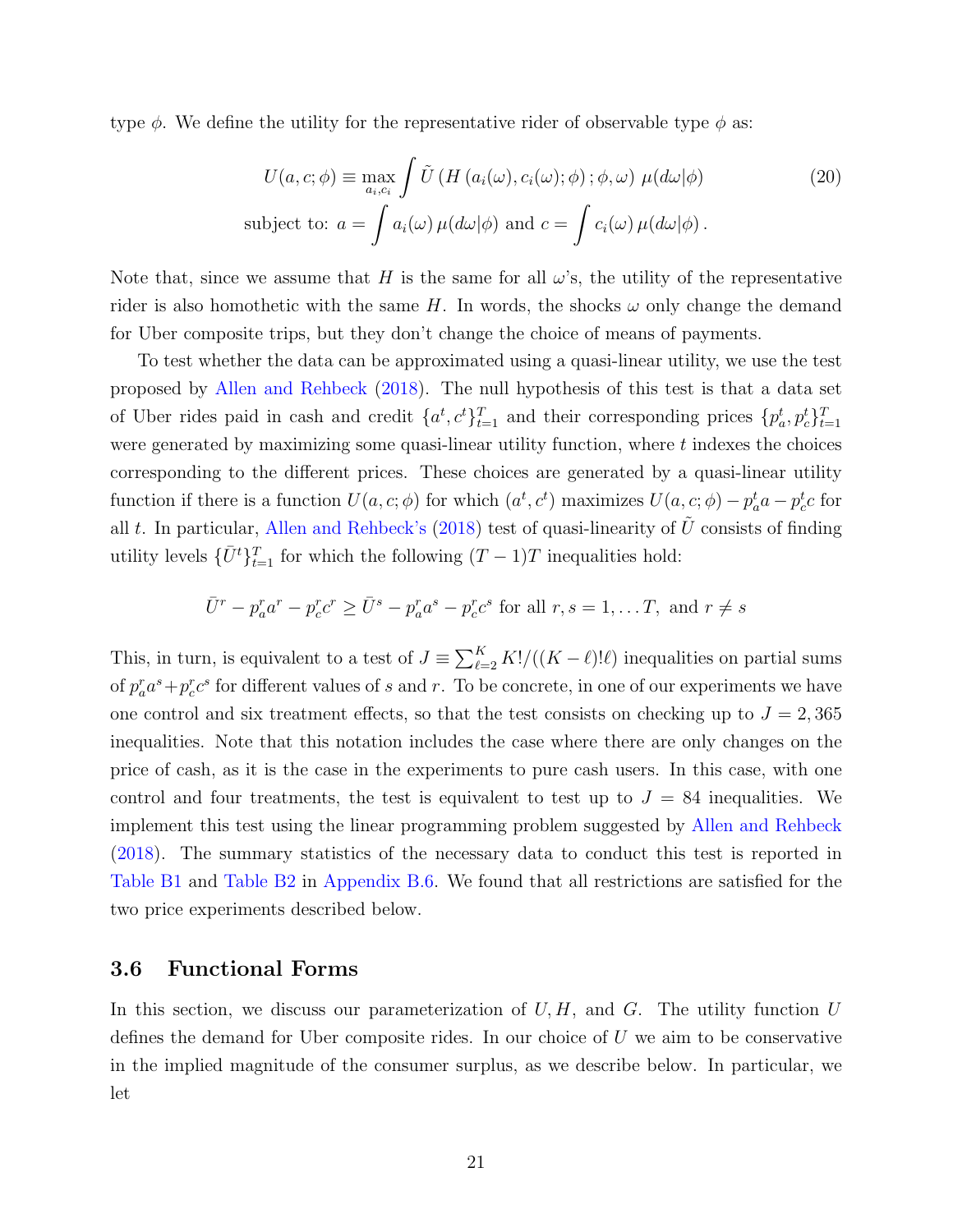type $\phi$. We define the utility for the representative rider of observable type $\phi$ as:

$$
\begin{aligned}
U(a, c; \phi) &\equiv \max_{a_i, c_i} \int \tilde{U}\left(H\left(a_i(\omega), c_i(\omega); \phi\right); \phi, \omega\right) \, \mu(d\omega|\phi) \\
\text{subject to: } a &= \int a_i(\omega) \, \mu(d\omega|\phi) \text{ and } c = \int c_i(\omega) \, \mu(d\omega|\phi) \, .
\end{aligned}
\tag{20}
$$

Note that, since we assume that $H$ is the same for all $\omega$'s, the utility of the representative rider is also homothetic with the same $H$. In words, the shocks $\omega$ only change the demand for Uber composite trips, but they don't change the choice of means of payments.

To test whether the data can be approximated using a quasi-linear utility, we use the test proposed by Allen and Rehbeck (2018). The null hypothesis of this test is that a data set of Uber rides paid in cash and credit $\{a^t, c^t\}_{t=1}^T$ and their corresponding prices $\{p_a^t, p_c^t\}_{t=1}^T$ were generated by maximizing some quasi-linear utility function, where $t$ indexes the choices corresponding to the different prices. These choices are generated by a quasi-linear utility function if there is a function $U(a, c; \phi)$ for which $(a^t, c^t)$ maximizes $U(a, c; \phi) - p_a^t a - p_c^t c$ for all $t$. In particular, Allen and Rehbeck's (2018) test of quasi-linearity of $\tilde{U}$ consists of finding utility levels $\{\bar{U}^t\}_{t=1}^T$ for which the following $(T-1)T$ inequalities hold:

$$
\bar{U}^r - p_a^r a^r - p_c^r c^r \geq \bar{U}^s - p_a^r a^s - p_c^r c^s \text{ for all } r, s = 1, \dots T, \text{ and } r \neq s
$$

This, in turn, is equivalent to a test of $J \equiv \sum_{\ell=2}^{K} K!/((K-\ell)!\ell)$ inequalities on partial sums of $p_a^r a^s + p_c^r c^s$ for different values of $s$ and $r$. To be concrete, in one of our experiments we have one control and six treatment effects, so that the test consists on checking up to $J = 2,365$ inequalities. Note that this notation includes the case where there are only changes on the price of cash, as it is the case in the experiments to pure cash users. In this case, with one control and four treatments, the test is equivalent to test up to $J = 84$ inequalities. We implement this test using the linear programming problem suggested by Allen and Rehbeck (2018). The summary statistics of the necessary data to conduct this test is reported in Table B1 and Table B2 in Appendix B.6. We found that all restrictions are satisfied for the two price experiments described below.

### 3.6 Functional Forms

In this section, we discuss our parameterization of $U, H,$ and $G$. The utility function $U$ defines the demand for Uber composite rides. In our choice of $U$ we aim to be conservative in the implied magnitude of the consumer surplus, as we describe below. In particular, we let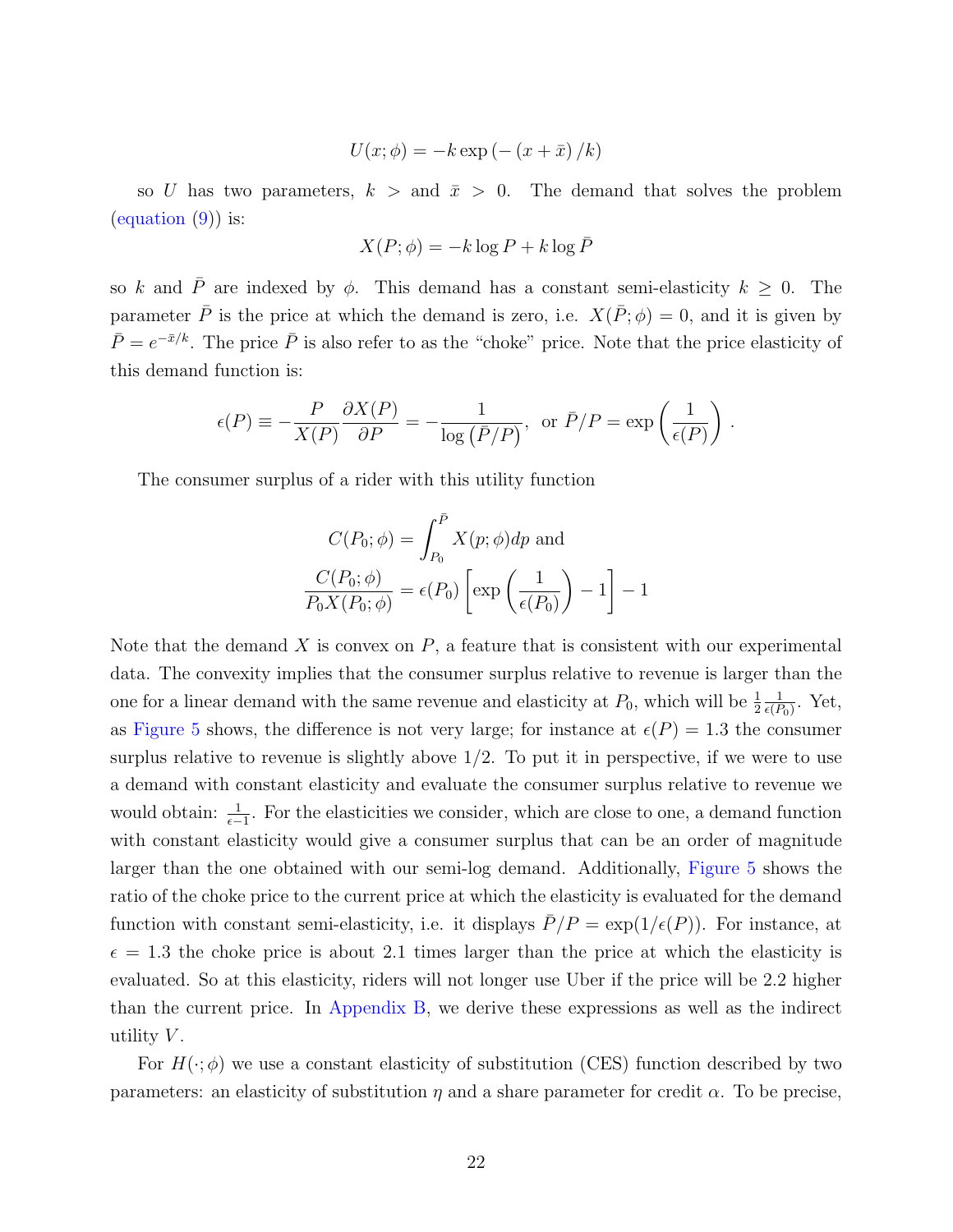$$U(x;\phi) = -k \exp\left(-\left(x + \bar{x}\right)/k\right)$$

so $U$ has two parameters, $k >$ and $\bar{x} > 0$. The demand that solves the problem (equation (9)) is:

$$X(P;\phi) = -k \log P + k \log \bar{P}$$

so $k$ and $\bar{P}$ are indexed by $\phi$. This demand has a constant semi-elasticity $k \geq 0$. The parameter $\bar{P}$ is the price at which the demand is zero, i.e. $X(\bar{P};\phi) = 0$, and it is given by $\bar{P} = e^{-\bar{x}/k}$. The price $\bar{P}$ is also refer to as the "choke" price. Note that the price elasticity of this demand function is:

$$\epsilon(P) \equiv -\frac{P}{X(P)} \frac{\partial X(P)}{\partial P} = -\frac{1}{\log\left(\bar{P}/P\right)}, \text{ or } \bar{P}/P = \exp\left(\frac{1}{\epsilon(P)}\right).$$

The consumer surplus of a rider with this utility function

$$C(P_0;\phi) = \int_{P_0}^{\bar{P}} X(p;\phi)dp \text{ and}$$
$$\frac{C(P_0;\phi)}{P_0 X(P_0;\phi)} = \epsilon(P_0)\left[\exp\left(\frac{1}{\epsilon(P_0)}\right) - 1\right] - 1$$

Note that the demand $X$ is convex on $P$, a feature that is consistent with our experimental data. The convexity implies that the consumer surplus relative to revenue is larger than the one for a linear demand with the same revenue and elasticity at $P_0$, which will be $\frac{1}{2}\frac{1}{\epsilon(P_0)}$. Yet, as Figure 5 shows, the difference is not very large; for instance at $\epsilon(P) = 1.3$ the consumer surplus relative to revenue is slightly above 1/2. To put it in perspective, if we were to use a demand with constant elasticity and evaluate the consumer surplus relative to revenue we would obtain: $\frac{1}{\epsilon-1}$. For the elasticities we consider, which are close to one, a demand function with constant elasticity would give a consumer surplus that can be an order of magnitude larger than the one obtained with our semi-log demand. Additionally, Figure 5 shows the ratio of the choke price to the current price at which the elasticity is evaluated for the demand function with constant semi-elasticity, i.e. it displays $\bar{P}/P = \exp(1/\epsilon(P))$. For instance, at $\epsilon = 1.3$ the choke price is about 2.1 times larger than the price at which the elasticity is evaluated. So at this elasticity, riders will not longer use Uber if the price will be 2.2 higher than the current price. In Appendix B, we derive these expressions as well as the indirect utility $V$.

For $H(\cdot;\phi)$ we use a constant elasticity of substitution (CES) function described by two parameters: an elasticity of substitution $\eta$ and a share parameter for credit $\alpha$. To be precise,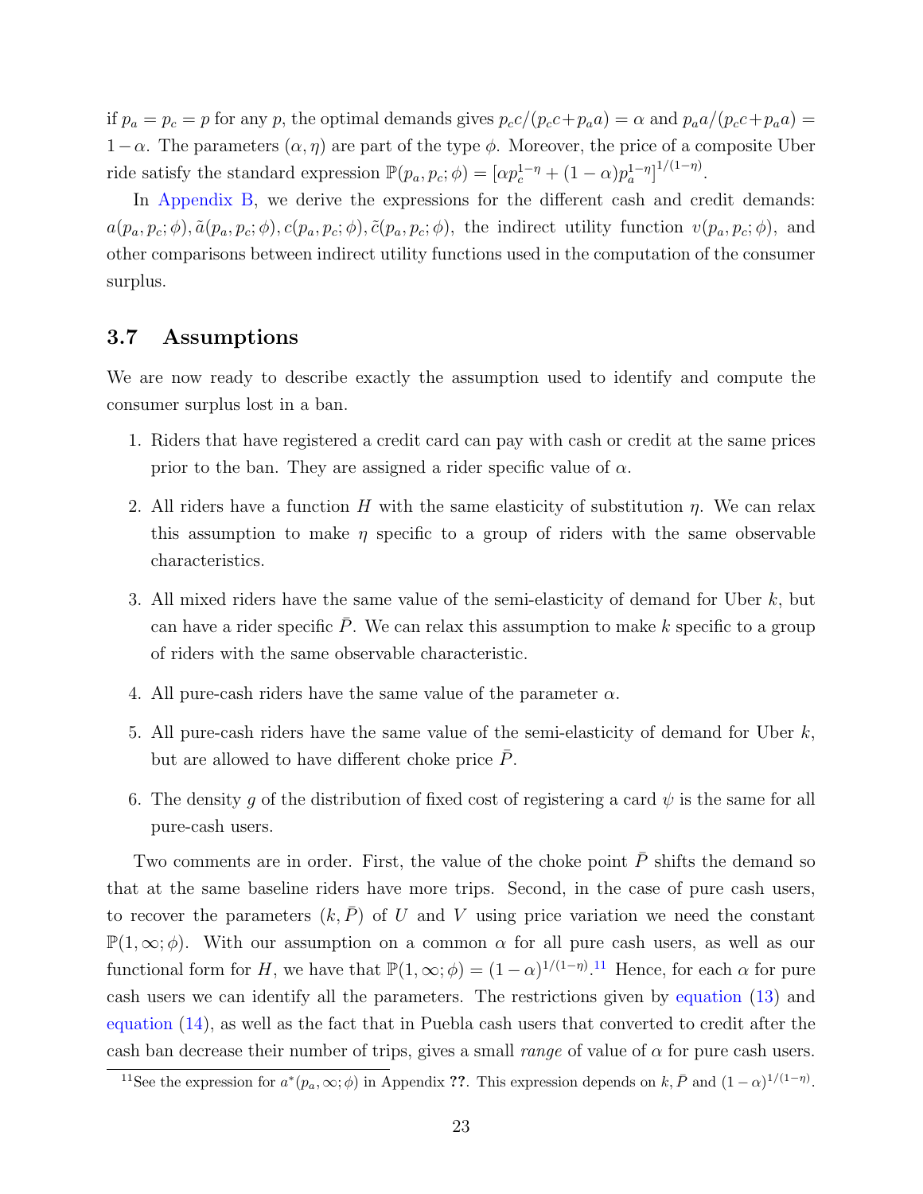if $p_a = p_c = p$ for any $p$, the optimal demands gives $p_c c/(p_c c + p_a a) = \alpha$ and $p_a a/(p_c c + p_a a) = 1-\alpha$. The parameters $(\alpha, \eta)$ are part of the type $\phi$. Moreover, the price of a composite Uber ride satisfy the standard expression $\mathbb{P}(p_a, p_c; \phi) = [\alpha p_c^{1-\eta} + (1-\alpha) p_a^{1-\eta}]^{1/(1-\eta)}$.

In Appendix B, we derive the expressions for the different cash and credit demands: $a(p_a, p_c; \phi), \tilde{a}(p_a, p_c; \phi), c(p_a, p_c; \phi), \tilde{c}(p_a, p_c; \phi)$, the indirect utility function $v(p_a, p_c; \phi)$, and other comparisons between indirect utility functions used in the computation of the consumer surplus.

### 3.7 Assumptions

We are now ready to describe exactly the assumption used to identify and compute the consumer surplus lost in a ban.

1. Riders that have registered a credit card can pay with cash or credit at the same prices prior to the ban. They are assigned a rider specific value of $\alpha$.
2. All riders have a function $H$ with the same elasticity of substitution $\eta$. We can relax this assumption to make $\eta$ specific to a group of riders with the same observable characteristics.
3. All mixed riders have the same value of the semi-elasticity of demand for Uber $k$, but can have a rider specific $\bar{P}$. We can relax this assumption to make $k$ specific to a group of riders with the same observable characteristic.
4. All pure-cash riders have the same value of the parameter $\alpha$.
5. All pure-cash riders have the same value of the semi-elasticity of demand for Uber $k$, but are allowed to have different choke price $\bar{P}$.
6. The density $g$ of the distribution of fixed cost of registering a card $\psi$ is the same for all pure-cash users.

Two comments are in order. First, the value of the choke point $\bar{P}$ shifts the demand so that at the same baseline riders have more trips. Second, in the case of pure cash users, to recover the parameters $(k, \bar{P})$ of $U$ and $V$ using price variation we need the constant $\mathbb{P}(1, \infty; \phi)$. With our assumption on a common $\alpha$ for all pure cash users, as well as our functional form for $H$, we have that $\mathbb{P}(1, \infty; \phi) = (1-\alpha)^{1/(1-\eta)}$.[11] Hence, for each $\alpha$ for pure cash users we can identify all the parameters. The restrictions given by equation (13) and equation (14), as well as the fact that in Puebla cash users that converted to credit after the cash ban decrease their number of trips, gives a small *range* of value of $\alpha$ for pure cash users.

[11] See the expression for $a^*(p_a, \infty; \phi)$ in Appendix ??. This expression depends on $k, \bar{P}$ and $(1-\alpha)^{1/(1-\eta)}$.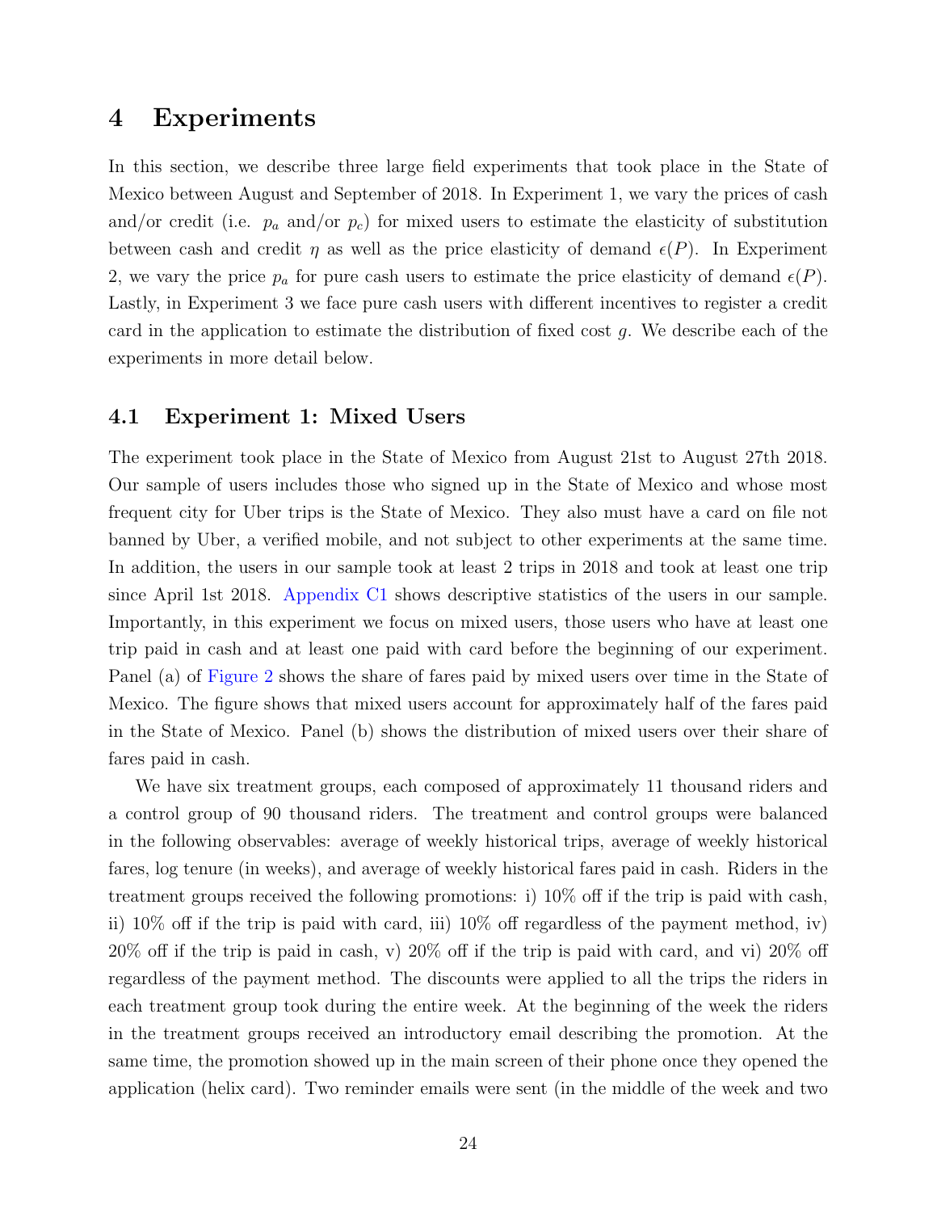# 4 Experiments

In this section, we describe three large field experiments that took place in the State of Mexico between August and September of 2018. In Experiment 1, we vary the prices of cash and/or credit (i.e. $p_a$ and/or $p_c$) for mixed users to estimate the elasticity of substitution between cash and credit $\eta$ as well as the price elasticity of demand $\epsilon(P)$. In Experiment 2, we vary the price $p_a$ for pure cash users to estimate the price elasticity of demand $\epsilon(P)$. Lastly, in Experiment 3 we face pure cash users with different incentives to register a credit card in the application to estimate the distribution of fixed cost $g$. We describe each of the experiments in more detail below.

## 4.1 Experiment 1: Mixed Users

The experiment took place in the State of Mexico from August 21st to August 27th 2018. Our sample of users includes those who signed up in the State of Mexico and whose most frequent city for Uber trips is the State of Mexico. They also must have a card on file not banned by Uber, a verified mobile, and not subject to other experiments at the same time. In addition, the users in our sample took at least 2 trips in 2018 and took at least one trip since April 1st 2018. Appendix C1 shows descriptive statistics of the users in our sample. Importantly, in this experiment we focus on mixed users, those users who have at least one trip paid in cash and at least one paid with card before the beginning of our experiment. Panel (a) of Figure 2 shows the share of fares paid by mixed users over time in the State of Mexico. The figure shows that mixed users account for approximately half of the fares paid in the State of Mexico. Panel (b) shows the distribution of mixed users over their share of fares paid in cash.

We have six treatment groups, each composed of approximately 11 thousand riders and a control group of 90 thousand riders. The treatment and control groups were balanced in the following observables: average of weekly historical trips, average of weekly historical fares, log tenure (in weeks), and average of weekly historical fares paid in cash. Riders in the treatment groups received the following promotions: i) 10% off if the trip is paid with cash, ii) 10% off if the trip is paid with card, iii) 10% off regardless of the payment method, iv) 20% off if the trip is paid in cash, v) 20% off if the trip is paid with card, and vi) 20% off regardless of the payment method. The discounts were applied to all the trips the riders in each treatment group took during the entire week. At the beginning of the week the riders in the treatment groups received an introductory email describing the promotion. At the same time, the promotion showed up in the main screen of their phone once they opened the application (helix card). Two reminder emails were sent (in the middle of the week and two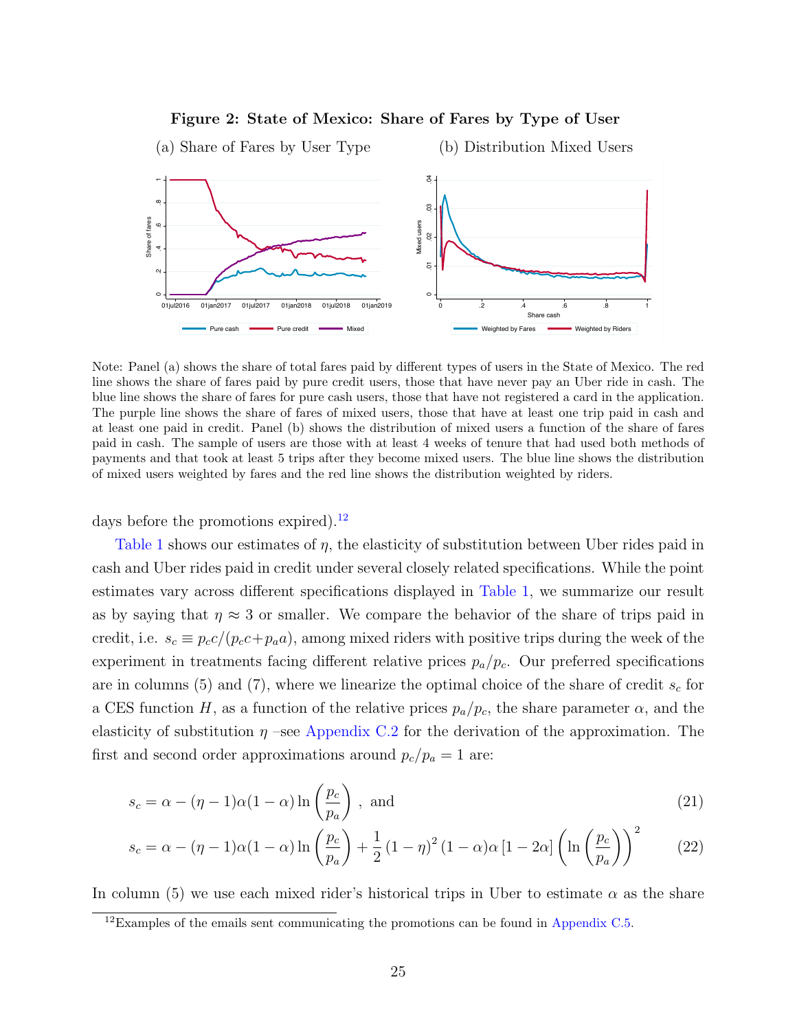**Figure 2: State of Mexico: Share of Fares by Type of User**

(a) Share of Fares by User Type (b) Distribution Mixed Users

Note: Panel (a) shows the share of total fares paid by different types of users in the State of Mexico. The red line shows the share of fares paid by pure credit users, those that have never pay an Uber ride in cash. The blue line shows the share of fares for pure cash users, those that have not registered a card in the application. The purple line shows the share of fares of mixed users, those that have at least one trip paid in cash and at least one paid in credit. Panel (b) shows the distribution of mixed users a function of the share of fares paid in cash. The sample of users are those with at least 4 weeks of tenure that had used both methods of payments and that took at least 5 trips after they become mixed users. The blue line shows the distribution of mixed users weighted by fares and the red line shows the distribution weighted by riders.

days before the promotions expired).[12]

Table 1 shows our estimates of $\eta$, the elasticity of substitution between Uber rides paid in cash and Uber rides paid in credit under several closely related specifications. While the point estimates vary across different specifications displayed in Table 1, we summarize our result as by saying that $\eta \approx 3$ or smaller. We compare the behavior of the share of trips paid in credit, i.e. $s_c \equiv p_c c/(p_c c + p_a a)$, among mixed riders with positive trips during the week of the experiment in treatments facing different relative prices $p_a/p_c$. Our preferred specifications are in columns (5) and (7), where we linearize the optimal choice of the share of credit $s_c$ for a CES function $H$, as a function of the relative prices $p_a/p_c$, the share parameter $\alpha$, and the elasticity of substitution $\eta$ –see Appendix C.2 for the derivation of the approximation. The first and second order approximations around $p_c/p_a = 1$ are:

$$s_c = \alpha - (\eta - 1)\alpha(1 - \alpha)\ln\left(\frac{p_c}{p_a}\right), \text{ and} \tag{21}$$

$$s_c = \alpha - (\eta - 1)\alpha(1 - \alpha)\ln\left(\frac{p_c}{p_a}\right) + \frac{1}{2}(1 - \eta)^2(1 - \alpha)\alpha\left[1 - 2\alpha\right]\left(\ln\left(\frac{p_c}{p_a}\right)\right)^2 \tag{22}$$

In column (5) we use each mixed rider's historical trips in Uber to estimate $\alpha$ as the share

[12] Examples of the emails sent communicating the promotions can be found in Appendix C.5.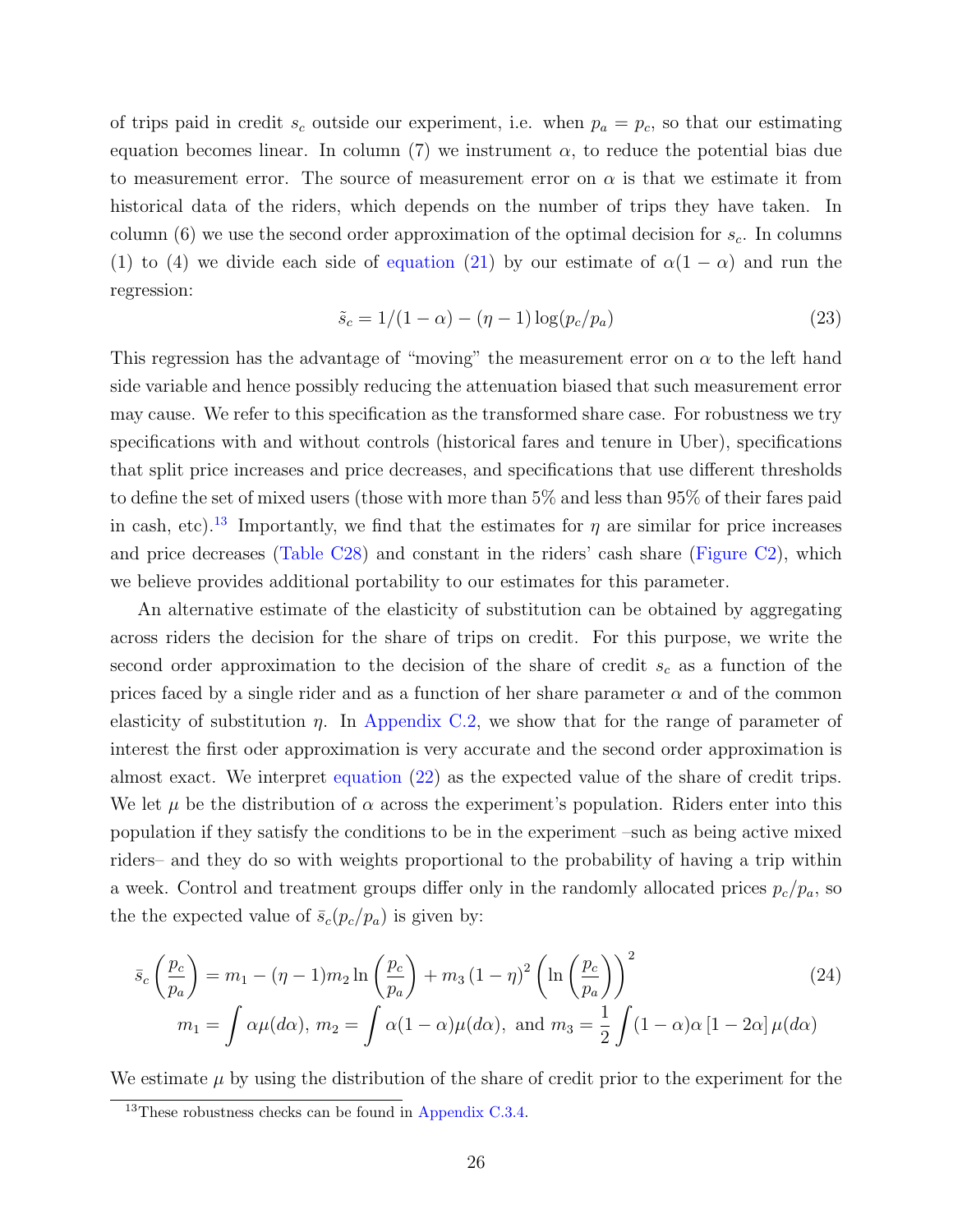of trips paid in credit $s_c$ outside our experiment, i.e. when $p_a = p_c$, so that our estimating equation becomes linear. In column (7) we instrument $\alpha$, to reduce the potential bias due to measurement error. The source of measurement error on $\alpha$ is that we estimate it from historical data of the riders, which depends on the number of trips they have taken. In column (6) we use the second order approximation of the optimal decision for $s_c$. In columns (1) to (4) we divide each side of equation (21) by our estimate of $\alpha(1-\alpha)$ and run the regression:

$$\tilde{s}_c = 1/(1-\alpha) - (\eta - 1)\log(p_c/p_a) \tag{23}$$

This regression has the advantage of "moving" the measurement error on $\alpha$ to the left hand side variable and hence possibly reducing the attenuation biased that such measurement error may cause. We refer to this specification as the transformed share case. For robustness we try specifications with and without controls (historical fares and tenure in Uber), specifications that split price increases and price decreases, and specifications that use different thresholds to define the set of mixed users (those with more than 5% and less than 95% of their fares paid in cash, etc).[13] Importantly, we find that the estimates for $\eta$ are similar for price increases and price decreases (Table C28) and constant in the riders' cash share (Figure C2), which we believe provides additional portability to our estimates for this parameter.

An alternative estimate of the elasticity of substitution can be obtained by aggregating across riders the decision for the share of trips on credit. For this purpose, we write the second order approximation to the decision of the share of credit $s_c$ as a function of the prices faced by a single rider and as a function of her share parameter $\alpha$ and of the common elasticity of substitution $\eta$. In Appendix C.2, we show that for the range of parameter of interest the first oder approximation is very accurate and the second order approximation is almost exact. We interpret equation (22) as the expected value of the share of credit trips. We let $\mu$ be the distribution of $\alpha$ across the experiment's population. Riders enter into this population if they satisfy the conditions to be in the experiment –such as being active mixed riders– and they do so with weights proportional to the probability of having a trip within a week. Control and treatment groups differ only in the randomly allocated prices $p_c/p_a$, so the the expected value of $\bar{s}_c(p_c/p_a)$ is given by:

$$\bar{s}_c\left(\frac{p_c}{p_a}\right) = m_1 - (\eta-1)m_2 \ln\left(\frac{p_c}{p_a}\right) + m_3\,(1-\eta)^2\left(\ln\left(\frac{p_c}{p_a}\right)\right)^2 \tag{24}$$
$$m_1 = \int \alpha\mu(d\alpha),\; m_2 = \int \alpha(1-\alpha)\mu(d\alpha),\; \text{and } m_3 = \frac{1}{2}\int (1-\alpha)\alpha\,[1-2\alpha]\,\mu(d\alpha)$$

We estimate $\mu$ by using the distribution of the share of credit prior to the experiment for the

[13] These robustness checks can be found in Appendix C.3.4.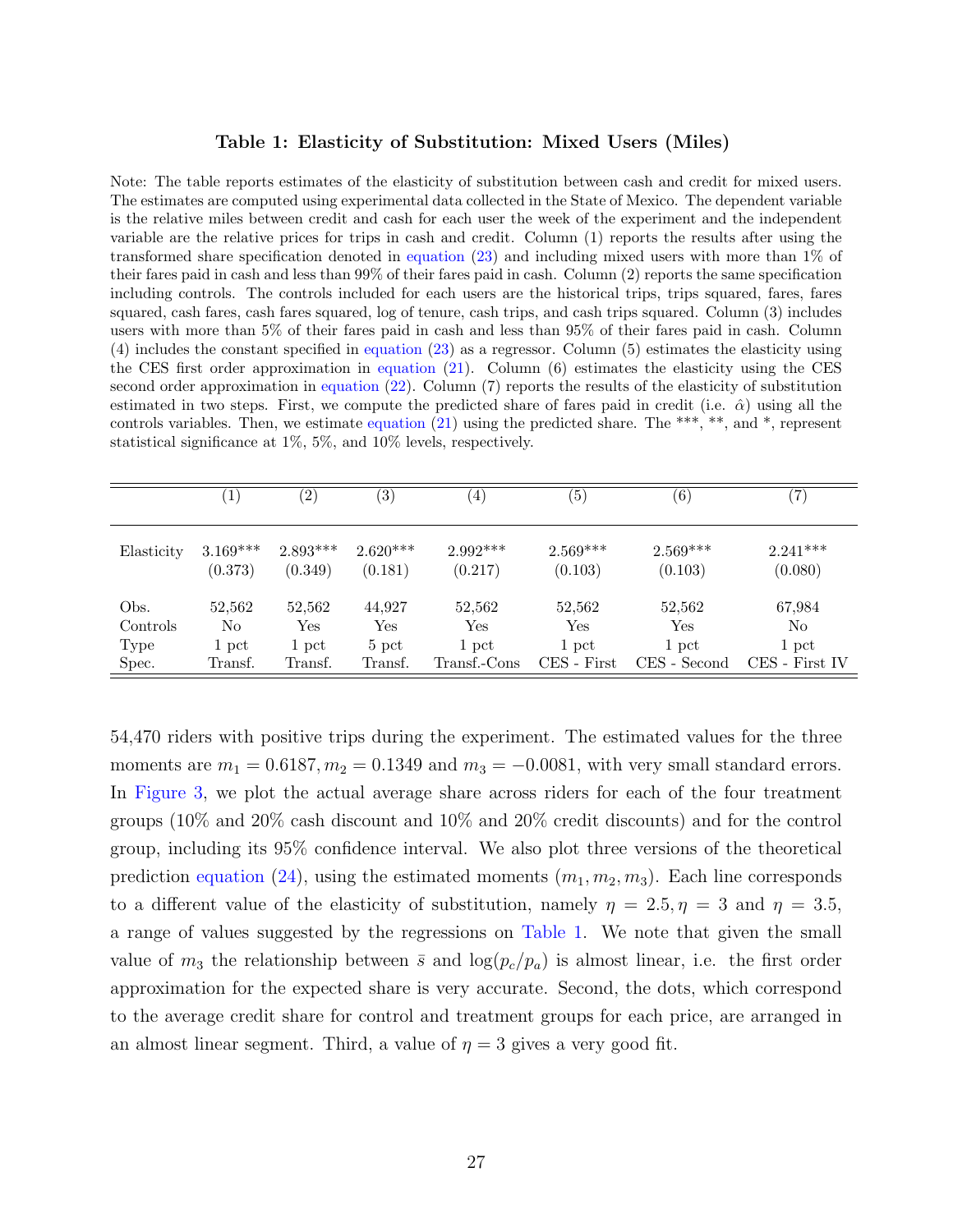**Table 1: Elasticity of Substitution: Mixed Users (Miles)**

Note: The table reports estimates of the elasticity of substitution between cash and credit for mixed users. The estimates are computed using experimental data collected in the State of Mexico. The dependent variable is the relative miles between credit and cash for each user the week of the experiment and the independent variable are the relative prices for trips in cash and credit. Column (1) reports the results after using the transformed share specification denoted in equation (23) and including mixed users with more than 1% of their fares paid in cash and less than 99% of their fares paid in cash. Column (2) reports the same specification including controls. The controls included for each users are the historical trips, trips squared, fares, fares squared, cash fares, cash fares squared, log of tenure, cash trips, and cash trips squared. Column (3) includes users with more than 5% of their fares paid in cash and less than 95% of their fares paid in cash. Column (4) includes the constant specified in equation (23) as a regressor. Column (5) estimates the elasticity using the CES first order approximation in equation (21). Column (6) estimates the elasticity using the CES second order approximation in equation (22). Column (7) reports the results of the elasticity of substitution estimated in two steps. First, we compute the predicted share of fares paid in credit (i.e. $\hat{\alpha}$) using all the controls variables. Then, we estimate equation (21) using the predicted share. The ***, **, and *, represent statistical significance at 1%, 5%, and 10% levels, respectively.

| | (1) | (2) | (3) | (4) | (5) | (6) | (7) |
|---|---|---|---|---|---|---|---|
| Elasticity | 3.169*** | 2.893*** | 2.620*** | 2.992*** | 2.569*** | 2.569*** | 2.241*** |
| | (0.373) | (0.349) | (0.181) | (0.217) | (0.103) | (0.103) | (0.080) |
| Obs. | 52,562 | 52,562 | 44,927 | 52,562 | 52,562 | 52,562 | 67,984 |
| Controls | No | Yes | Yes | Yes | Yes | Yes | No |
| Type | 1 pct | 1 pct | 5 pct | 1 pct | 1 pct | 1 pct | 1 pct |
| Spec. | Transf. | Transf. | Transf. | Transf.-Cons | CES - First | CES - Second | CES - First IV |

54,470 riders with positive trips during the experiment. The estimated values for the three moments are $m_1 = 0.6187, m_2 = 0.1349$ and $m_3 = -0.0081$, with very small standard errors. In Figure 3, we plot the actual average share across riders for each of the four treatment groups (10% and 20% cash discount and 10% and 20% credit discounts) and for the control group, including its 95% confidence interval. We also plot three versions of the theoretical prediction equation (24), using the estimated moments $(m_1, m_2, m_3)$. Each line corresponds to a different value of the elasticity of substitution, namely $\eta = 2.5, \eta = 3$ and $\eta = 3.5$, a range of values suggested by the regressions on Table 1. We note that given the small value of $m_3$ the relationship between $\bar{s}$ and $\log(p_c/p_a)$ is almost linear, i.e. the first order approximation for the expected share is very accurate. Second, the dots, which correspond to the average credit share for control and treatment groups for each price, are arranged in an almost linear segment. Third, a value of $\eta = 3$ gives a very good fit.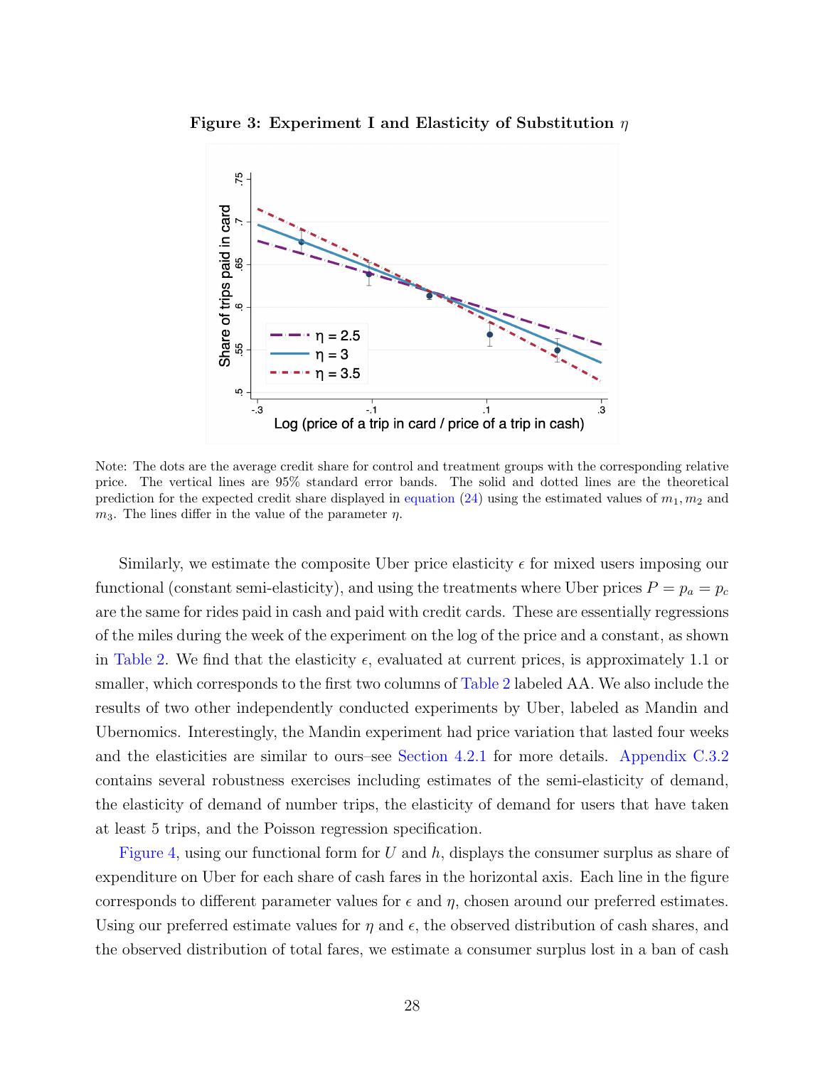**Figure 3: Experiment I and Elasticity of Substitution $\eta$**

Note: The dots are the average credit share for control and treatment groups with the corresponding relative price. The vertical lines are 95% standard error bands. The solid and dotted lines are the theoretical prediction for the expected credit share displayed in equation (24) using the estimated values of $m_1, m_2$ and $m_3$. The lines differ in the value of the parameter $\eta$.

Similarly, we estimate the composite Uber price elasticity $\epsilon$ for mixed users imposing our functional (constant semi-elasticity), and using the treatments where Uber prices $P = p_a = p_c$ are the same for rides paid in cash and paid with credit cards. These are essentially regressions of the miles during the week of the experiment on the log of the price and a constant, as shown in Table 2. We find that the elasticity $\epsilon$, evaluated at current prices, is approximately 1.1 or smaller, which corresponds to the first two columns of Table 2 labeled AA. We also include the results of two other independently conducted experiments by Uber, labeled as Mandin and Ubernomics. Interestingly, the Mandin experiment had price variation that lasted four weeks and the elasticities are similar to ours–see Section 4.2.1 for more details. Appendix C.3.2 contains several robustness exercises including estimates of the semi-elasticity of demand, the elasticity of demand of number trips, the elasticity of demand for users that have taken at least 5 trips, and the Poisson regression specification.

Figure 4, using our functional form for $U$ and $h$, displays the consumer surplus as share of expenditure on Uber for each share of cash fares in the horizontal axis. Each line in the figure corresponds to different parameter values for $\epsilon$ and $\eta$, chosen around our preferred estimates. Using our preferred estimate values for $\eta$ and $\epsilon$, the observed distribution of cash shares, and the observed distribution of total fares, we estimate a consumer surplus lost in a ban of cash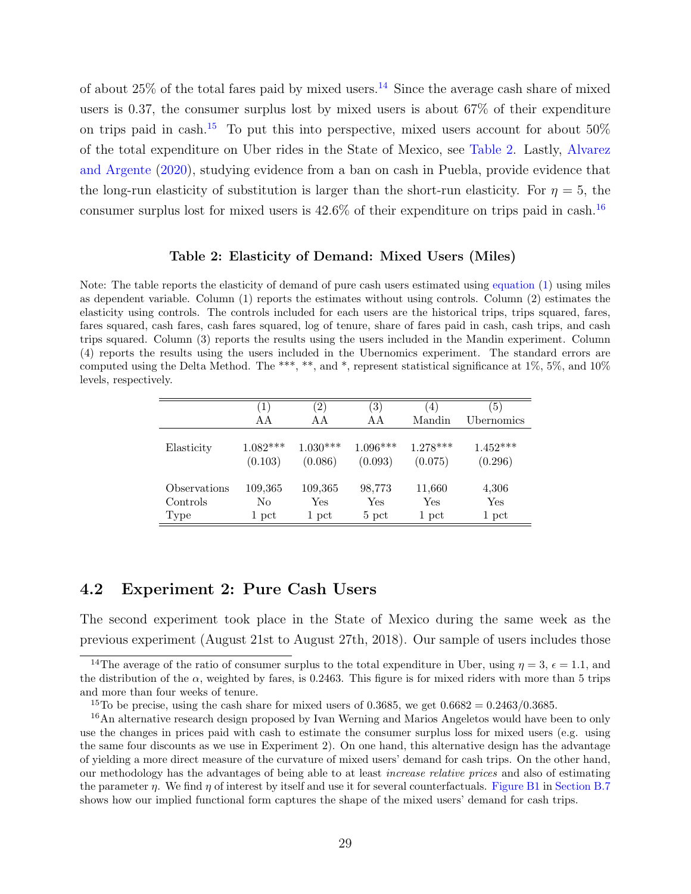of about 25% of the total fares paid by mixed users.[14] Since the average cash share of mixed users is 0.37, the consumer surplus lost by mixed users is about 67% of their expenditure on trips paid in cash.[15] To put this into perspective, mixed users account for about 50% of the total expenditure on Uber rides in the State of Mexico, see Table 2. Lastly, Alvarez and Argente (2020), studying evidence from a ban on cash in Puebla, provide evidence that the long-run elasticity of substitution is larger than the short-run elasticity. For $\eta = 5$, the consumer surplus lost for mixed users is 42.6% of their expenditure on trips paid in cash.[16]

**Table 2: Elasticity of Demand: Mixed Users (Miles)**

Note: The table reports the elasticity of demand of pure cash users estimated using equation (1) using miles as dependent variable. Column (1) reports the estimates without using controls. Column (2) estimates the elasticity using controls. The controls included for each users are the historical trips, trips squared, fares, fares squared, cash fares, cash fares squared, log of tenure, share of fares paid in cash, cash trips, and cash trips squared. Column (3) reports the results using the users included in the Mandin experiment. Column (4) reports the results using the users included in the Ubernomics experiment. The standard errors are computed using the Delta Method. The ***, **, and *, represent statistical significance at 1%, 5%, and 10% levels, respectively.

| | (1) | (2) | (3) | (4) | (5) |
|---|---|---|---|---|---|
| | AA | AA | AA | Mandin | Ubernomics |
| Elasticity | 1.082*** | 1.030*** | 1.096*** | 1.278*** | 1.452*** |
| | (0.103) | (0.086) | (0.093) | (0.075) | (0.296) |
| Observations | 109,365 | 109,365 | 98,773 | 11,660 | 4,306 |
| Controls | No | Yes | Yes | Yes | Yes |
| Type | 1 pct | 1 pct | 5 pct | 1 pct | 1 pct |

## 4.2 Experiment 2: Pure Cash Users

The second experiment took place in the State of Mexico during the same week as the previous experiment (August 21st to August 27th, 2018). Our sample of users includes those

[14] The average of the ratio of consumer surplus to the total expenditure in Uber, using $\eta = 3$, $\epsilon = 1.1$, and the distribution of the $\alpha$, weighted by fares, is 0.2463. This figure is for mixed riders with more than 5 trips and more than four weeks of tenure.

[15] To be precise, using the cash share for mixed users of 0.3685, we get $0.6682 = 0.2463/0.3685$.

[16] An alternative research design proposed by Ivan Werning and Marios Angeletos would have been to only use the changes in prices paid with cash to estimate the consumer surplus loss for mixed users (e.g. using the same four discounts as we use in Experiment 2). On one hand, this alternative design has the advantage of yielding a more direct measure of the curvature of mixed users' demand for cash trips. On the other hand, our methodology has the advantages of being able to at least *increase relative prices* and also of estimating the parameter $\eta$. We find $\eta$ of interest by itself and use it for several counterfactuals. Figure B1 in Section B.7 shows how our implied functional form captures the shape of the mixed users' demand for cash trips.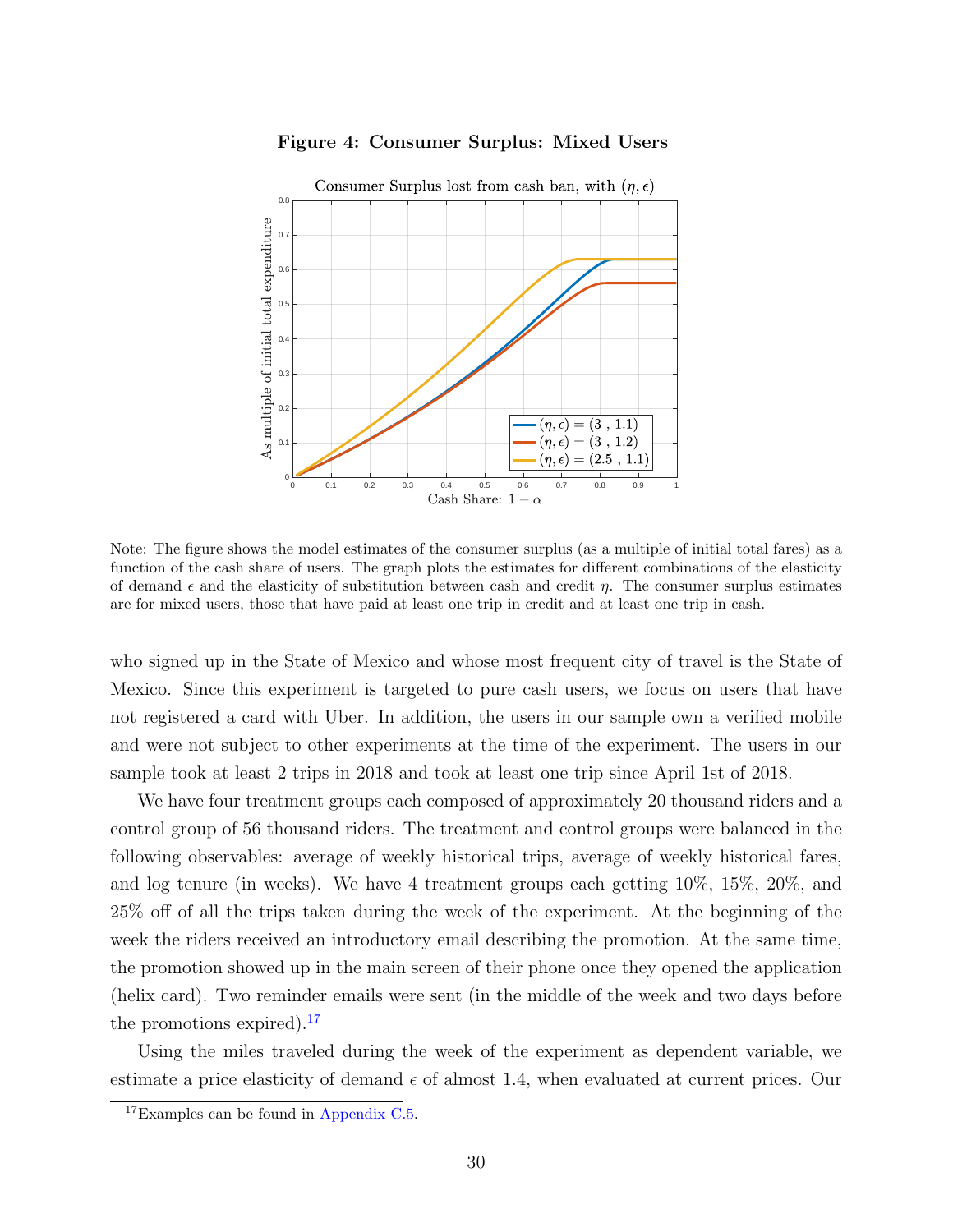**Figure 4: Consumer Surplus: Mixed Users**

Note: The figure shows the model estimates of the consumer surplus (as a multiple of initial total fares) as a function of the cash share of users. The graph plots the estimates for different combinations of the elasticity of demand $\epsilon$ and the elasticity of substitution between cash and credit $\eta$. The consumer surplus estimates are for mixed users, those that have paid at least one trip in credit and at least one trip in cash.

who signed up in the State of Mexico and whose most frequent city of travel is the State of Mexico. Since this experiment is targeted to pure cash users, we focus on users that have not registered a card with Uber. In addition, the users in our sample own a verified mobile and were not subject to other experiments at the time of the experiment. The users in our sample took at least 2 trips in 2018 and took at least one trip since April 1st of 2018.

We have four treatment groups each composed of approximately 20 thousand riders and a control group of 56 thousand riders. The treatment and control groups were balanced in the following observables: average of weekly historical trips, average of weekly historical fares, and log tenure (in weeks). We have 4 treatment groups each getting 10%, 15%, 20%, and 25% off of all the trips taken during the week of the experiment. At the beginning of the week the riders received an introductory email describing the promotion. At the same time, the promotion showed up in the main screen of their phone once they opened the application (helix card). Two reminder emails were sent (in the middle of the week and two days before the promotions expired).[17]

Using the miles traveled during the week of the experiment as dependent variable, we estimate a price elasticity of demand $\epsilon$ of almost 1.4, when evaluated at current prices. Our

[17] Examples can be found in Appendix C.5.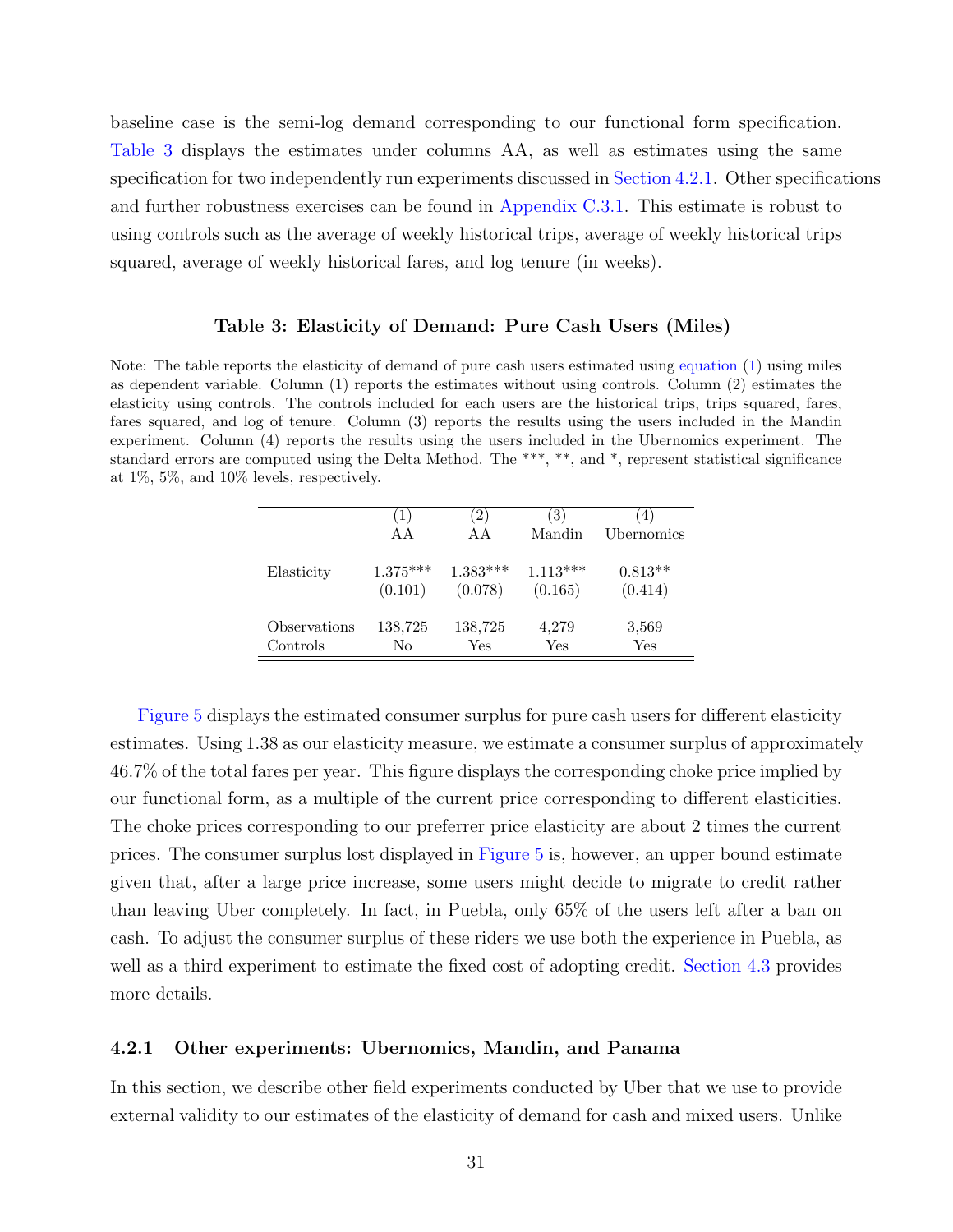baseline case is the semi-log demand corresponding to our functional form specification. Table 3 displays the estimates under columns AA, as well as estimates using the same specification for two independently run experiments discussed in Section 4.2.1. Other specifications and further robustness exercises can be found in Appendix C.3.1. This estimate is robust to using controls such as the average of weekly historical trips, average of weekly historical trips squared, average of weekly historical fares, and log tenure (in weeks).

**Table 3: Elasticity of Demand: Pure Cash Users (Miles)**

Note: The table reports the elasticity of demand of pure cash users estimated using equation (1) using miles as dependent variable. Column (1) reports the estimates without using controls. Column (2) estimates the elasticity using controls. The controls included for each users are the historical trips, trips squared, fares, fares squared, and log of tenure. Column (3) reports the results using the users included in the Mandin experiment. Column (4) reports the results using the users included in the Ubernomics experiment. The standard errors are computed using the Delta Method. The ***, **, and *, represent statistical significance at 1%, 5%, and 10% levels, respectively.

| | (1) | (2) | (3) | (4) |
|---|---|---|---|---|
| | AA | AA | Mandin | Ubernomics |
| Elasticity | 1.375*** | 1.383*** | 1.113*** | 0.813** |
| | (0.101) | (0.078) | (0.165) | (0.414) |
| Observations | 138,725 | 138,725 | 4,279 | 3,569 |
| Controls | No | Yes | Yes | Yes |

Figure 5 displays the estimated consumer surplus for pure cash users for different elasticity estimates. Using 1.38 as our elasticity measure, we estimate a consumer surplus of approximately 46.7% of the total fares per year. This figure displays the corresponding choke price implied by our functional form, as a multiple of the current price corresponding to different elasticities. The choke prices corresponding to our preferrer price elasticity are about 2 times the current prices. The consumer surplus lost displayed in Figure 5 is, however, an upper bound estimate given that, after a large price increase, some users might decide to migrate to credit rather than leaving Uber completely. In fact, in Puebla, only 65% of the users left after a ban on cash. To adjust the consumer surplus of these riders we use both the experience in Puebla, as well as a third experiment to estimate the fixed cost of adopting credit. Section 4.3 provides more details.

### 4.2.1 Other experiments: Ubernomics, Mandin, and Panama

In this section, we describe other field experiments conducted by Uber that we use to provide external validity to our estimates of the elasticity of demand for cash and mixed users. Unlike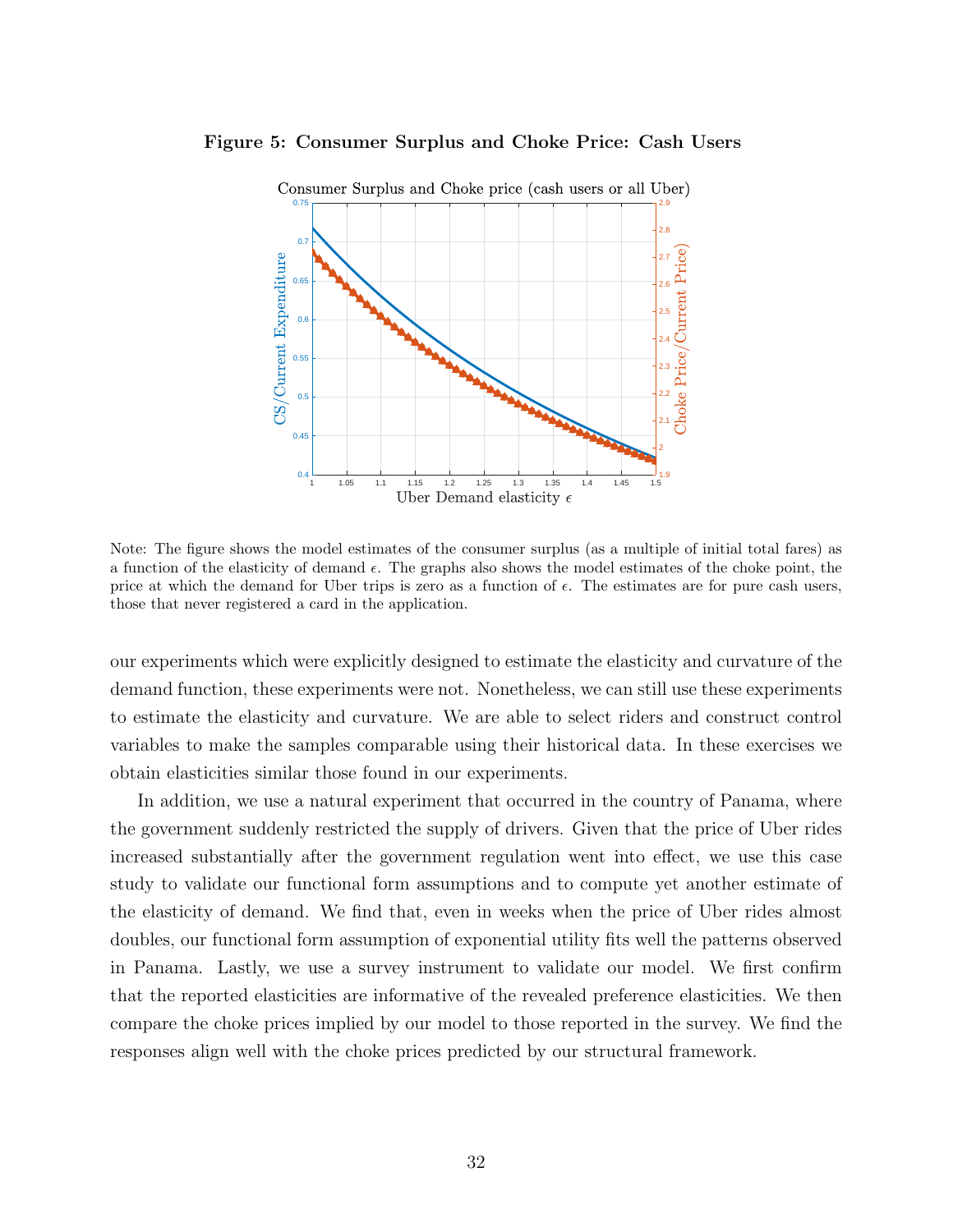**Figure 5: Consumer Surplus and Choke Price: Cash Users**

Note: The figure shows the model estimates of the consumer surplus (as a multiple of initial total fares) as a function of the elasticity of demand $\epsilon$. The graphs also shows the model estimates of the choke point, the price at which the demand for Uber trips is zero as a function of $\epsilon$. The estimates are for pure cash users, those that never registered a card in the application.

our experiments which were explicitly designed to estimate the elasticity and curvature of the demand function, these experiments were not. Nonetheless, we can still use these experiments to estimate the elasticity and curvature. We are able to select riders and construct control variables to make the samples comparable using their historical data. In these exercises we obtain elasticities similar those found in our experiments.

In addition, we use a natural experiment that occurred in the country of Panama, where the government suddenly restricted the supply of drivers. Given that the price of Uber rides increased substantially after the government regulation went into effect, we use this case study to validate our functional form assumptions and to compute yet another estimate of the elasticity of demand. We find that, even in weeks when the price of Uber rides almost doubles, our functional form assumption of exponential utility fits well the patterns observed in Panama. Lastly, we use a survey instrument to validate our model. We first confirm that the reported elasticities are informative of the revealed preference elasticities. We then compare the choke prices implied by our model to those reported in the survey. We find the responses align well with the choke prices predicted by our structural framework.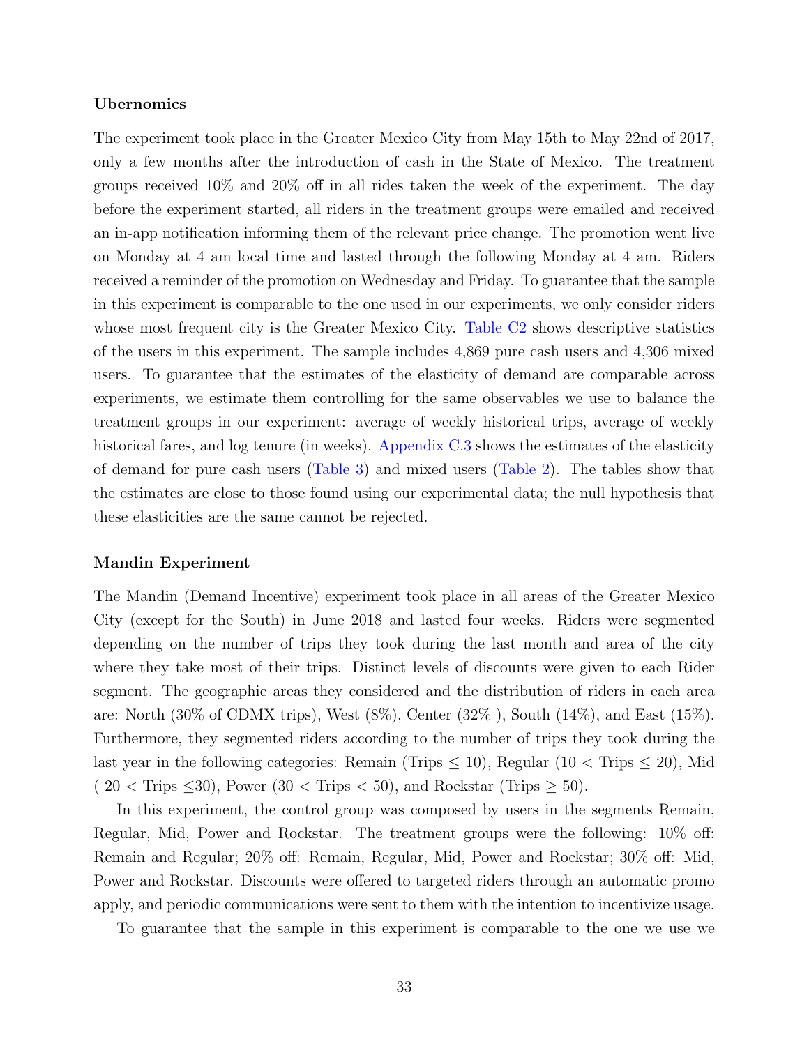### Ubernomics

The experiment took place in the Greater Mexico City from May 15th to May 22nd of 2017, only a few months after the introduction of cash in the State of Mexico. The treatment groups received 10% and 20% off in all rides taken the week of the experiment. The day before the experiment started, all riders in the treatment groups were emailed and received an in-app notification informing them of the relevant price change. The promotion went live on Monday at 4 am local time and lasted through the following Monday at 4 am. Riders received a reminder of the promotion on Wednesday and Friday. To guarantee that the sample in this experiment is comparable to the one used in our experiments, we only consider riders whose most frequent city is the Greater Mexico City. Table C2 shows descriptive statistics of the users in this experiment. The sample includes 4,869 pure cash users and 4,306 mixed users. To guarantee that the estimates of the elasticity of demand are comparable across experiments, we estimate them controlling for the same observables we use to balance the treatment groups in our experiment: average of weekly historical trips, average of weekly historical fares, and log tenure (in weeks). Appendix C.3 shows the estimates of the elasticity of demand for pure cash users (Table 3) and mixed users (Table 2). The tables show that the estimates are close to those found using our experimental data; the null hypothesis that these elasticities are the same cannot be rejected.

### Mandin Experiment

The Mandin (Demand Incentive) experiment took place in all areas of the Greater Mexico City (except for the South) in June 2018 and lasted four weeks. Riders were segmented depending on the number of trips they took during the last month and area of the city where they take most of their trips. Distinct levels of discounts were given to each Rider segment. The geographic areas they considered and the distribution of riders in each area are: North (30% of CDMX trips), West (8%), Center (32% ), South (14%), and East (15%). Furthermore, they segmented riders according to the number of trips they took during the last year in the following categories: Remain (Trips $\leq 10$), Regular ($10 <$ Trips $\leq 20$), Mid ( $20 <$ Trips $\leq 30$), Power ($30 <$ Trips $< 50$), and Rockstar (Trips $\geq 50$).

In this experiment, the control group was composed by users in the segments Remain, Regular, Mid, Power and Rockstar. The treatment groups were the following: 10% off: Remain and Regular; 20% off: Remain, Regular, Mid, Power and Rockstar; 30% off: Mid, Power and Rockstar. Discounts were offered to targeted riders through an automatic promo apply, and periodic communications were sent to them with the intention to incentivize usage.

To guarantee that the sample in this experiment is comparable to the one we use we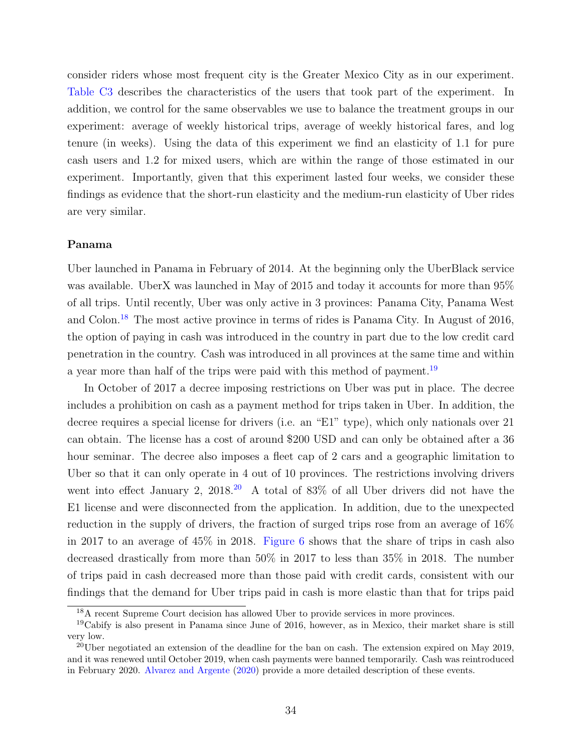consider riders whose most frequent city is the Greater Mexico City as in our experiment. Table C3 describes the characteristics of the users that took part of the experiment. In addition, we control for the same observables we use to balance the treatment groups in our experiment: average of weekly historical trips, average of weekly historical fares, and log tenure (in weeks). Using the data of this experiment we find an elasticity of 1.1 for pure cash users and 1.2 for mixed users, which are within the range of those estimated in our experiment. Importantly, given that this experiment lasted four weeks, we consider these findings as evidence that the short-run elasticity and the medium-run elasticity of Uber rides are very similar.

**Panama**

Uber launched in Panama in February of 2014. At the beginning only the UberBlack service was available. UberX was launched in May of 2015 and today it accounts for more than 95% of all trips. Until recently, Uber was only active in 3 provinces: Panama City, Panama West and Colon.[18] The most active province in terms of rides is Panama City. In August of 2016, the option of paying in cash was introduced in the country in part due to the low credit card penetration in the country. Cash was introduced in all provinces at the same time and within a year more than half of the trips were paid with this method of payment.[19]

In October of 2017 a decree imposing restrictions on Uber was put in place. The decree includes a prohibition on cash as a payment method for trips taken in Uber. In addition, the decree requires a special license for drivers (i.e. an "E1" type), which only nationals over 21 can obtain. The license has a cost of around $200 USD and can only be obtained after a 36 hour seminar. The decree also imposes a fleet cap of 2 cars and a geographic limitation to Uber so that it can only operate in 4 out of 10 provinces. The restrictions involving drivers went into effect January 2, 2018.[20] A total of 83% of all Uber drivers did not have the E1 license and were disconnected from the application. In addition, due to the unexpected reduction in the supply of drivers, the fraction of surged trips rose from an average of 16% in 2017 to an average of 45% in 2018. Figure 6 shows that the share of trips in cash also decreased drastically from more than 50% in 2017 to less than 35% in 2018. The number of trips paid in cash decreased more than those paid with credit cards, consistent with our findings that the demand for Uber trips paid in cash is more elastic than that for trips paid

[18] A recent Supreme Court decision has allowed Uber to provide services in more provinces.

[19] Cabify is also present in Panama since June of 2016, however, as in Mexico, their market share is still very low.

[20] Uber negotiated an extension of the deadline for the ban on cash. The extension expired on May 2019, and it was renewed until October 2019, when cash payments were banned temporarily. Cash was reintroduced in February 2020. Alvarez and Argente (2020) provide a more detailed description of these events.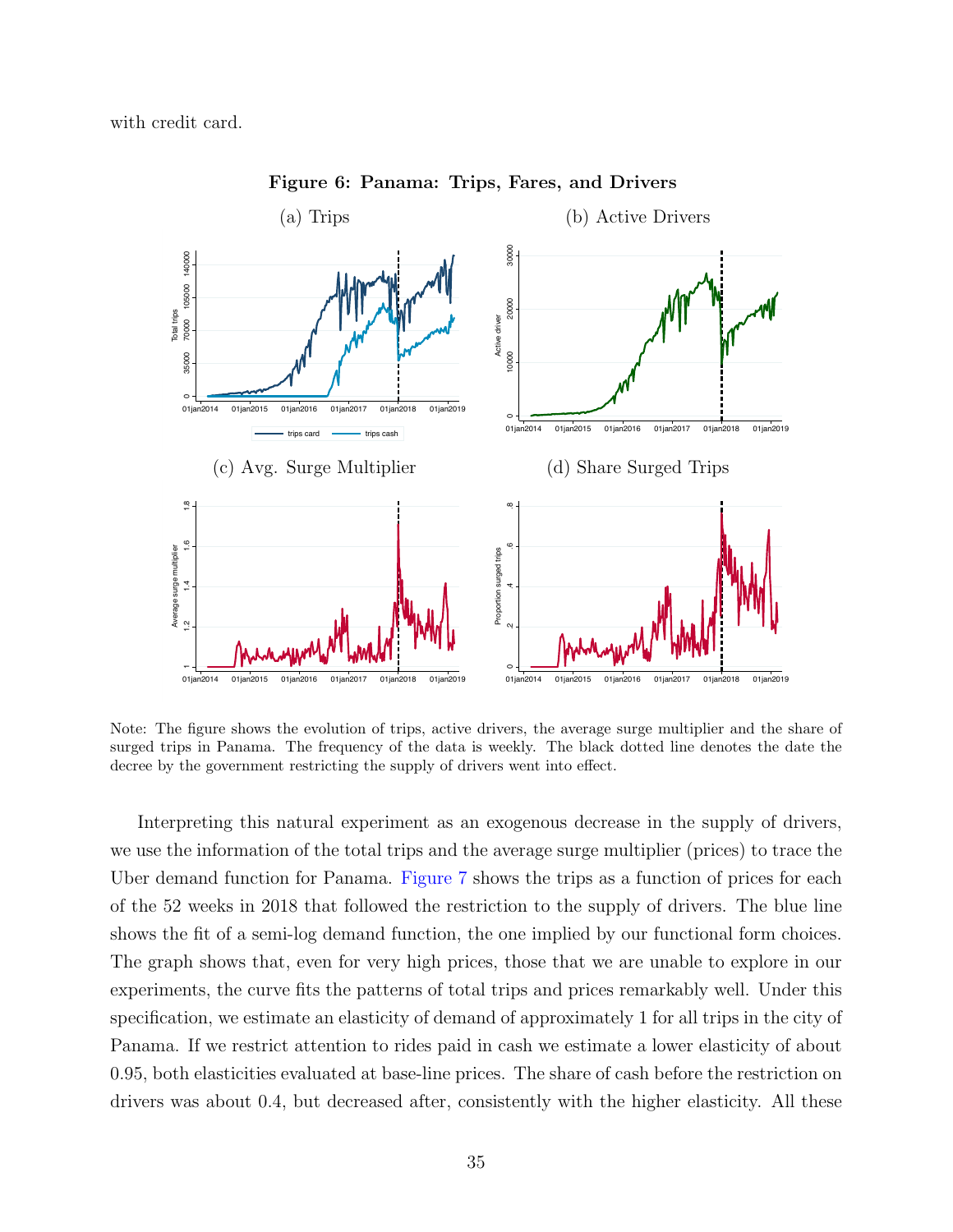with credit card.

**Figure 6: Panama: Trips, Fares, and Drivers**

(a) Trips

(b) Active Drivers

(c) Avg. Surge Multiplier

(d) Share Surged Trips

Note: The figure shows the evolution of trips, active drivers, the average surge multiplier and the share of surged trips in Panama. The frequency of the data is weekly. The black dotted line denotes the date the decree by the government restricting the supply of drivers went into effect.

Interpreting this natural experiment as an exogenous decrease in the supply of drivers, we use the information of the total trips and the average surge multiplier (prices) to trace the Uber demand function for Panama. Figure 7 shows the trips as a function of prices for each of the 52 weeks in 2018 that followed the restriction to the supply of drivers. The blue line shows the fit of a semi-log demand function, the one implied by our functional form choices. The graph shows that, even for very high prices, those that we are unable to explore in our experiments, the curve fits the patterns of total trips and prices remarkably well. Under this specification, we estimate an elasticity of demand of approximately 1 for all trips in the city of Panama. If we restrict attention to rides paid in cash we estimate a lower elasticity of about 0.95, both elasticities evaluated at base-line prices. The share of cash before the restriction on drivers was about 0.4, but decreased after, consistently with the higher elasticity. All these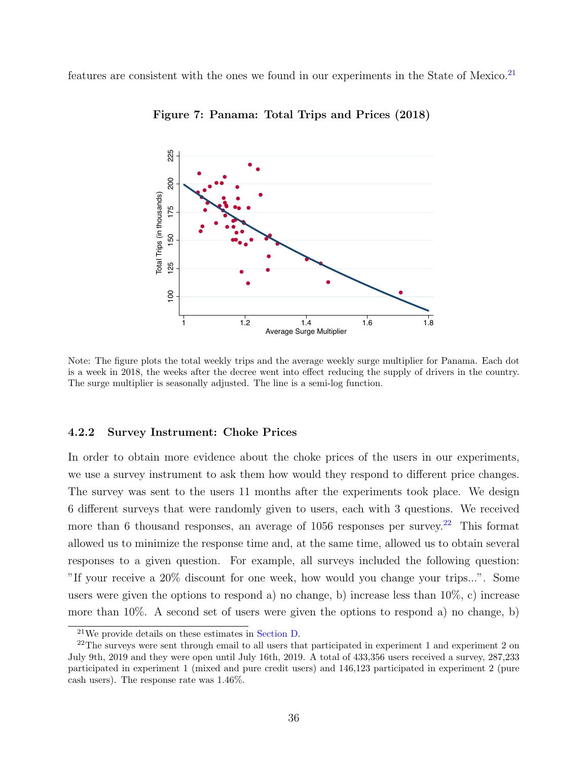features are consistent with the ones we found in our experiments in the State of Mexico.[21]

**Figure 7: Panama: Total Trips and Prices (2018)**

Note: The figure plots the total weekly trips and the average weekly surge multiplier for Panama. Each dot is a week in 2018, the weeks after the decree went into effect reducing the supply of drivers in the country. The surge multiplier is seasonally adjusted. The line is a semi-log function.

### 4.2.2 Survey Instrument: Choke Prices

In order to obtain more evidence about the choke prices of the users in our experiments, we use a survey instrument to ask them how would they respond to different price changes. The survey was sent to the users 11 months after the experiments took place. We design 6 different surveys that were randomly given to users, each with 3 questions. We received more than 6 thousand responses, an average of 1056 responses per survey.[22] This format allowed us to minimize the response time and, at the same time, allowed us to obtain several responses to a given question. For example, all surveys included the following question: "If your receive a 20% discount for one week, how would you change your trips...". Some users were given the options to respond a) no change, b) increase less than 10%, c) increase more than 10%. A second set of users were given the options to respond a) no change, b)

[21] We provide details on these estimates in Section D.

[22] The surveys were sent through email to all users that participated in experiment 1 and experiment 2 on July 9th, 2019 and they were open until July 16th, 2019. A total of 433,356 users received a survey, 287,233 participated in experiment 1 (mixed and pure credit users) and 146,123 participated in experiment 2 (pure cash users). The response rate was 1.46%.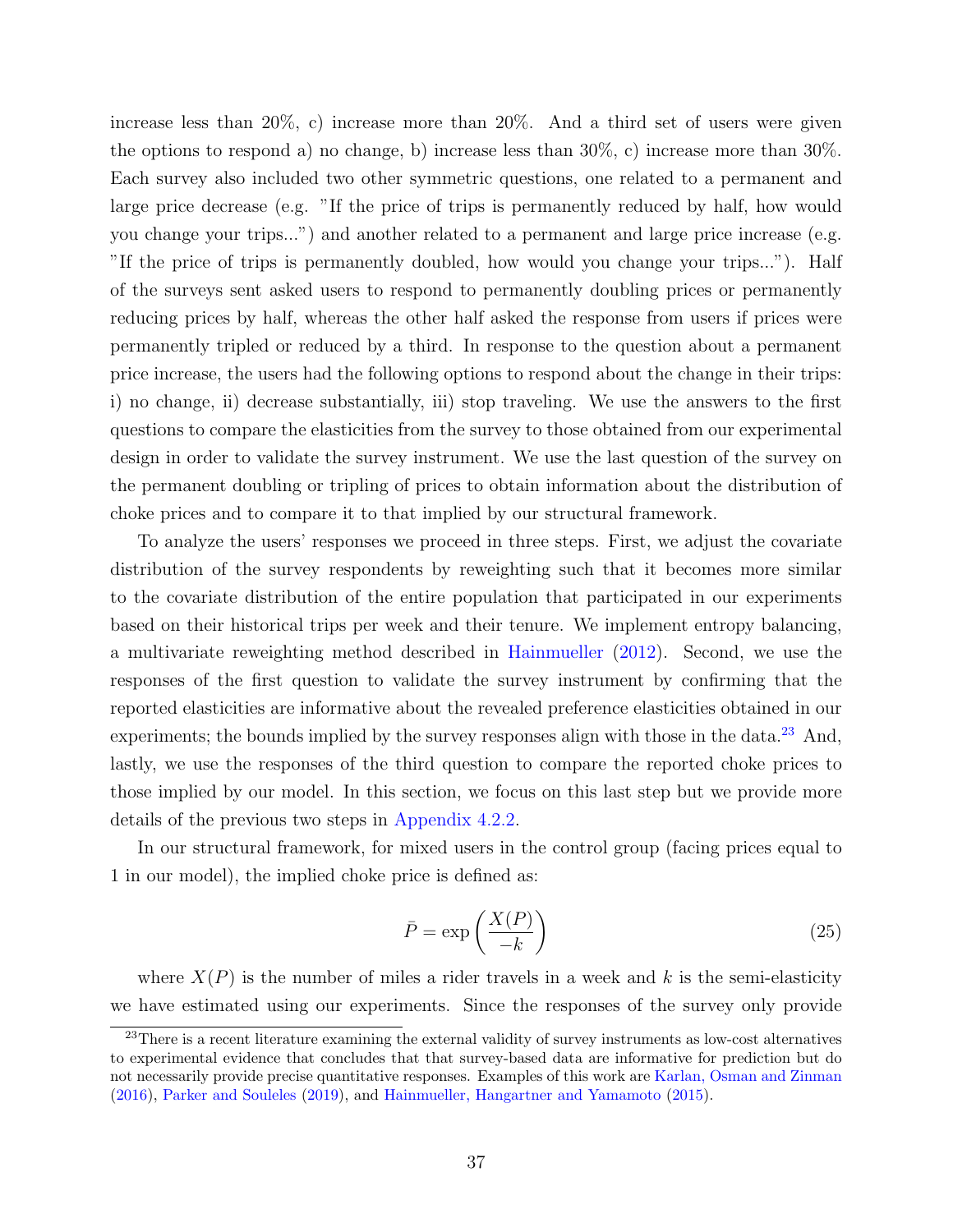increase less than 20%, c) increase more than 20%. And a third set of users were given the options to respond a) no change, b) increase less than 30%, c) increase more than 30%. Each survey also included two other symmetric questions, one related to a permanent and large price decrease (e.g. "If the price of trips is permanently reduced by half, how would you change your trips...") and another related to a permanent and large price increase (e.g. "If the price of trips is permanently doubled, how would you change your trips..."). Half of the surveys sent asked users to respond to permanently doubling prices or permanently reducing prices by half, whereas the other half asked the response from users if prices were permanently tripled or reduced by a third. In response to the question about a permanent price increase, the users had the following options to respond about the change in their trips: i) no change, ii) decrease substantially, iii) stop traveling. We use the answers to the first questions to compare the elasticities from the survey to those obtained from our experimental design in order to validate the survey instrument. We use the last question of the survey on the permanent doubling or tripling of prices to obtain information about the distribution of choke prices and to compare it to that implied by our structural framework.

To analyze the users' responses we proceed in three steps. First, we adjust the covariate distribution of the survey respondents by reweighting such that it becomes more similar to the covariate distribution of the entire population that participated in our experiments based on their historical trips per week and their tenure. We implement entropy balancing, a multivariate reweighting method described in Hainmueller (2012). Second, we use the responses of the first question to validate the survey instrument by confirming that the reported elasticities are informative about the revealed preference elasticities obtained in our experiments; the bounds implied by the survey responses align with those in the data.[23] And, lastly, we use the responses of the third question to compare the reported choke prices to those implied by our model. In this section, we focus on this last step but we provide more details of the previous two steps in Appendix 4.2.2.

In our structural framework, for mixed users in the control group (facing prices equal to 1 in our model), the implied choke price is defined as:

$$\bar{P} = \exp\left(\frac{X(P)}{-k}\right) \tag{25}$$

where $X(P)$ is the number of miles a rider travels in a week and $k$ is the semi-elasticity we have estimated using our experiments. Since the responses of the survey only provide

[23] There is a recent literature examining the external validity of survey instruments as low-cost alternatives to experimental evidence that concludes that that survey-based data are informative for prediction but do not necessarily provide precise quantitative responses. Examples of this work are Karlan, Osman and Zinman (2016), Parker and Souleles (2019), and Hainmueller, Hangartner and Yamamoto (2015).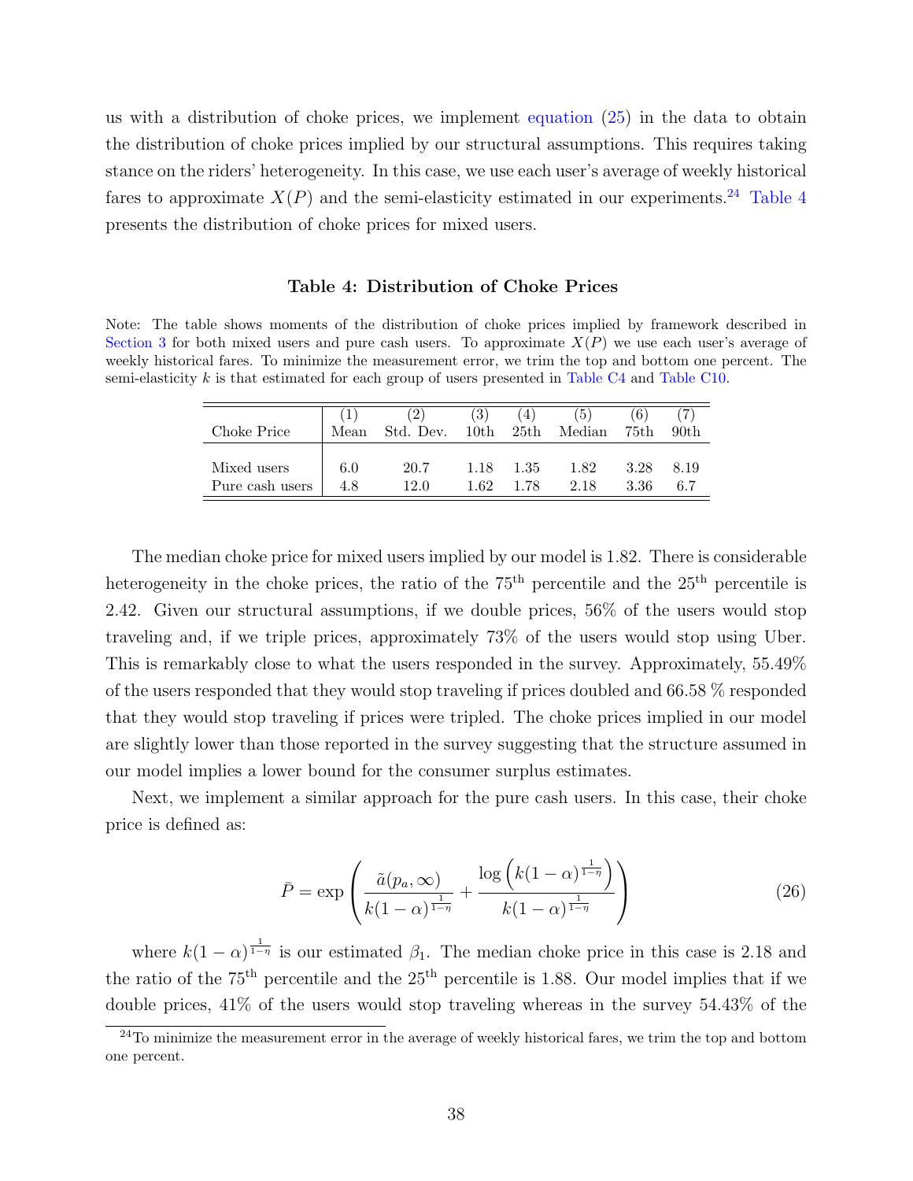us with a distribution of choke prices, we implement equation (25) in the data to obtain the distribution of choke prices implied by our structural assumptions. This requires taking stance on the riders' heterogeneity. In this case, we use each user's average of weekly historical fares to approximate $X(P)$ and the semi-elasticity estimated in our experiments.[24] Table 4 presents the distribution of choke prices for mixed users.

### Table 4: Distribution of Choke Prices

Note: The table shows moments of the distribution of choke prices implied by framework described in Section 3 for both mixed users and pure cash users. To approximate $X(P)$ we use each user's average of weekly historical fares. To minimize the measurement error, we trim the top and bottom one percent. The semi-elasticity $k$ is that estimated for each group of users presented in Table C4 and Table C10.

| Choke Price | (1) Mean | (2) Std. Dev. | (3) 10th | (4) 25th | (5) Median | (6) 75th | (7) 90th |
|---|---|---|---|---|---|---|---|
| Mixed users | 6.0 | 20.7 | 1.18 | 1.35 | 1.82 | 3.28 | 8.19 |
| Pure cash users | 4.8 | 12.0 | 1.62 | 1.78 | 2.18 | 3.36 | 6.7 |

The median choke price for mixed users implied by our model is 1.82. There is considerable heterogeneity in the choke prices, the ratio of the 75$^{\text{th}}$ percentile and the 25$^{\text{th}}$ percentile is 2.42. Given our structural assumptions, if we double prices, 56% of the users would stop traveling and, if we triple prices, approximately 73% of the users would stop using Uber. This is remarkably close to what the users responded in the survey. Approximately, 55.49% of the users responded that they would stop traveling if prices doubled and 66.58 % responded that they would stop traveling if prices were tripled. The choke prices implied in our model are slightly lower than those reported in the survey suggesting that the structure assumed in our model implies a lower bound for the consumer surplus estimates.

Next, we implement a similar approach for the pure cash users. In this case, their choke price is defined as:

$$\bar{P} = \exp\left(\frac{\tilde{a}(p_a, \infty)}{k(1-\alpha)^{\frac{1}{1-\eta}}} + \frac{\log\left(k(1-\alpha)^{\frac{1}{1-\eta}}\right)}{k(1-\alpha)^{\frac{1}{1-\eta}}}\right) \tag{26}$$

where $k(1-\alpha)^{\frac{1}{1-\eta}}$ is our estimated $\beta_1$. The median choke price in this case is 2.18 and the ratio of the 75$^{\text{th}}$ percentile and the 25$^{\text{th}}$ percentile is 1.88. Our model implies that if we double prices, 41% of the users would stop traveling whereas in the survey 54.43% of the

[24] To minimize the measurement error in the average of weekly historical fares, we trim the top and bottom one percent.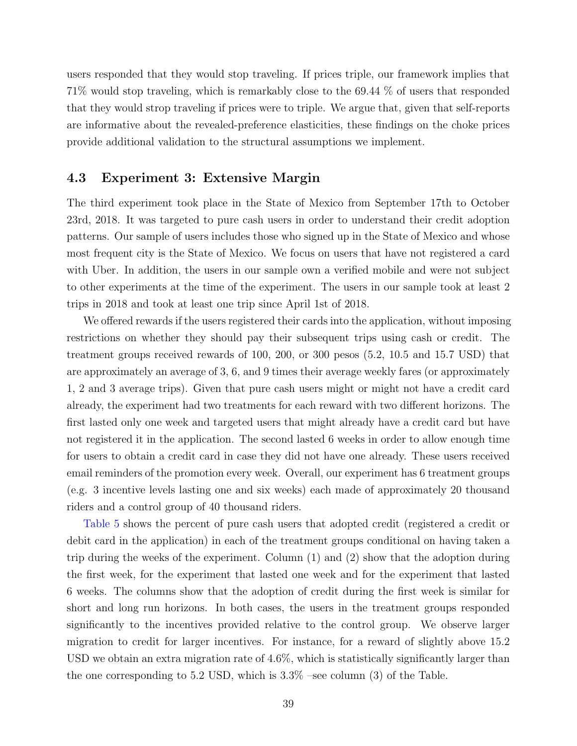users responded that they would stop traveling. If prices triple, our framework implies that 71% would stop traveling, which is remarkably close to the 69.44 % of users that responded that they would strop traveling if prices were to triple. We argue that, given that self-reports are informative about the revealed-preference elasticities, these findings on the choke prices provide additional validation to the structural assumptions we implement.

### 4.3 Experiment 3: Extensive Margin

The third experiment took place in the State of Mexico from September 17th to October 23rd, 2018. It was targeted to pure cash users in order to understand their credit adoption patterns. Our sample of users includes those who signed up in the State of Mexico and whose most frequent city is the State of Mexico. We focus on users that have not registered a card with Uber. In addition, the users in our sample own a verified mobile and were not subject to other experiments at the time of the experiment. The users in our sample took at least 2 trips in 2018 and took at least one trip since April 1st of 2018.

We offered rewards if the users registered their cards into the application, without imposing restrictions on whether they should pay their subsequent trips using cash or credit. The treatment groups received rewards of 100, 200, or 300 pesos (5.2, 10.5 and 15.7 USD) that are approximately an average of 3, 6, and 9 times their average weekly fares (or approximately 1, 2 and 3 average trips). Given that pure cash users might or might not have a credit card already, the experiment had two treatments for each reward with two different horizons. The first lasted only one week and targeted users that might already have a credit card but have not registered it in the application. The second lasted 6 weeks in order to allow enough time for users to obtain a credit card in case they did not have one already. These users received email reminders of the promotion every week. Overall, our experiment has 6 treatment groups (e.g. 3 incentive levels lasting one and six weeks) each made of approximately 20 thousand riders and a control group of 40 thousand riders.

Table 5 shows the percent of pure cash users that adopted credit (registered a credit or debit card in the application) in each of the treatment groups conditional on having taken a trip during the weeks of the experiment. Column (1) and (2) show that the adoption during the first week, for the experiment that lasted one week and for the experiment that lasted 6 weeks. The columns show that the adoption of credit during the first week is similar for short and long run horizons. In both cases, the users in the treatment groups responded significantly to the incentives provided relative to the control group. We observe larger migration to credit for larger incentives. For instance, for a reward of slightly above 15.2 USD we obtain an extra migration rate of 4.6%, which is statistically significantly larger than the one corresponding to 5.2 USD, which is 3.3% –see column (3) of the Table.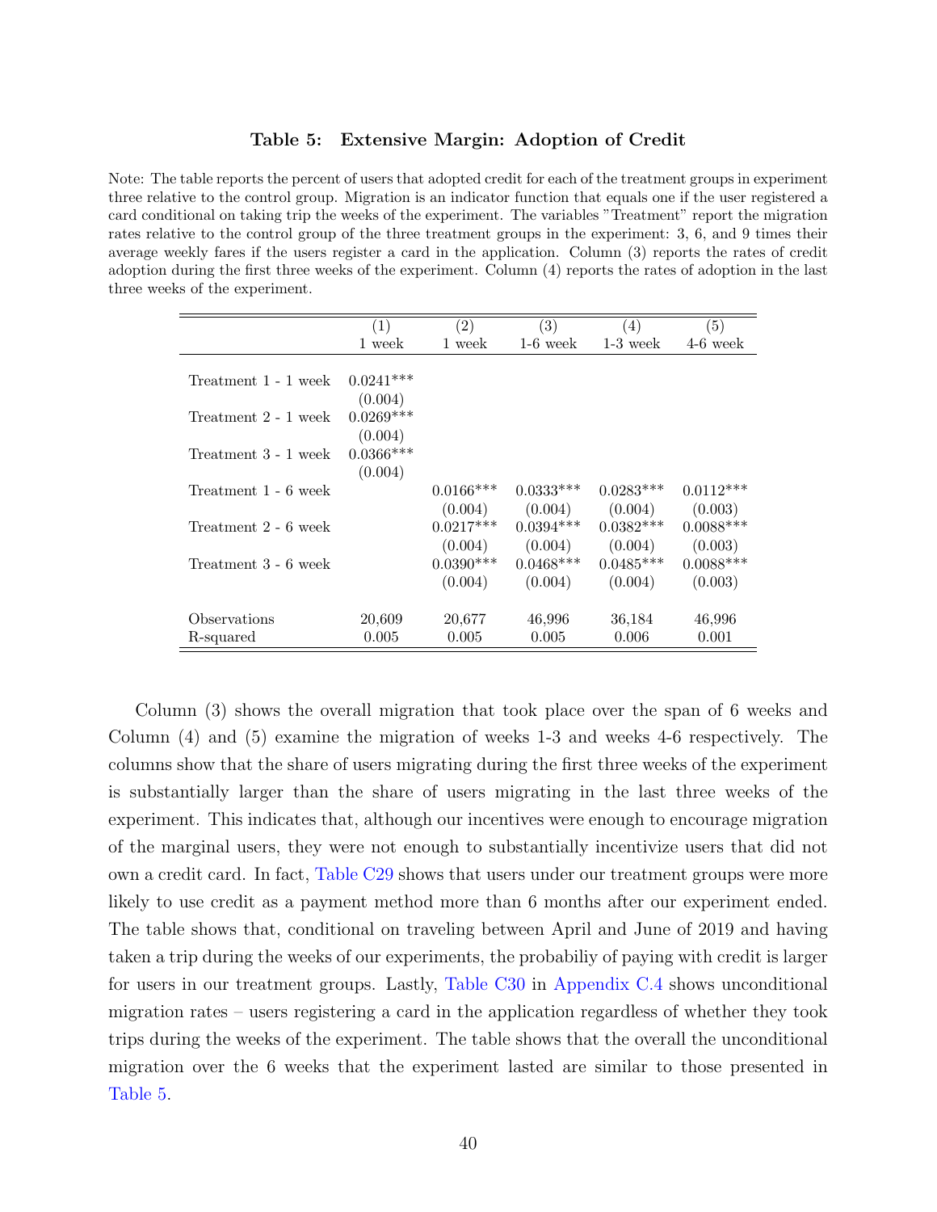**Table 5: Extensive Margin: Adoption of Credit**

Note: The table reports the percent of users that adopted credit for each of the treatment groups in experiment three relative to the control group. Migration is an indicator function that equals one if the user registered a card conditional on taking trip the weeks of the experiment. The variables "Treatment" report the migration rates relative to the control group of the three treatment groups in the experiment: 3, 6, and 9 times their average weekly fares if the users register a card in the application. Column (3) reports the rates of credit adoption during the first three weeks of the experiment. Column (4) reports the rates of adoption in the last three weeks of the experiment.

| | (1) | (2) | (3) | (4) | (5) |
|---|---|---|---|---|---|
| | 1 week | 1 week | 1-6 week | 1-3 week | 4-6 week |
| Treatment 1 - 1 week | 0.0241*** | | | | |
| | (0.004) | | | | |
| Treatment 2 - 1 week | 0.0269*** | | | | |
| | (0.004) | | | | |
| Treatment 3 - 1 week | 0.0366*** | | | | |
| | (0.004) | | | | |
| Treatment 1 - 6 week | | 0.0166*** | 0.0333*** | 0.0283*** | 0.0112*** |
| | | (0.004) | (0.004) | (0.004) | (0.003) |
| Treatment 2 - 6 week | | 0.0217*** | 0.0394*** | 0.0382*** | 0.0088*** |
| | | (0.004) | (0.004) | (0.004) | (0.003) |
| Treatment 3 - 6 week | | 0.0390*** | 0.0468*** | 0.0485*** | 0.0088*** |
| | | (0.004) | (0.004) | (0.004) | (0.003) |
| Observations | 20,609 | 20,677 | 46,996 | 36,184 | 46,996 |
| R-squared | 0.005 | 0.005 | 0.005 | 0.006 | 0.001 |

Column (3) shows the overall migration that took place over the span of 6 weeks and Column (4) and (5) examine the migration of weeks 1-3 and weeks 4-6 respectively. The columns show that the share of users migrating during the first three weeks of the experiment is substantially larger than the share of users migrating in the last three weeks of the experiment. This indicates that, although our incentives were enough to encourage migration of the marginal users, they were not enough to substantially incentivize users that did not own a credit card. In fact, Table C29 shows that users under our treatment groups were more likely to use credit as a payment method more than 6 months after our experiment ended. The table shows that, conditional on traveling between April and June of 2019 and having taken a trip during the weeks of our experiments, the probabiliy of paying with credit is larger for users in our treatment groups. Lastly, Table C30 in Appendix C.4 shows unconditional migration rates – users registering a card in the application regardless of whether they took trips during the weeks of the experiment. The table shows that the overall the unconditional migration over the 6 weeks that the experiment lasted are similar to those presented in Table 5.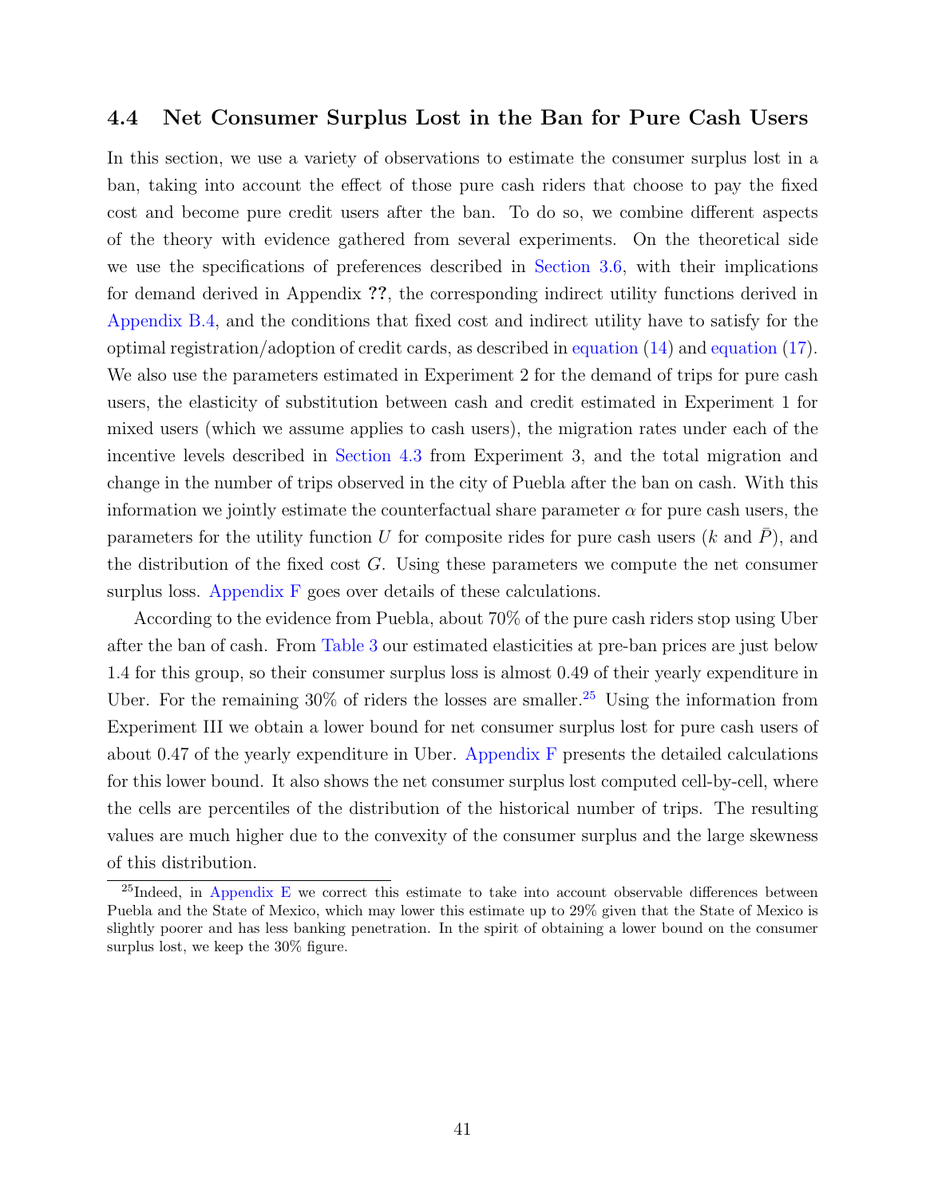### 4.4 Net Consumer Surplus Lost in the Ban for Pure Cash Users

In this section, we use a variety of observations to estimate the consumer surplus lost in a ban, taking into account the effect of those pure cash riders that choose to pay the fixed cost and become pure credit users after the ban. To do so, we combine different aspects of the theory with evidence gathered from several experiments. On the theoretical side we use the specifications of preferences described in Section 3.6, with their implications for demand derived in Appendix **??**, the corresponding indirect utility functions derived in Appendix B.4, and the conditions that fixed cost and indirect utility have to satisfy for the optimal registration/adoption of credit cards, as described in equation (14) and equation (17). We also use the parameters estimated in Experiment 2 for the demand of trips for pure cash users, the elasticity of substitution between cash and credit estimated in Experiment 1 for mixed users (which we assume applies to cash users), the migration rates under each of the incentive levels described in Section 4.3 from Experiment 3, and the total migration and change in the number of trips observed in the city of Puebla after the ban on cash. With this information we jointly estimate the counterfactual share parameter $\alpha$ for pure cash users, the parameters for the utility function $U$ for composite rides for pure cash users ($k$ and $\bar{P}$), and the distribution of the fixed cost $G$. Using these parameters we compute the net consumer surplus loss. Appendix F goes over details of these calculations.

According to the evidence from Puebla, about 70% of the pure cash riders stop using Uber after the ban of cash. From Table 3 our estimated elasticities at pre-ban prices are just below 1.4 for this group, so their consumer surplus loss is almost 0.49 of their yearly expenditure in Uber. For the remaining 30% of riders the losses are smaller.[25] Using the information from Experiment III we obtain a lower bound for net consumer surplus lost for pure cash users of about 0.47 of the yearly expenditure in Uber. Appendix F presents the detailed calculations for this lower bound. It also shows the net consumer surplus lost computed cell-by-cell, where the cells are percentiles of the distribution of the historical number of trips. The resulting values are much higher due to the convexity of the consumer surplus and the large skewness of this distribution.

[25] Indeed, in Appendix E we correct this estimate to take into account observable differences between Puebla and the State of Mexico, which may lower this estimate up to 29% given that the State of Mexico is slightly poorer and has less banking penetration. In the spirit of obtaining a lower bound on the consumer surplus lost, we keep the 30% figure.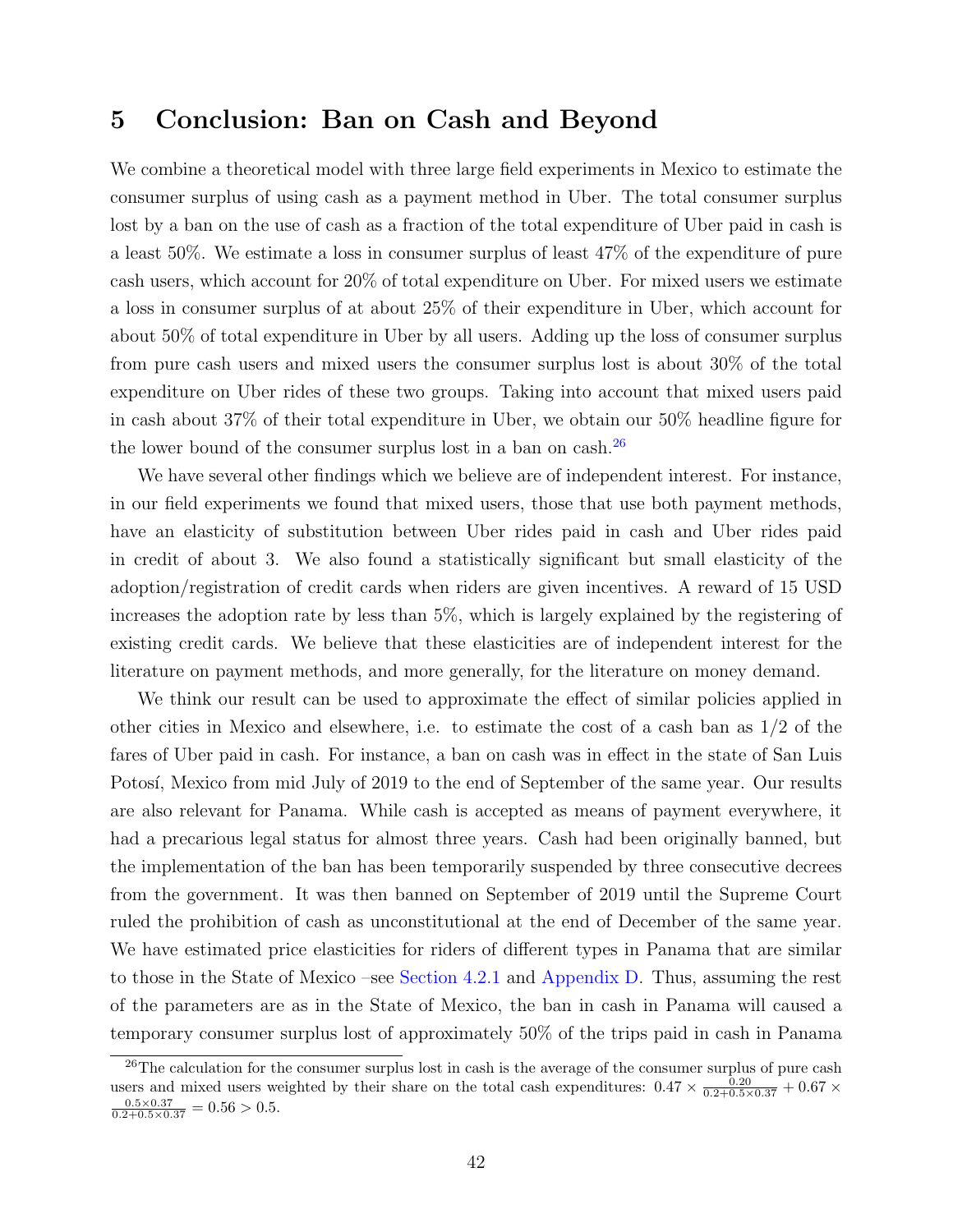# 5 Conclusion: Ban on Cash and Beyond

We combine a theoretical model with three large field experiments in Mexico to estimate the consumer surplus of using cash as a payment method in Uber. The total consumer surplus lost by a ban on the use of cash as a fraction of the total expenditure of Uber paid in cash is a least 50%. We estimate a loss in consumer surplus of least 47% of the expenditure of pure cash users, which account for 20% of total expenditure on Uber. For mixed users we estimate a loss in consumer surplus of at about 25% of their expenditure in Uber, which account for about 50% of total expenditure in Uber by all users. Adding up the loss of consumer surplus from pure cash users and mixed users the consumer surplus lost is about 30% of the total expenditure on Uber rides of these two groups. Taking into account that mixed users paid in cash about 37% of their total expenditure in Uber, we obtain our 50% headline figure for the lower bound of the consumer surplus lost in a ban on cash.[26]

We have several other findings which we believe are of independent interest. For instance, in our field experiments we found that mixed users, those that use both payment methods, have an elasticity of substitution between Uber rides paid in cash and Uber rides paid in credit of about 3. We also found a statistically significant but small elasticity of the adoption/registration of credit cards when riders are given incentives. A reward of 15 USD increases the adoption rate by less than 5%, which is largely explained by the registering of existing credit cards. We believe that these elasticities are of independent interest for the literature on payment methods, and more generally, for the literature on money demand.

We think our result can be used to approximate the effect of similar policies applied in other cities in Mexico and elsewhere, i.e. to estimate the cost of a cash ban as 1/2 of the fares of Uber paid in cash. For instance, a ban on cash was in effect in the state of San Luis Potosí, Mexico from mid July of 2019 to the end of September of the same year. Our results are also relevant for Panama. While cash is accepted as means of payment everywhere, it had a precarious legal status for almost three years. Cash had been originally banned, but the implementation of the ban has been temporarily suspended by three consecutive decrees from the government. It was then banned on September of 2019 until the Supreme Court ruled the prohibition of cash as unconstitutional at the end of December of the same year. We have estimated price elasticities for riders of different types in Panama that are similar to those in the State of Mexico –see Section 4.2.1 and Appendix D. Thus, assuming the rest of the parameters are as in the State of Mexico, the ban in cash in Panama will caused a temporary consumer surplus lost of approximately 50% of the trips paid in cash in Panama

[26] The calculation for the consumer surplus lost in cash is the average of the consumer surplus of pure cash users and mixed users weighted by their share on the total cash expenditures: $0.47 \times \frac{0.20}{0.2+0.5\times0.37} + 0.67 \times \frac{0.5\times0.37}{0.2+0.5\times0.37} = 0.56 > 0.5$.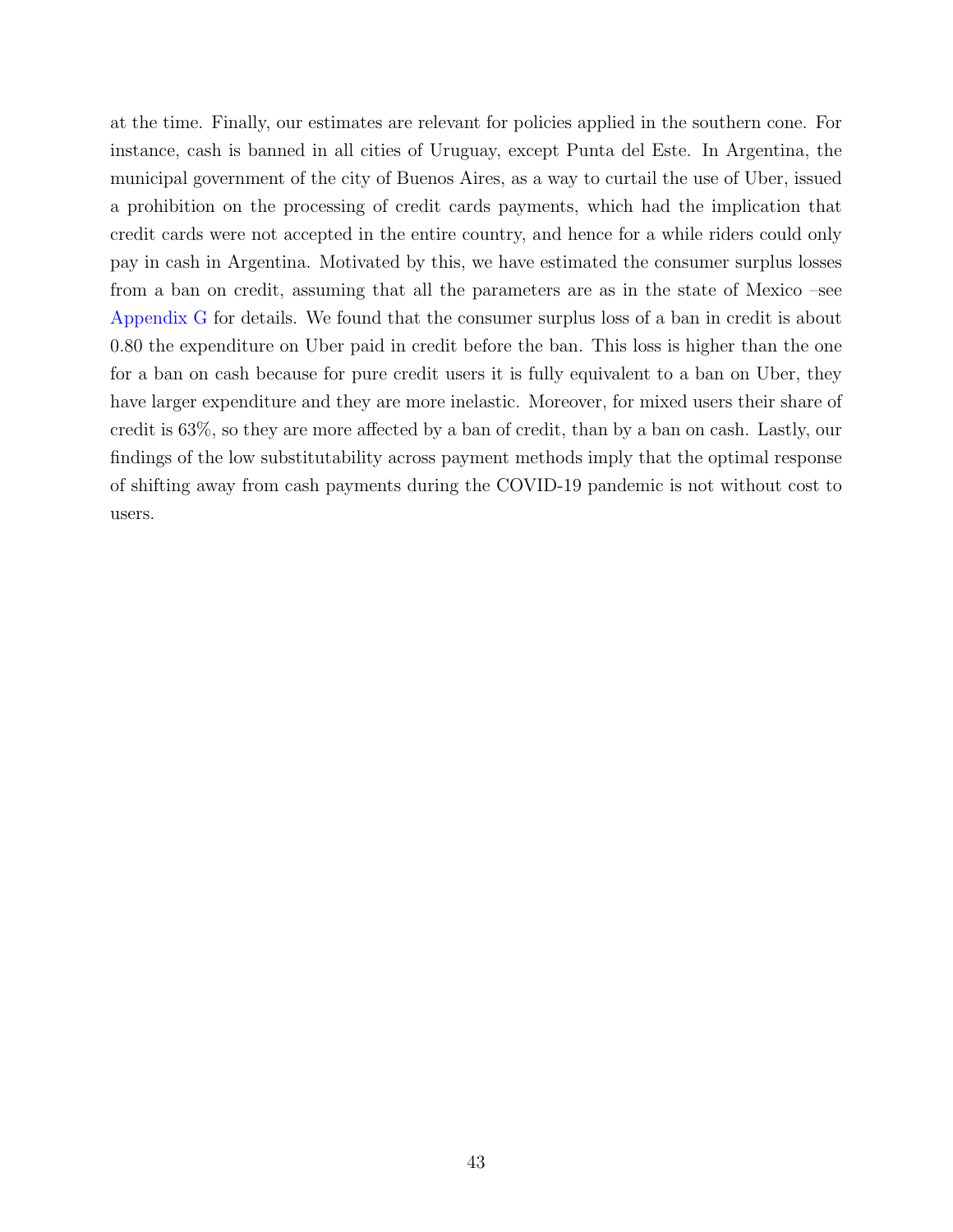at the time. Finally, our estimates are relevant for policies applied in the southern cone. For instance, cash is banned in all cities of Uruguay, except Punta del Este. In Argentina, the municipal government of the city of Buenos Aires, as a way to curtail the use of Uber, issued a prohibition on the processing of credit cards payments, which had the implication that credit cards were not accepted in the entire country, and hence for a while riders could only pay in cash in Argentina. Motivated by this, we have estimated the consumer surplus losses from a ban on credit, assuming that all the parameters are as in the state of Mexico –see Appendix G for details. We found that the consumer surplus loss of a ban in credit is about 0.80 the expenditure on Uber paid in credit before the ban. This loss is higher than the one for a ban on cash because for pure credit users it is fully equivalent to a ban on Uber, they have larger expenditure and they are more inelastic. Moreover, for mixed users their share of credit is 63%, so they are more affected by a ban of credit, than by a ban on cash. Lastly, our findings of the low substitutability across payment methods imply that the optimal response of shifting away from cash payments during the COVID-19 pandemic is not without cost to users.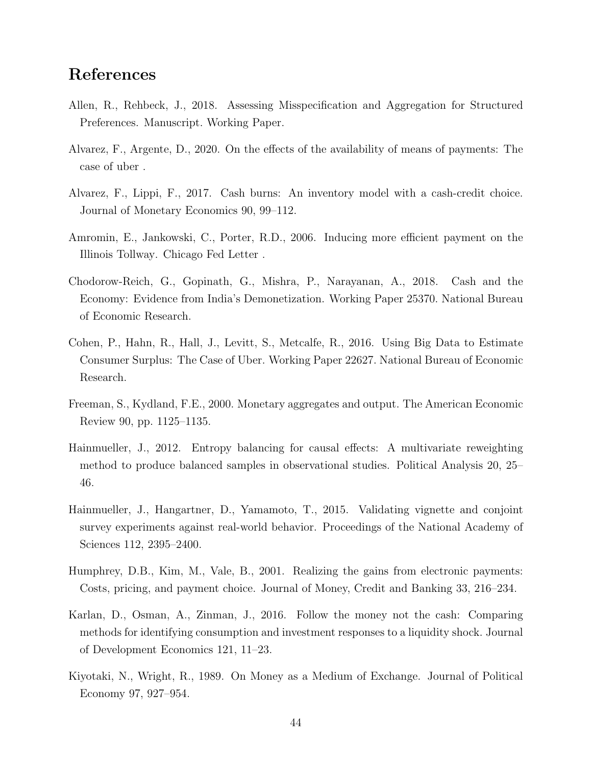# References

Allen, R., Rehbeck, J., 2018. Assessing Misspecification and Aggregation for Structured Preferences. Manuscript. Working Paper.

Alvarez, F., Argente, D., 2020. On the effects of the availability of means of payments: The case of uber .

Alvarez, F., Lippi, F., 2017. Cash burns: An inventory model with a cash-credit choice. Journal of Monetary Economics 90, 99–112.

Amromin, E., Jankowski, C., Porter, R.D., 2006. Inducing more efficient payment on the Illinois Tollway. Chicago Fed Letter .

Chodorow-Reich, G., Gopinath, G., Mishra, P., Narayanan, A., 2018. Cash and the Economy: Evidence from India's Demonetization. Working Paper 25370. National Bureau of Economic Research.

Cohen, P., Hahn, R., Hall, J., Levitt, S., Metcalfe, R., 2016. Using Big Data to Estimate Consumer Surplus: The Case of Uber. Working Paper 22627. National Bureau of Economic Research.

Freeman, S., Kydland, F.E., 2000. Monetary aggregates and output. The American Economic Review 90, pp. 1125–1135.

Hainmueller, J., 2012. Entropy balancing for causal effects: A multivariate reweighting method to produce balanced samples in observational studies. Political Analysis 20, 25–46.

Hainmueller, J., Hangartner, D., Yamamoto, T., 2015. Validating vignette and conjoint survey experiments against real-world behavior. Proceedings of the National Academy of Sciences 112, 2395–2400.

Humphrey, D.B., Kim, M., Vale, B., 2001. Realizing the gains from electronic payments: Costs, pricing, and payment choice. Journal of Money, Credit and Banking 33, 216–234.

Karlan, D., Osman, A., Zinman, J., 2016. Follow the money not the cash: Comparing methods for identifying consumption and investment responses to a liquidity shock. Journal of Development Economics 121, 11–23.

Kiyotaki, N., Wright, R., 1989. On Money as a Medium of Exchange. Journal of Political Economy 97, 927–954.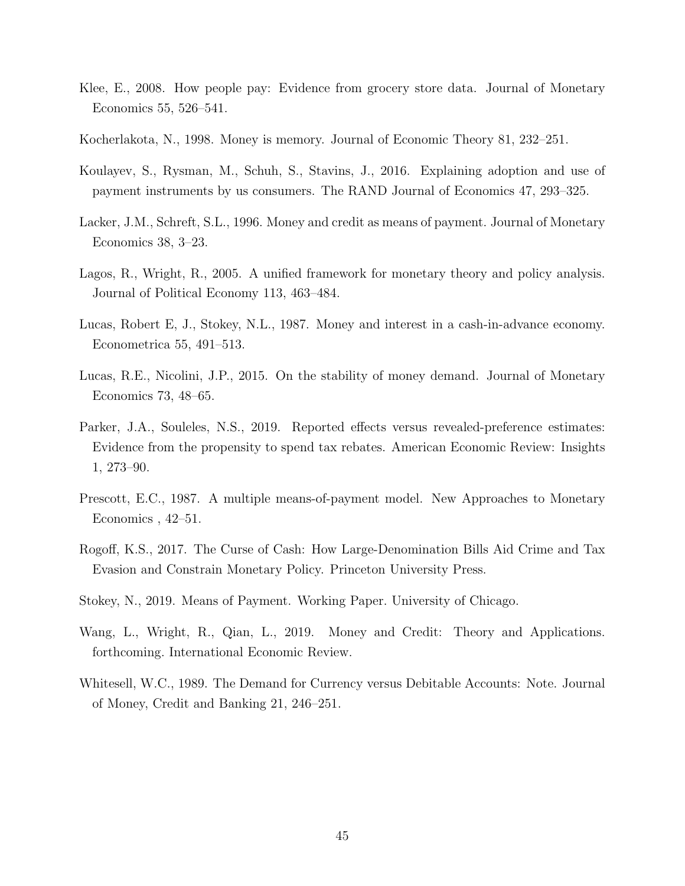Klee, E., 2008. How people pay: Evidence from grocery store data. Journal of Monetary Economics 55, 526–541.

Kocherlakota, N., 1998. Money is memory. Journal of Economic Theory 81, 232–251.

Koulayev, S., Rysman, M., Schuh, S., Stavins, J., 2016. Explaining adoption and use of payment instruments by us consumers. The RAND Journal of Economics 47, 293–325.

Lacker, J.M., Schreft, S.L., 1996. Money and credit as means of payment. Journal of Monetary Economics 38, 3–23.

Lagos, R., Wright, R., 2005. A unified framework for monetary theory and policy analysis. Journal of Political Economy 113, 463–484.

Lucas, Robert E, J., Stokey, N.L., 1987. Money and interest in a cash-in-advance economy. Econometrica 55, 491–513.

Lucas, R.E., Nicolini, J.P., 2015. On the stability of money demand. Journal of Monetary Economics 73, 48–65.

Parker, J.A., Souleles, N.S., 2019. Reported effects versus revealed-preference estimates: Evidence from the propensity to spend tax rebates. American Economic Review: Insights 1, 273–90.

Prescott, E.C., 1987. A multiple means-of-payment model. New Approaches to Monetary Economics , 42–51.

Rogoff, K.S., 2017. The Curse of Cash: How Large-Denomination Bills Aid Crime and Tax Evasion and Constrain Monetary Policy. Princeton University Press.

Stokey, N., 2019. Means of Payment. Working Paper. University of Chicago.

Wang, L., Wright, R., Qian, L., 2019. Money and Credit: Theory and Applications. forthcoming. International Economic Review.

Whitesell, W.C., 1989. The Demand for Currency versus Debitable Accounts: Note. Journal of Money, Credit and Banking 21, 246–251.